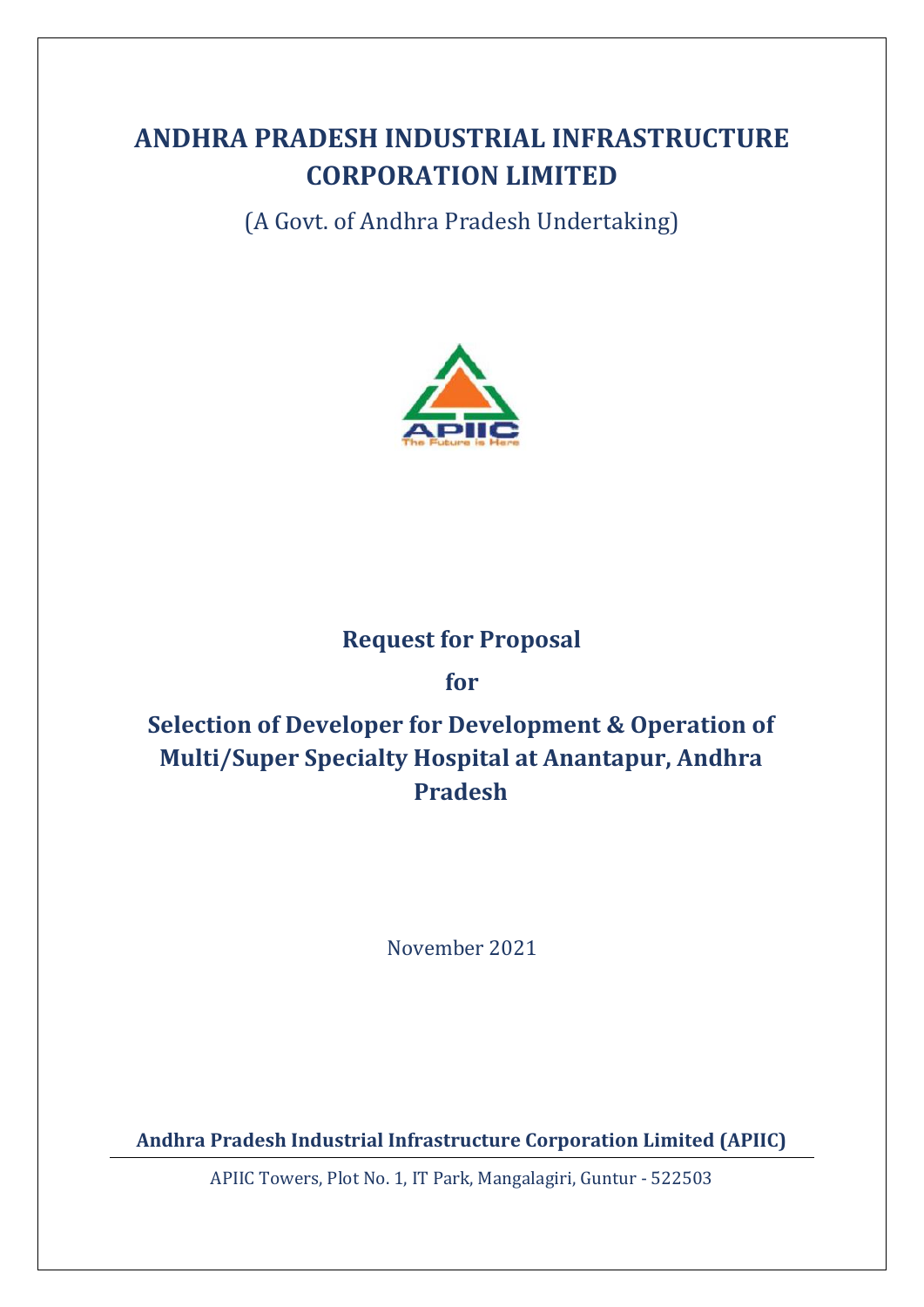# ANDHRA PRADESH INDUSTRIAL INFRASTRUCTURE CORPORATION LIMITED

(A Govt. of Andhra Pradesh Undertaking)

APIIC
The Future is Here

## Request for Proposal

**for**

## Selection of Developer for Development & Operation of Multi/Super Specialty Hospital at Anantapur, Andhra Pradesh

November 2021

**Andhra Pradesh Industrial Infrastructure Corporation Limited (APIIC)**

APIIC Towers, Plot No. 1, IT Park, Mangalagiri, Guntur - 522503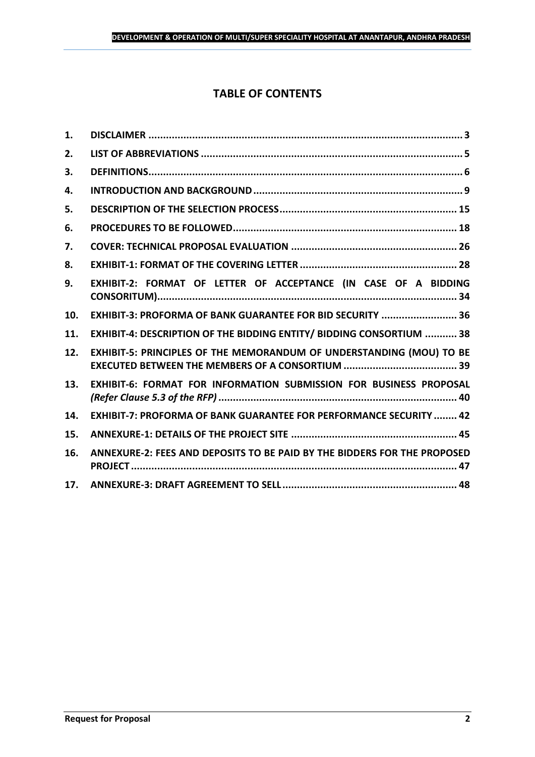# TABLE OF CONTENTS

| | | |
|---|---|---|
| 1. | **DISCLAIMER** | 3 |
| 2. | **LIST OF ABBREVIATIONS** | 5 |
| 3. | **DEFINITIONS** | 6 |
| 4. | **INTRODUCTION AND BACKGROUND** | 9 |
| 5. | **DESCRIPTION OF THE SELECTION PROCESS** | 15 |
| 6. | **PROCEDURES TO BE FOLLOWED** | 18 |
| 7. | **COVER: TECHNICAL PROPOSAL EVALUATION** | 26 |
| 8. | **EXHIBIT-1: FORMAT OF THE COVERING LETTER** | 28 |
| 9. | **EXHIBIT-2: FORMAT OF LETTER OF ACCEPTANCE (IN CASE OF A BIDDING CONSORITUM)** | 34 |
| 10. | **EXHIBIT-3: PROFORMA OF BANK GUARANTEE FOR BID SECURITY** | 36 |
| 11. | **EXHIBIT-4: DESCRIPTION OF THE BIDDING ENTITY/ BIDDING CONSORTIUM** | 38 |
| 12. | **EXHIBIT-5: PRINCIPLES OF THE MEMORANDUM OF UNDERSTANDING (MOU) TO BE EXECUTED BETWEEN THE MEMBERS OF A CONSORTIUM** | 39 |
| 13. | **EXHIBIT-6: FORMAT FOR INFORMATION SUBMISSION FOR BUSINESS PROPOSAL *(Refer Clause 5.3 of the RFP)*** | 40 |
| 14. | **EXHIBIT-7: PROFORMA OF BANK GUARANTEE FOR PERFORMANCE SECURITY** | 42 |
| 15. | **ANNEXURE-1: DETAILS OF THE PROJECT SITE** | 45 |
| 16. | **ANNEXURE-2: FEES AND DEPOSITS TO BE PAID BY THE BIDDERS FOR THE PROPOSED PROJECT** | 47 |
| 17. | **ANNEXURE-3: DRAFT AGREEMENT TO SELL** | 48 |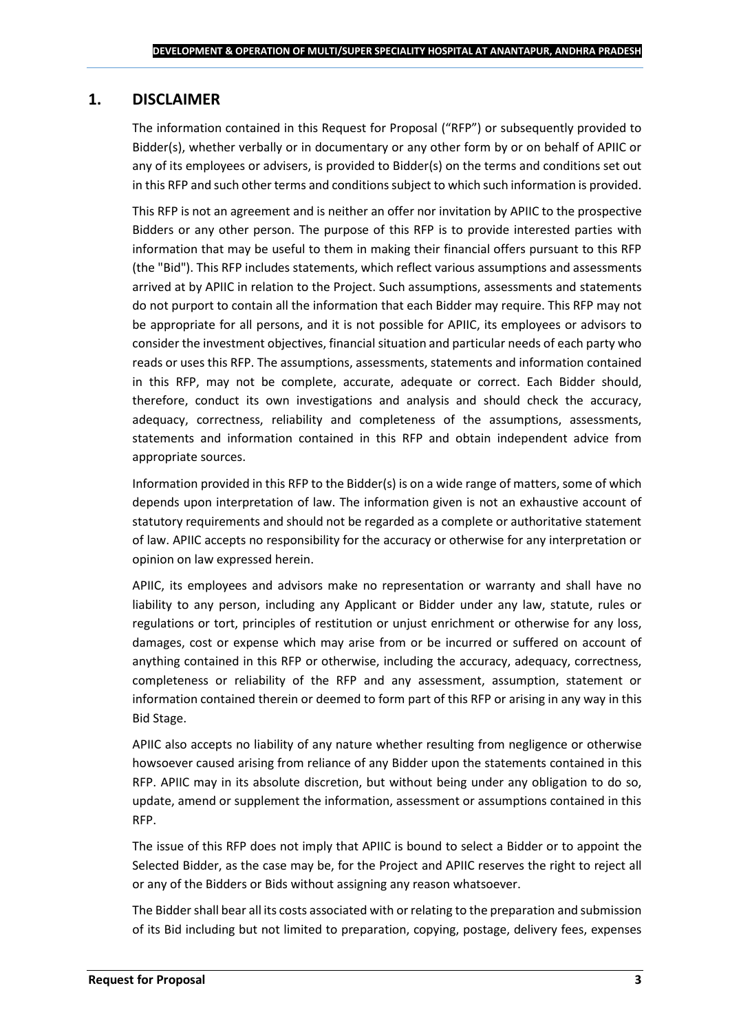## 1. DISCLAIMER

The information contained in this Request for Proposal ("RFP") or subsequently provided to Bidder(s), whether verbally or in documentary or any other form by or on behalf of APIIC or any of its employees or advisers, is provided to Bidder(s) on the terms and conditions set out in this RFP and such other terms and conditions subject to which such information is provided.

This RFP is not an agreement and is neither an offer nor invitation by APIIC to the prospective Bidders or any other person. The purpose of this RFP is to provide interested parties with information that may be useful to them in making their financial offers pursuant to this RFP (the "Bid"). This RFP includes statements, which reflect various assumptions and assessments arrived at by APIIC in relation to the Project. Such assumptions, assessments and statements do not purport to contain all the information that each Bidder may require. This RFP may not be appropriate for all persons, and it is not possible for APIIC, its employees or advisors to consider the investment objectives, financial situation and particular needs of each party who reads or uses this RFP. The assumptions, assessments, statements and information contained in this RFP, may not be complete, accurate, adequate or correct. Each Bidder should, therefore, conduct its own investigations and analysis and should check the accuracy, adequacy, correctness, reliability and completeness of the assumptions, assessments, statements and information contained in this RFP and obtain independent advice from appropriate sources.

Information provided in this RFP to the Bidder(s) is on a wide range of matters, some of which depends upon interpretation of law. The information given is not an exhaustive account of statutory requirements and should not be regarded as a complete or authoritative statement of law. APIIC accepts no responsibility for the accuracy or otherwise for any interpretation or opinion on law expressed herein.

APIIC, its employees and advisors make no representation or warranty and shall have no liability to any person, including any Applicant or Bidder under any law, statute, rules or regulations or tort, principles of restitution or unjust enrichment or otherwise for any loss, damages, cost or expense which may arise from or be incurred or suffered on account of anything contained in this RFP or otherwise, including the accuracy, adequacy, correctness, completeness or reliability of the RFP and any assessment, assumption, statement or information contained therein or deemed to form part of this RFP or arising in any way in this Bid Stage.

APIIC also accepts no liability of any nature whether resulting from negligence or otherwise howsoever caused arising from reliance of any Bidder upon the statements contained in this RFP. APIIC may in its absolute discretion, but without being under any obligation to do so, update, amend or supplement the information, assessment or assumptions contained in this RFP.

The issue of this RFP does not imply that APIIC is bound to select a Bidder or to appoint the Selected Bidder, as the case may be, for the Project and APIIC reserves the right to reject all or any of the Bidders or Bids without assigning any reason whatsoever.

The Bidder shall bear all its costs associated with or relating to the preparation and submission of its Bid including but not limited to preparation, copying, postage, delivery fees, expenses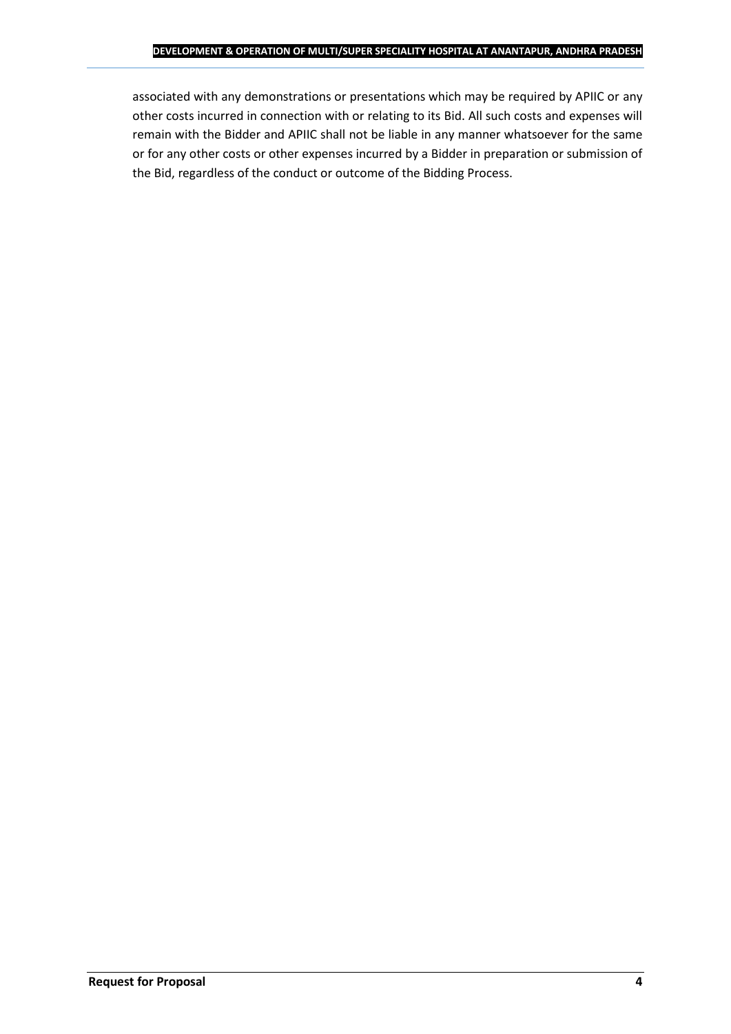associated with any demonstrations or presentations which may be required by APIIC or any other costs incurred in connection with or relating to its Bid. All such costs and expenses will remain with the Bidder and APIIC shall not be liable in any manner whatsoever for the same or for any other costs or other expenses incurred by a Bidder in preparation or submission of the Bid, regardless of the conduct or outcome of the Bidding Process.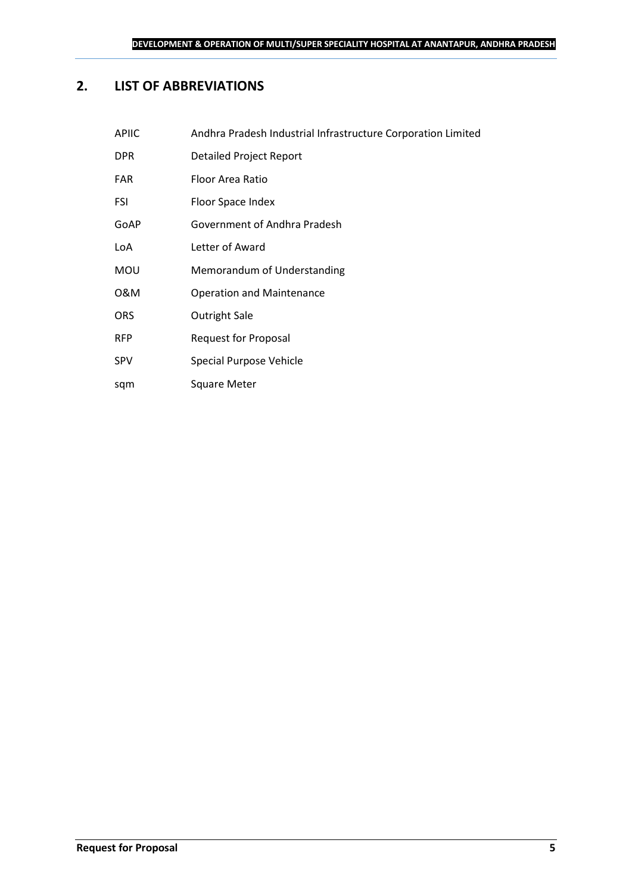## 2. LIST OF ABBREVIATIONS

| | |
|---|---|
| APIIC | Andhra Pradesh Industrial Infrastructure Corporation Limited |
| DPR | Detailed Project Report |
| FAR | Floor Area Ratio |
| FSI | Floor Space Index |
| GoAP | Government of Andhra Pradesh |
| LoA | Letter of Award |
| MOU | Memorandum of Understanding |
| O&M | Operation and Maintenance |
| ORS | Outright Sale |
| RFP | Request for Proposal |
| SPV | Special Purpose Vehicle |
| sqm | Square Meter |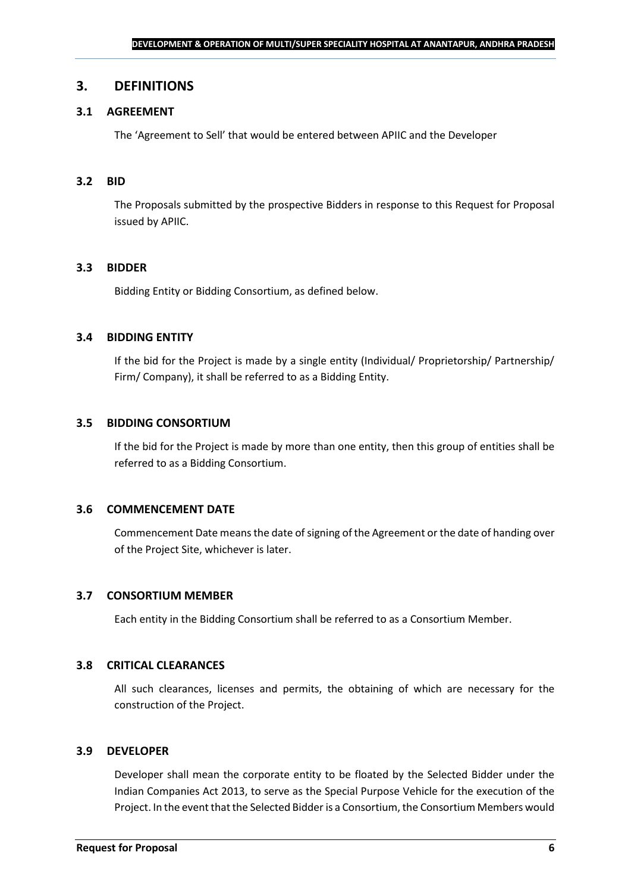## 3. DEFINITIONS

### 3.1 AGREEMENT

The 'Agreement to Sell' that would be entered between APIIC and the Developer

### 3.2 BID

The Proposals submitted by the prospective Bidders in response to this Request for Proposal issued by APIIC.

### 3.3 BIDDER

Bidding Entity or Bidding Consortium, as defined below.

### 3.4 BIDDING ENTITY

If the bid for the Project is made by a single entity (Individual/ Proprietorship/ Partnership/ Firm/ Company), it shall be referred to as a Bidding Entity.

### 3.5 BIDDING CONSORTIUM

If the bid for the Project is made by more than one entity, then this group of entities shall be referred to as a Bidding Consortium.

### 3.6 COMMENCEMENT DATE

Commencement Date means the date of signing of the Agreement or the date of handing over of the Project Site, whichever is later.

### 3.7 CONSORTIUM MEMBER

Each entity in the Bidding Consortium shall be referred to as a Consortium Member.

### 3.8 CRITICAL CLEARANCES

All such clearances, licenses and permits, the obtaining of which are necessary for the construction of the Project.

### 3.9 DEVELOPER

Developer shall mean the corporate entity to be floated by the Selected Bidder under the Indian Companies Act 2013, to serve as the Special Purpose Vehicle for the execution of the Project. In the event that the Selected Bidder is a Consortium, the Consortium Members would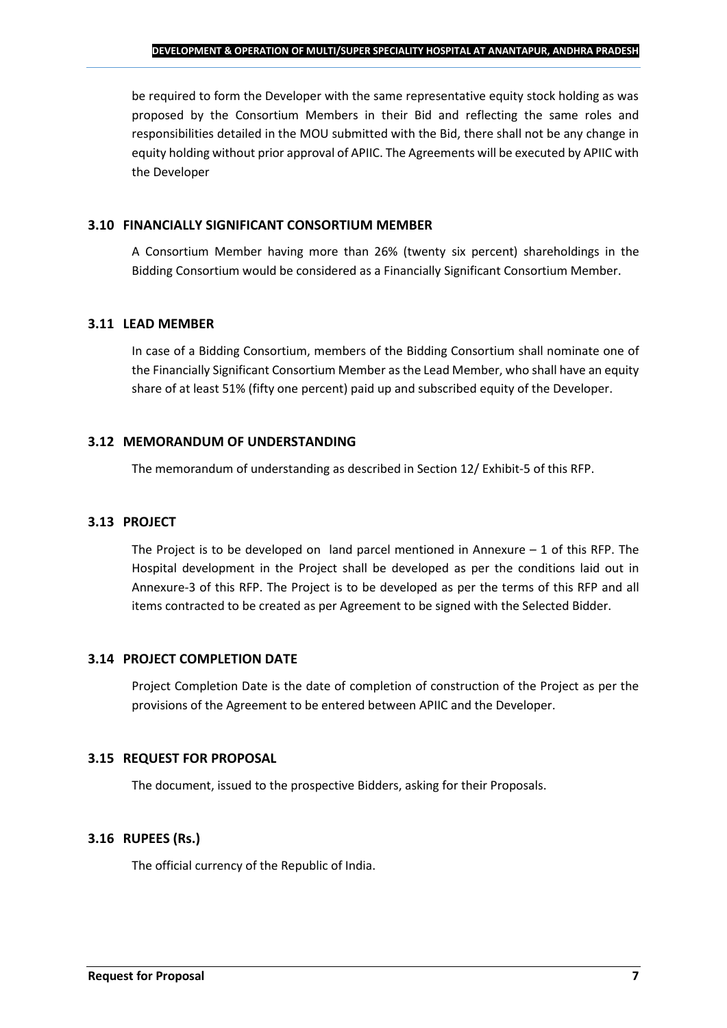be required to form the Developer with the same representative equity stock holding as was proposed by the Consortium Members in their Bid and reflecting the same roles and responsibilities detailed in the MOU submitted with the Bid, there shall not be any change in equity holding without prior approval of APIIC. The Agreements will be executed by APIIC with the Developer

### 3.10 FINANCIALLY SIGNIFICANT CONSORTIUM MEMBER

A Consortium Member having more than 26% (twenty six percent) shareholdings in the Bidding Consortium would be considered as a Financially Significant Consortium Member.

### 3.11 LEAD MEMBER

In case of a Bidding Consortium, members of the Bidding Consortium shall nominate one of the Financially Significant Consortium Member as the Lead Member, who shall have an equity share of at least 51% (fifty one percent) paid up and subscribed equity of the Developer.

### 3.12 MEMORANDUM OF UNDERSTANDING

The memorandum of understanding as described in Section 12/ Exhibit-5 of this RFP.

### 3.13 PROJECT

The Project is to be developed on land parcel mentioned in Annexure – 1 of this RFP. The Hospital development in the Project shall be developed as per the conditions laid out in Annexure-3 of this RFP. The Project is to be developed as per the terms of this RFP and all items contracted to be created as per Agreement to be signed with the Selected Bidder.

### 3.14 PROJECT COMPLETION DATE

Project Completion Date is the date of completion of construction of the Project as per the provisions of the Agreement to be entered between APIIC and the Developer.

### 3.15 REQUEST FOR PROPOSAL

The document, issued to the prospective Bidders, asking for their Proposals.

### 3.16 RUPEES (Rs.)

The official currency of the Republic of India.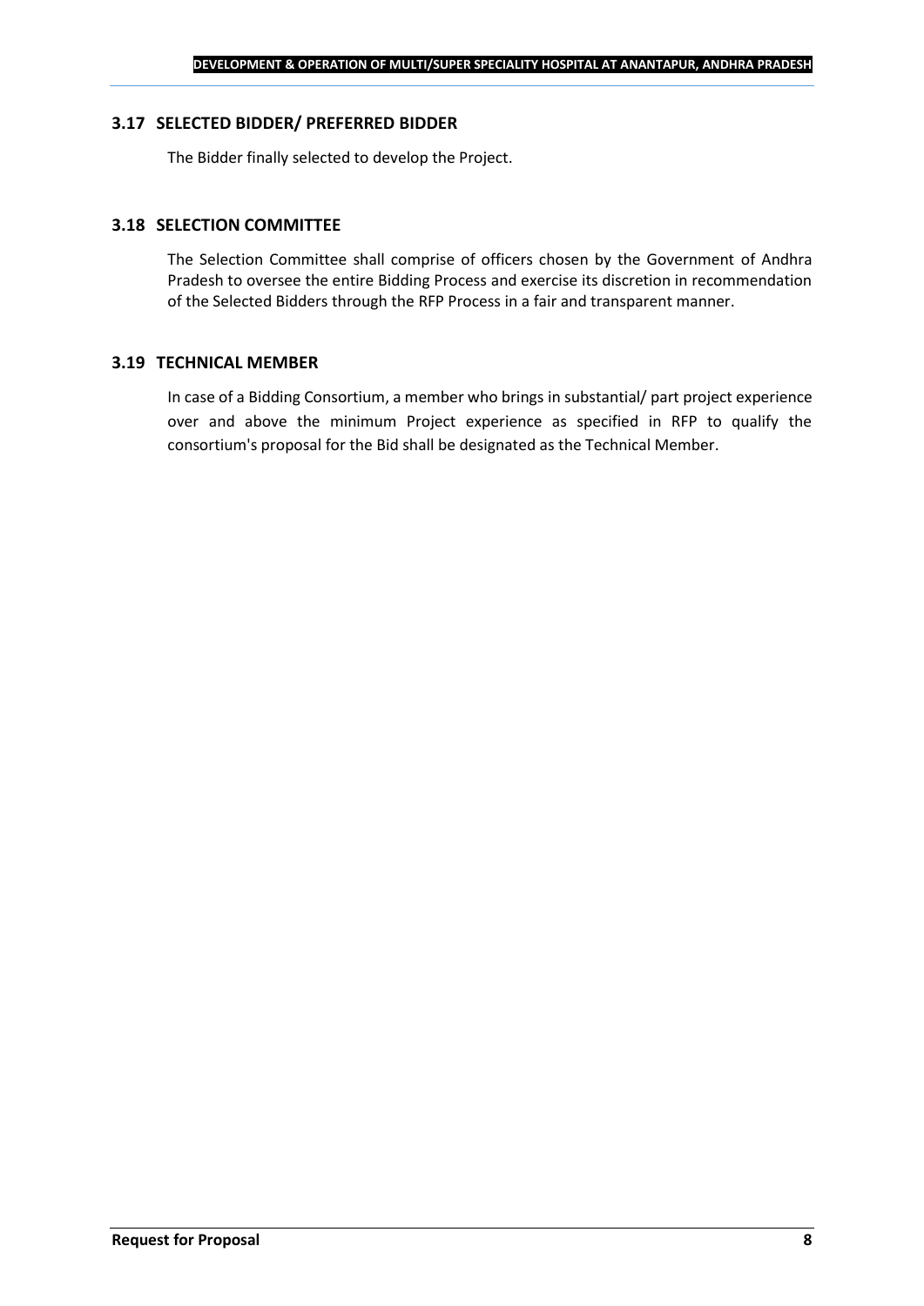### 3.17 SELECTED BIDDER/ PREFERRED BIDDER

The Bidder finally selected to develop the Project.

### 3.18 SELECTION COMMITTEE

The Selection Committee shall comprise of officers chosen by the Government of Andhra Pradesh to oversee the entire Bidding Process and exercise its discretion in recommendation of the Selected Bidders through the RFP Process in a fair and transparent manner.

### 3.19 TECHNICAL MEMBER

In case of a Bidding Consortium, a member who brings in substantial/ part project experience over and above the minimum Project experience as specified in RFP to qualify the consortium's proposal for the Bid shall be designated as the Technical Member.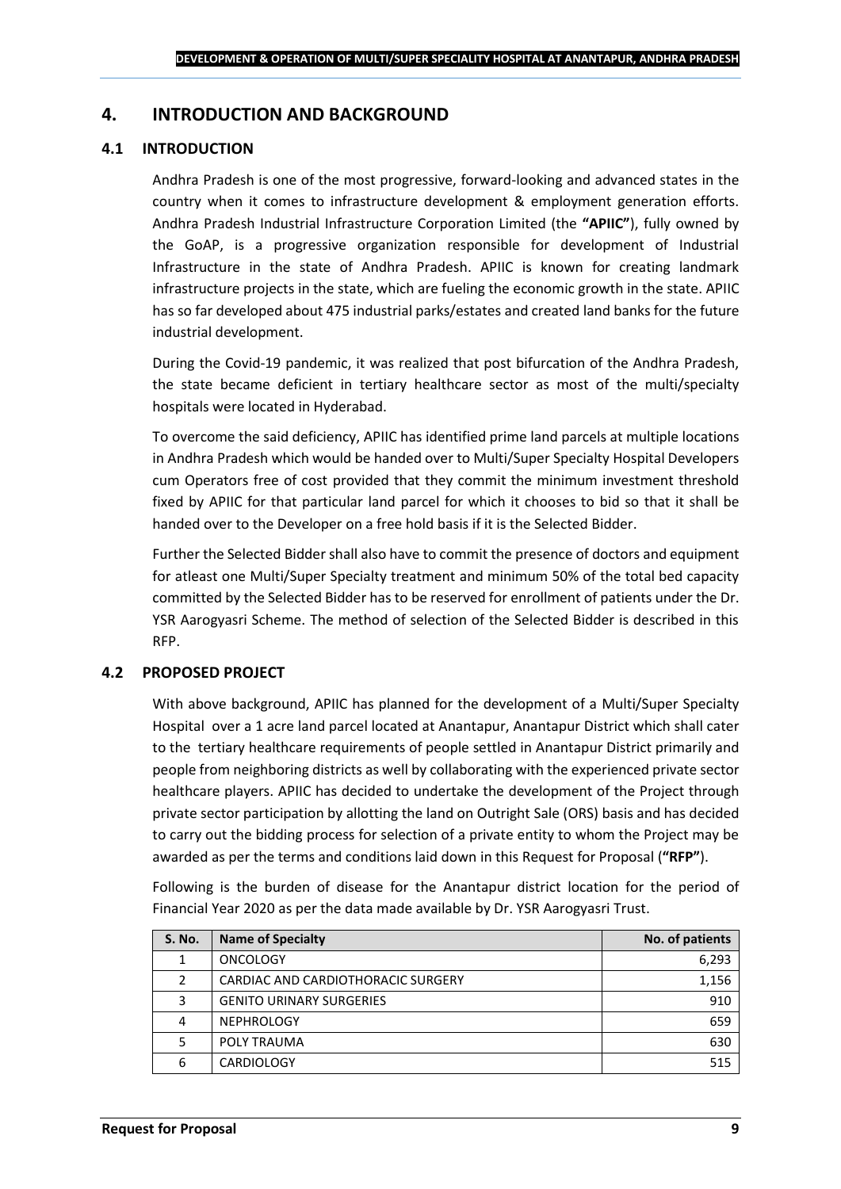# 4. INTRODUCTION AND BACKGROUND

## 4.1 INTRODUCTION

Andhra Pradesh is one of the most progressive, forward-looking and advanced states in the country when it comes to infrastructure development & employment generation efforts. Andhra Pradesh Industrial Infrastructure Corporation Limited (the **"APIIC"**), fully owned by the GoAP, is a progressive organization responsible for development of Industrial Infrastructure in the state of Andhra Pradesh. APIIC is known for creating landmark infrastructure projects in the state, which are fueling the economic growth in the state. APIIC has so far developed about 475 industrial parks/estates and created land banks for the future industrial development.

During the Covid-19 pandemic, it was realized that post bifurcation of the Andhra Pradesh, the state became deficient in tertiary healthcare sector as most of the multi/specialty hospitals were located in Hyderabad.

To overcome the said deficiency, APIIC has identified prime land parcels at multiple locations in Andhra Pradesh which would be handed over to Multi/Super Specialty Hospital Developers cum Operators free of cost provided that they commit the minimum investment threshold fixed by APIIC for that particular land parcel for which it chooses to bid so that it shall be handed over to the Developer on a free hold basis if it is the Selected Bidder.

Further the Selected Bidder shall also have to commit the presence of doctors and equipment for atleast one Multi/Super Specialty treatment and minimum 50% of the total bed capacity committed by the Selected Bidder has to be reserved for enrollment of patients under the Dr. YSR Aarogyasri Scheme. The method of selection of the Selected Bidder is described in this RFP.

## 4.2 PROPOSED PROJECT

With above background, APIIC has planned for the development of a Multi/Super Specialty Hospital over a 1 acre land parcel located at Anantapur, Anantapur District which shall cater to the tertiary healthcare requirements of people settled in Anantapur District primarily and people from neighboring districts as well by collaborating with the experienced private sector healthcare players. APIIC has decided to undertake the development of the Project through private sector participation by allotting the land on Outright Sale (ORS) basis and has decided to carry out the bidding process for selection of a private entity to whom the Project may be awarded as per the terms and conditions laid down in this Request for Proposal (**"RFP"**).

Following is the burden of disease for the Anantapur district location for the period of Financial Year 2020 as per the data made available by Dr. YSR Aarogyasri Trust.

| S. No. | Name of Specialty | No. of patients |
|---|---|---|
| 1 | ONCOLOGY | 6,293 |
| 2 | CARDIAC AND CARDIOTHORACIC SURGERY | 1,156 |
| 3 | GENITO URINARY SURGERIES | 910 |
| 4 | NEPHROLOGY | 659 |
| 5 | POLY TRAUMA | 630 |
| 6 | CARDIOLOGY | 515 |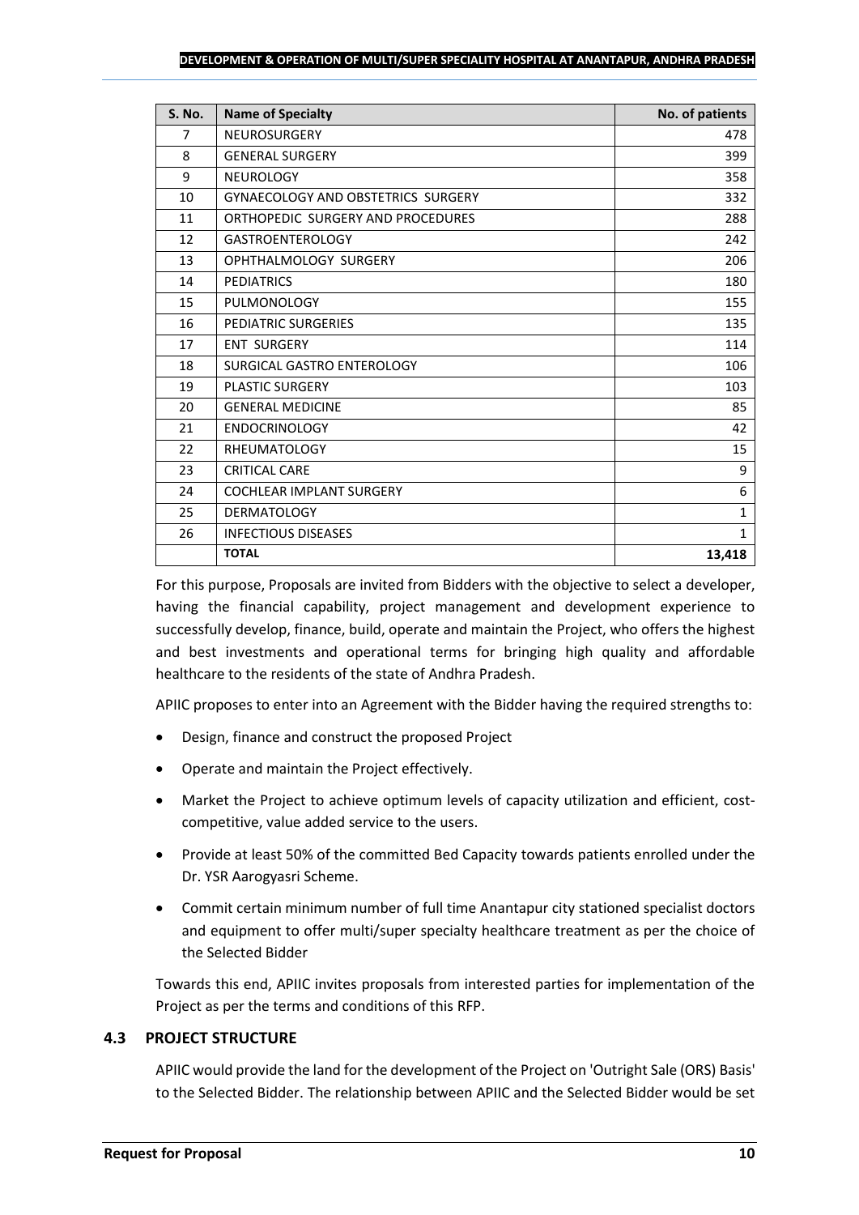| S. No. | Name of Specialty | No. of patients |
|---|---|---|
| 7 | NEUROSURGERY | 478 |
| 8 | GENERAL SURGERY | 399 |
| 9 | NEUROLOGY | 358 |
| 10 | GYNAECOLOGY AND OBSTETRICS SURGERY | 332 |
| 11 | ORTHOPEDIC SURGERY AND PROCEDURES | 288 |
| 12 | GASTROENTEROLOGY | 242 |
| 13 | OPHTHALMOLOGY SURGERY | 206 |
| 14 | PEDIATRICS | 180 |
| 15 | PULMONOLOGY | 155 |
| 16 | PEDIATRIC SURGERIES | 135 |
| 17 | ENT SURGERY | 114 |
| 18 | SURGICAL GASTRO ENTEROLOGY | 106 |
| 19 | PLASTIC SURGERY | 103 |
| 20 | GENERAL MEDICINE | 85 |
| 21 | ENDOCRINOLOGY | 42 |
| 22 | RHEUMATOLOGY | 15 |
| 23 | CRITICAL CARE | 9 |
| 24 | COCHLEAR IMPLANT SURGERY | 6 |
| 25 | DERMATOLOGY | 1 |
| 26 | INFECTIOUS DISEASES | 1 |
| | **TOTAL** | **13,418** |

For this purpose, Proposals are invited from Bidders with the objective to select a developer, having the financial capability, project management and development experience to successfully develop, finance, build, operate and maintain the Project, who offers the highest and best investments and operational terms for bringing high quality and affordable healthcare to the residents of the state of Andhra Pradesh.

APIIC proposes to enter into an Agreement with the Bidder having the required strengths to:

- Design, finance and construct the proposed Project
- Operate and maintain the Project effectively.
- Market the Project to achieve optimum levels of capacity utilization and efficient, cost-competitive, value added service to the users.
- Provide at least 50% of the committed Bed Capacity towards patients enrolled under the Dr. YSR Aarogyasri Scheme.
- Commit certain minimum number of full time Anantapur city stationed specialist doctors and equipment to offer multi/super specialty healthcare treatment as per the choice of the Selected Bidder

Towards this end, APIIC invites proposals from interested parties for implementation of the Project as per the terms and conditions of this RFP.

### 4.3 PROJECT STRUCTURE

APIIC would provide the land for the development of the Project on 'Outright Sale (ORS) Basis' to the Selected Bidder. The relationship between APIIC and the Selected Bidder would be set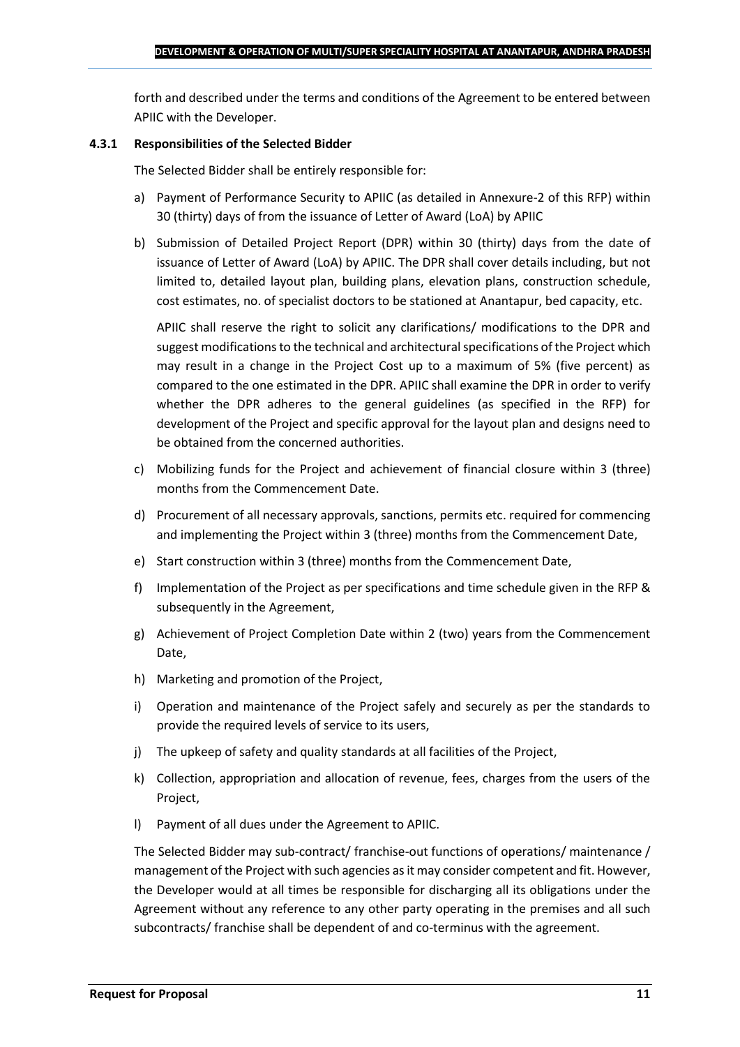forth and described under the terms and conditions of the Agreement to be entered between APIIC with the Developer.

#### 4.3.1 Responsibilities of the Selected Bidder

The Selected Bidder shall be entirely responsible for:

a) Payment of Performance Security to APIIC (as detailed in Annexure-2 of this RFP) within 30 (thirty) days of from the issuance of Letter of Award (LoA) by APIIC

b) Submission of Detailed Project Report (DPR) within 30 (thirty) days from the date of issuance of Letter of Award (LoA) by APIIC. The DPR shall cover details including, but not limited to, detailed layout plan, building plans, elevation plans, construction schedule, cost estimates, no. of specialist doctors to be stationed at Anantapur, bed capacity, etc.

   APIIC shall reserve the right to solicit any clarifications/ modifications to the DPR and suggest modifications to the technical and architectural specifications of the Project which may result in a change in the Project Cost up to a maximum of 5% (five percent) as compared to the one estimated in the DPR. APIIC shall examine the DPR in order to verify whether the DPR adheres to the general guidelines (as specified in the RFP) for development of the Project and specific approval for the layout plan and designs need to be obtained from the concerned authorities.

c) Mobilizing funds for the Project and achievement of financial closure within 3 (three) months from the Commencement Date.

d) Procurement of all necessary approvals, sanctions, permits etc. required for commencing and implementing the Project within 3 (three) months from the Commencement Date,

e) Start construction within 3 (three) months from the Commencement Date,

f) Implementation of the Project as per specifications and time schedule given in the RFP & subsequently in the Agreement,

g) Achievement of Project Completion Date within 2 (two) years from the Commencement Date,

h) Marketing and promotion of the Project,

i) Operation and maintenance of the Project safely and securely as per the standards to provide the required levels of service to its users,

j) The upkeep of safety and quality standards at all facilities of the Project,

k) Collection, appropriation and allocation of revenue, fees, charges from the users of the Project,

l) Payment of all dues under the Agreement to APIIC.

The Selected Bidder may sub-contract/ franchise-out functions of operations/ maintenance / management of the Project with such agencies as it may consider competent and fit. However, the Developer would at all times be responsible for discharging all its obligations under the Agreement without any reference to any other party operating in the premises and all such subcontracts/ franchise shall be dependent of and co-terminus with the agreement.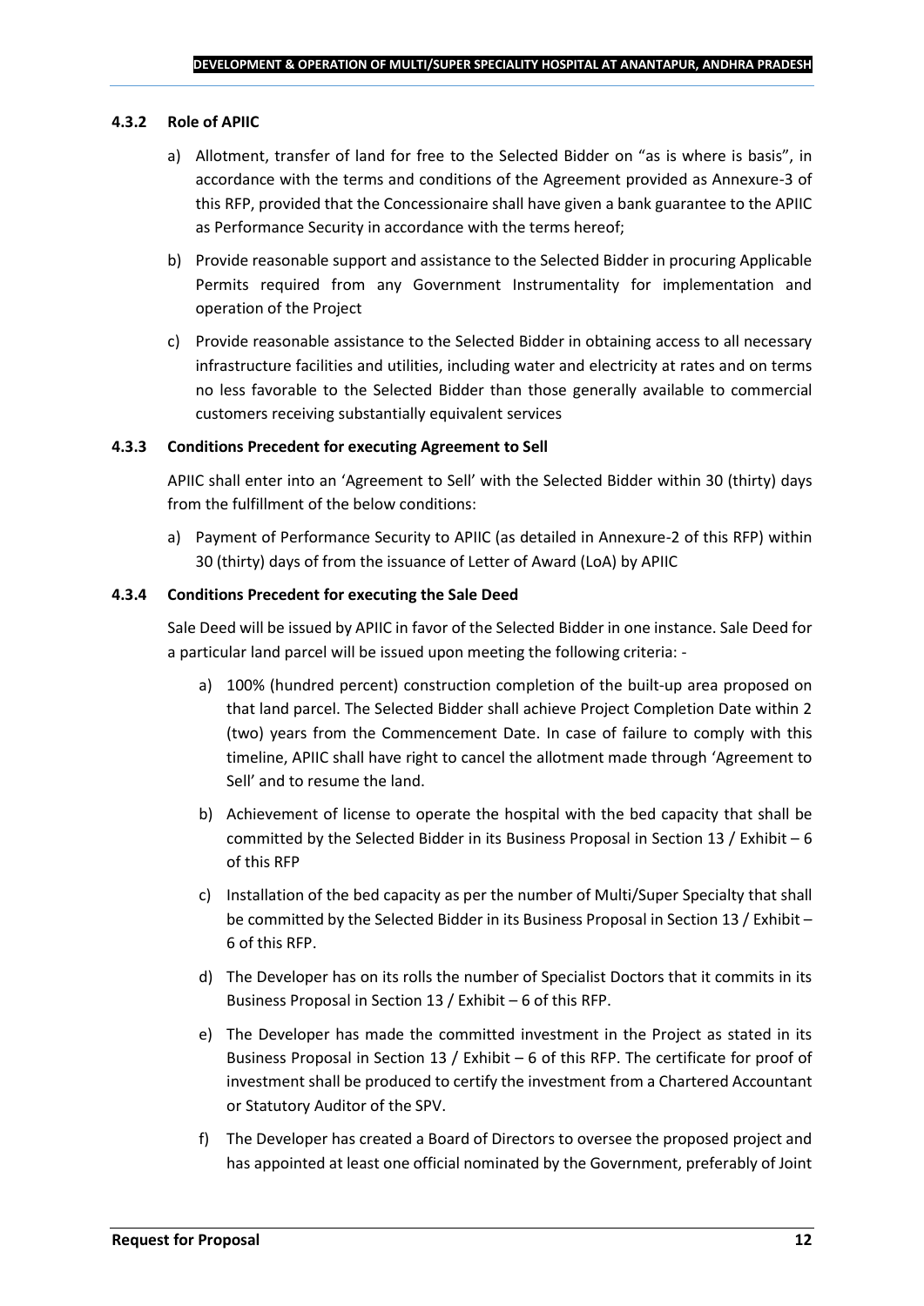#### 4.3.2 Role of APIIC

a) Allotment, transfer of land for free to the Selected Bidder on "as is where is basis", in accordance with the terms and conditions of the Agreement provided as Annexure-3 of this RFP, provided that the Concessionaire shall have given a bank guarantee to the APIIC as Performance Security in accordance with the terms hereof;

b) Provide reasonable support and assistance to the Selected Bidder in procuring Applicable Permits required from any Government Instrumentality for implementation and operation of the Project

c) Provide reasonable assistance to the Selected Bidder in obtaining access to all necessary infrastructure facilities and utilities, including water and electricity at rates and on terms no less favorable to the Selected Bidder than those generally available to commercial customers receiving substantially equivalent services

#### 4.3.3 Conditions Precedent for executing Agreement to Sell

APIIC shall enter into an 'Agreement to Sell' with the Selected Bidder within 30 (thirty) days from the fulfillment of the below conditions:

a) Payment of Performance Security to APIIC (as detailed in Annexure-2 of this RFP) within 30 (thirty) days of from the issuance of Letter of Award (LoA) by APIIC

#### 4.3.4 Conditions Precedent for executing the Sale Deed

Sale Deed will be issued by APIIC in favor of the Selected Bidder in one instance. Sale Deed for a particular land parcel will be issued upon meeting the following criteria: -

a) 100% (hundred percent) construction completion of the built-up area proposed on that land parcel. The Selected Bidder shall achieve Project Completion Date within 2 (two) years from the Commencement Date. In case of failure to comply with this timeline, APIIC shall have right to cancel the allotment made through 'Agreement to Sell' and to resume the land.

b) Achievement of license to operate the hospital with the bed capacity that shall be committed by the Selected Bidder in its Business Proposal in Section 13 / Exhibit – 6 of this RFP

c) Installation of the bed capacity as per the number of Multi/Super Specialty that shall be committed by the Selected Bidder in its Business Proposal in Section 13 / Exhibit – 6 of this RFP.

d) The Developer has on its rolls the number of Specialist Doctors that it commits in its Business Proposal in Section 13 / Exhibit – 6 of this RFP.

e) The Developer has made the committed investment in the Project as stated in its Business Proposal in Section 13 / Exhibit – 6 of this RFP. The certificate for proof of investment shall be produced to certify the investment from a Chartered Accountant or Statutory Auditor of the SPV.

f) The Developer has created a Board of Directors to oversee the proposed project and has appointed at least one official nominated by the Government, preferably of Joint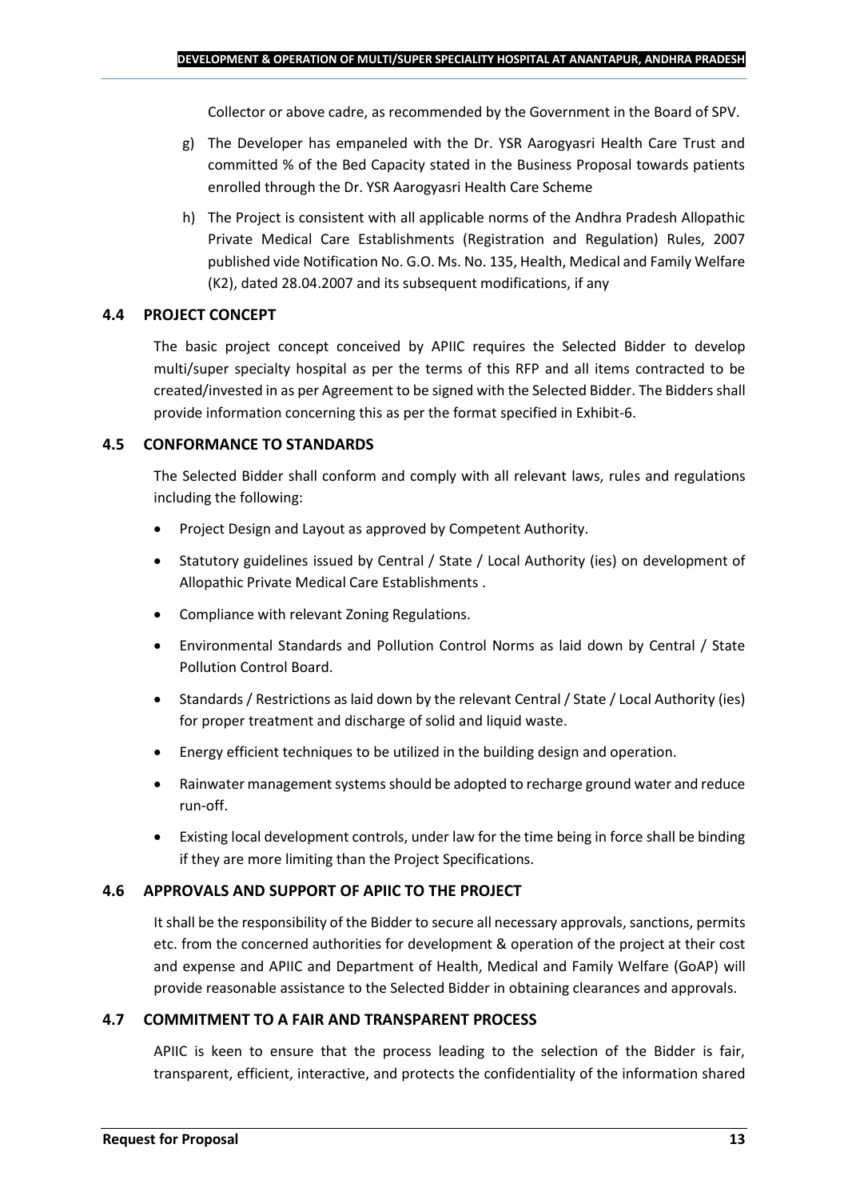Collector or above cadre, as recommended by the Government in the Board of SPV.

g) The Developer has empaneled with the Dr. YSR Aarogyasri Health Care Trust and committed % of the Bed Capacity stated in the Business Proposal towards patients enrolled through the Dr. YSR Aarogyasri Health Care Scheme

h) The Project is consistent with all applicable norms of the Andhra Pradesh Allopathic Private Medical Care Establishments (Registration and Regulation) Rules, 2007 published vide Notification No. G.O. Ms. No. 135, Health, Medical and Family Welfare (K2), dated 28.04.2007 and its subsequent modifications, if any

### 4.4 PROJECT CONCEPT

The basic project concept conceived by APIIC requires the Selected Bidder to develop multi/super specialty hospital as per the terms of this RFP and all items contracted to be created/invested in as per Agreement to be signed with the Selected Bidder. The Bidders shall provide information concerning this as per the format specified in Exhibit-6.

### 4.5 CONFORMANCE TO STANDARDS

The Selected Bidder shall conform and comply with all relevant laws, rules and regulations including the following:

- Project Design and Layout as approved by Competent Authority.
- Statutory guidelines issued by Central / State / Local Authority (ies) on development of Allopathic Private Medical Care Establishments .
- Compliance with relevant Zoning Regulations.
- Environmental Standards and Pollution Control Norms as laid down by Central / State Pollution Control Board.
- Standards / Restrictions as laid down by the relevant Central / State / Local Authority (ies) for proper treatment and discharge of solid and liquid waste.
- Energy efficient techniques to be utilized in the building design and operation.
- Rainwater management systems should be adopted to recharge ground water and reduce run-off.
- Existing local development controls, under law for the time being in force shall be binding if they are more limiting than the Project Specifications.

### 4.6 APPROVALS AND SUPPORT OF APIIC TO THE PROJECT

It shall be the responsibility of the Bidder to secure all necessary approvals, sanctions, permits etc. from the concerned authorities for development & operation of the project at their cost and expense and APIIC and Department of Health, Medical and Family Welfare (GoAP) will provide reasonable assistance to the Selected Bidder in obtaining clearances and approvals.

### 4.7 COMMITMENT TO A FAIR AND TRANSPARENT PROCESS

APIIC is keen to ensure that the process leading to the selection of the Bidder is fair, transparent, efficient, interactive, and protects the confidentiality of the information shared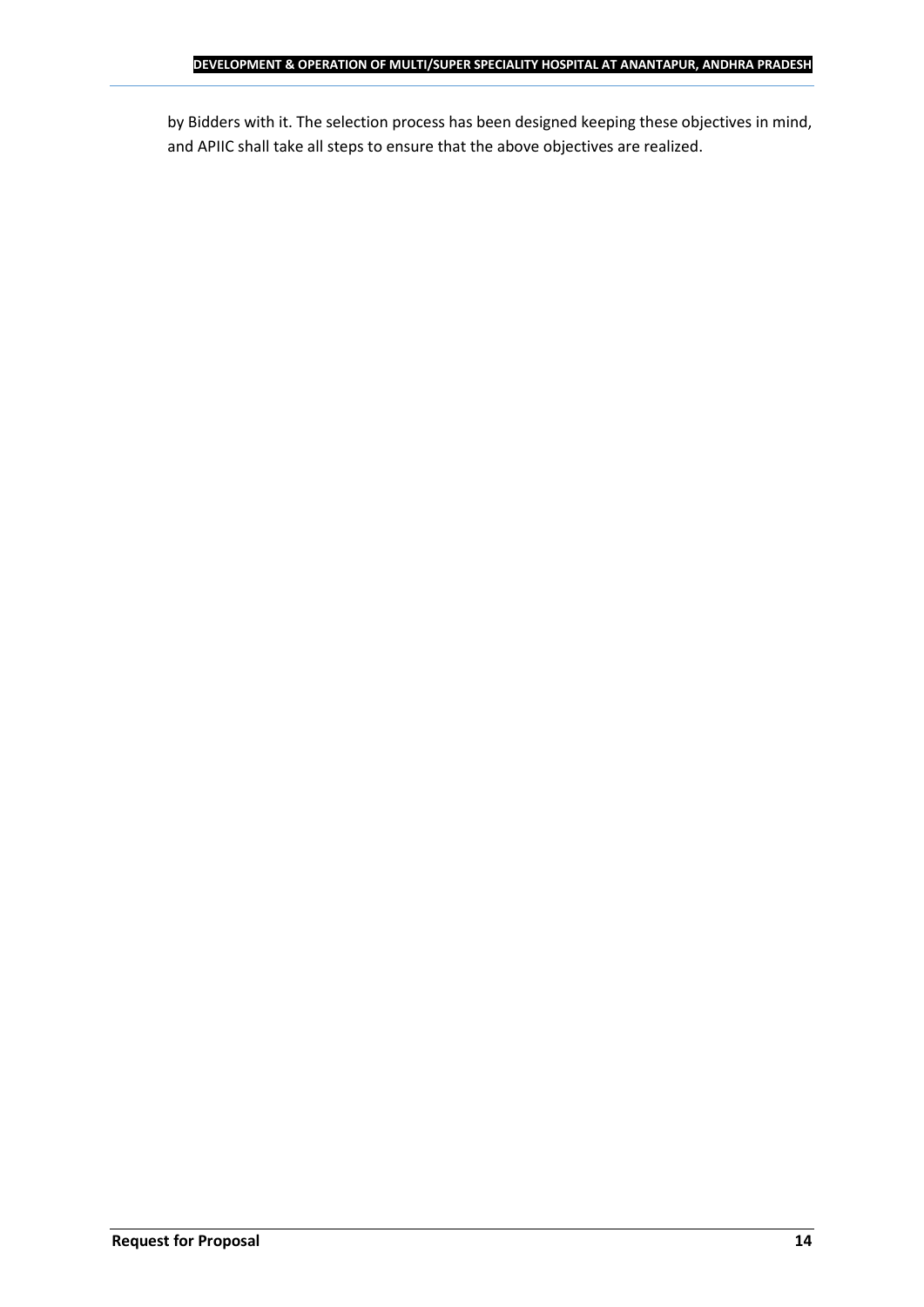by Bidders with it. The selection process has been designed keeping these objectives in mind, and APIIC shall take all steps to ensure that the above objectives are realized.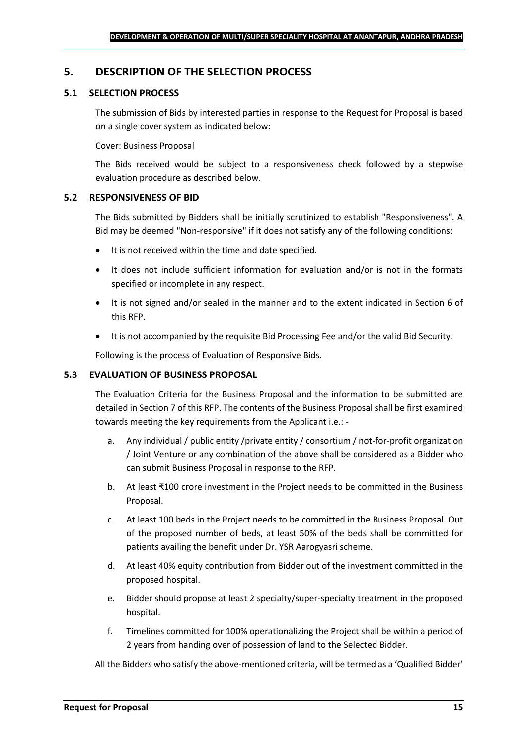## 5. DESCRIPTION OF THE SELECTION PROCESS

### 5.1 SELECTION PROCESS

The submission of Bids by interested parties in response to the Request for Proposal is based on a single cover system as indicated below:

Cover: Business Proposal

The Bids received would be subject to a responsiveness check followed by a stepwise evaluation procedure as described below.

### 5.2 RESPONSIVENESS OF BID

The Bids submitted by Bidders shall be initially scrutinized to establish "Responsiveness". A Bid may be deemed "Non-responsive" if it does not satisfy any of the following conditions:

- It is not received within the time and date specified.
- It does not include sufficient information for evaluation and/or is not in the formats specified or incomplete in any respect.
- It is not signed and/or sealed in the manner and to the extent indicated in Section 6 of this RFP.
- It is not accompanied by the requisite Bid Processing Fee and/or the valid Bid Security.

Following is the process of Evaluation of Responsive Bids.

### 5.3 EVALUATION OF BUSINESS PROPOSAL

The Evaluation Criteria for the Business Proposal and the information to be submitted are detailed in Section 7 of this RFP. The contents of the Business Proposal shall be first examined towards meeting the key requirements from the Applicant i.e.: -

a. Any individual / public entity /private entity / consortium / not-for-profit organization / Joint Venture or any combination of the above shall be considered as a Bidder who can submit Business Proposal in response to the RFP.

b. At least ₹100 crore investment in the Project needs to be committed in the Business Proposal.

c. At least 100 beds in the Project needs to be committed in the Business Proposal. Out of the proposed number of beds, at least 50% of the beds shall be committed for patients availing the benefit under Dr. YSR Aarogyasri scheme.

d. At least 40% equity contribution from Bidder out of the investment committed in the proposed hospital.

e. Bidder should propose at least 2 specialty/super-specialty treatment in the proposed hospital.

f. Timelines committed for 100% operationalizing the Project shall be within a period of 2 years from handing over of possession of land to the Selected Bidder.

All the Bidders who satisfy the above-mentioned criteria, will be termed as a 'Qualified Bidder'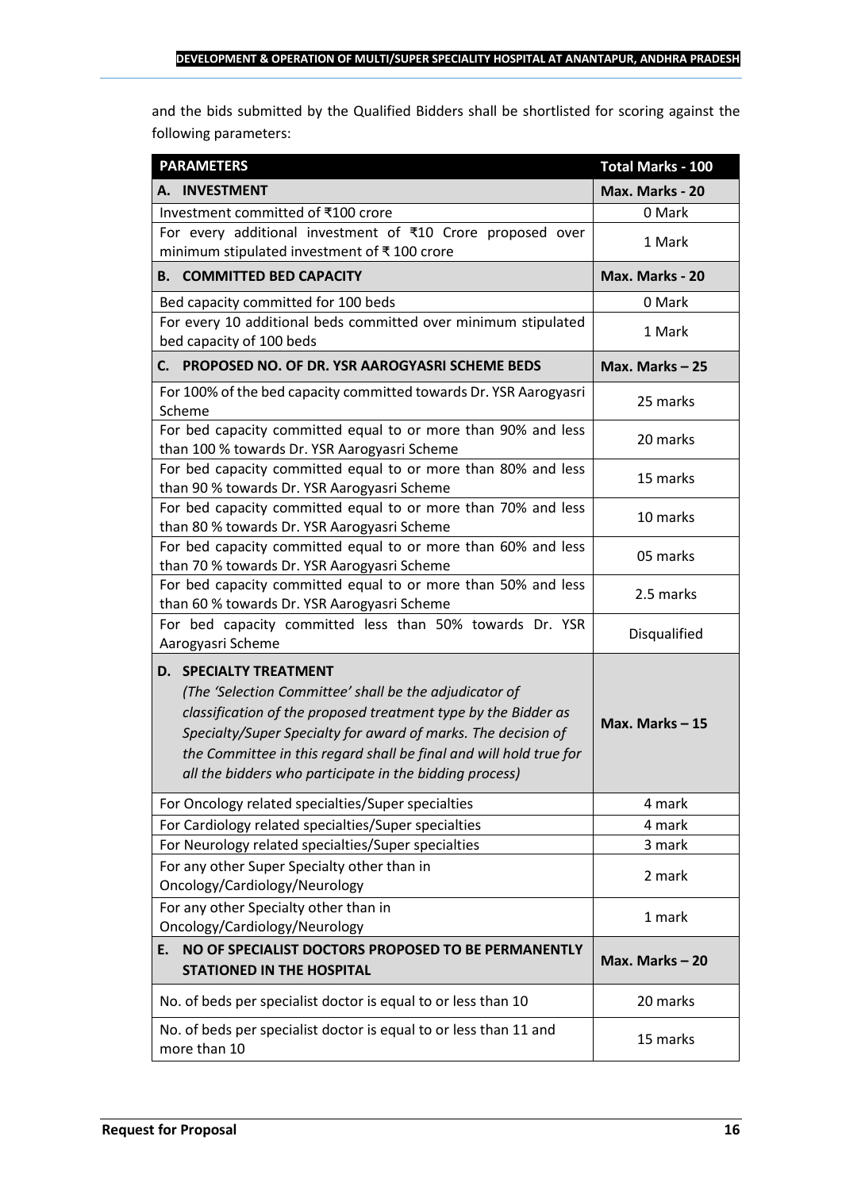and the bids submitted by the Qualified Bidders shall be shortlisted for scoring against the following parameters:

| **PARAMETERS** | **Total Marks - 100** |
|---|---|
| **A. INVESTMENT** | **Max. Marks - 20** |
| Investment committed of ₹100 crore | 0 Mark |
| For every additional investment of ₹10 Crore proposed over minimum stipulated investment of ₹ 100 crore | 1 Mark |
| **B. COMMITTED BED CAPACITY** | **Max. Marks - 20** |
| Bed capacity committed for 100 beds | 0 Mark |
| For every 10 additional beds committed over minimum stipulated bed capacity of 100 beds | 1 Mark |
| **C. PROPOSED NO. OF DR. YSR AAROGYASRI SCHEME BEDS** | **Max. Marks – 25** |
| For 100% of the bed capacity committed towards Dr. YSR Aarogyasri Scheme | 25 marks |
| For bed capacity committed equal to or more than 90% and less than 100 % towards Dr. YSR Aarogyasri Scheme | 20 marks |
| For bed capacity committed equal to or more than 80% and less than 90 % towards Dr. YSR Aarogyasri Scheme | 15 marks |
| For bed capacity committed equal to or more than 70% and less than 80 % towards Dr. YSR Aarogyasri Scheme | 10 marks |
| For bed capacity committed equal to or more than 60% and less than 70 % towards Dr. YSR Aarogyasri Scheme | 05 marks |
| For bed capacity committed equal to or more than 50% and less than 60 % towards Dr. YSR Aarogyasri Scheme | 2.5 marks |
| For bed capacity committed less than 50% towards Dr. YSR Aarogyasri Scheme | Disqualified |
| **D. SPECIALTY TREATMENT** *(The 'Selection Committee' shall be the adjudicator of classification of the proposed treatment type by the Bidder as Specialty/Super Specialty for award of marks. The decision of the Committee in this regard shall be final and will hold true for all the bidders who participate in the bidding process)* | **Max. Marks – 15** |
| For Oncology related specialties/Super specialties | 4 mark |
| For Cardiology related specialties/Super specialties | 4 mark |
| For Neurology related specialties/Super specialties | 3 mark |
| For any other Super Specialty other than in Oncology/Cardiology/Neurology | 2 mark |
| For any other Specialty other than in Oncology/Cardiology/Neurology | 1 mark |
| **E. NO OF SPECIALIST DOCTORS PROPOSED TO BE PERMANENTLY STATIONED IN THE HOSPITAL** | **Max. Marks – 20** |
| No. of beds per specialist doctor is equal to or less than 10 | 20 marks |
| No. of beds per specialist doctor is equal to or less than 11 and more than 10 | 15 marks |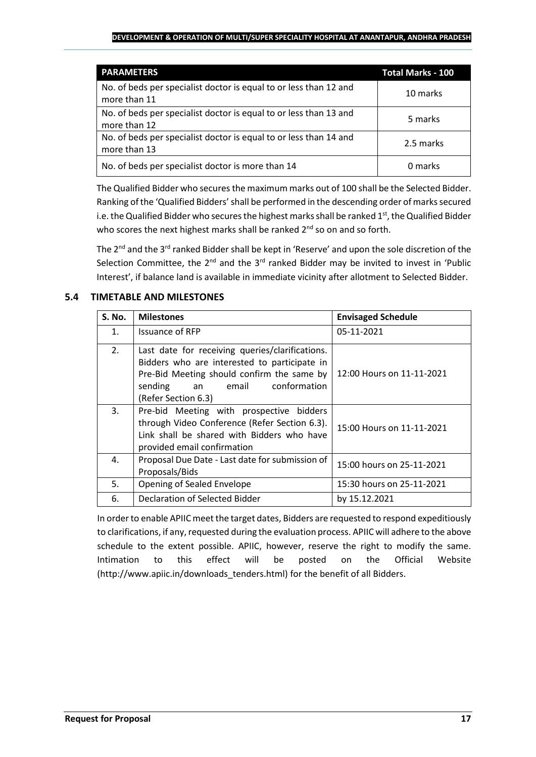| PARAMETERS | Total Marks - 100 |
| --- | --- |
| No. of beds per specialist doctor is equal to or less than 12 and more than 11 | 10 marks |
| No. of beds per specialist doctor is equal to or less than 13 and more than 12 | 5 marks |
| No. of beds per specialist doctor is equal to or less than 14 and more than 13 | 2.5 marks |
| No. of beds per specialist doctor is more than 14 | 0 marks |

The Qualified Bidder who secures the maximum marks out of 100 shall be the Selected Bidder. Ranking of the 'Qualified Bidders' shall be performed in the descending order of marks secured i.e. the Qualified Bidder who secures the highest marks shall be ranked 1st, the Qualified Bidder who scores the next highest marks shall be ranked 2nd so on and so forth.

The 2nd and the 3rd ranked Bidder shall be kept in 'Reserve' and upon the sole discretion of the Selection Committee, the 2nd and the 3rd ranked Bidder may be invited to invest in 'Public Interest', if balance land is available in immediate vicinity after allotment to Selected Bidder.

## 5.4 TIMETABLE AND MILESTONES

| S. No. | Milestones | Envisaged Schedule |
| --- | --- | --- |
| 1. | Issuance of RFP | 05-11-2021 |
| 2. | Last date for receiving queries/clarifications. Bidders who are interested to participate in Pre-Bid Meeting should confirm the same by sending an email conformation (Refer Section 6.3) | 12:00 Hours on 11-11-2021 |
| 3. | Pre-bid Meeting with prospective bidders through Video Conference (Refer Section 6.3). Link shall be shared with Bidders who have provided email confirmation | 15:00 Hours on 11-11-2021 |
| 4. | Proposal Due Date - Last date for submission of Proposals/Bids | 15:00 hours on 25-11-2021 |
| 5. | Opening of Sealed Envelope | 15:30 hours on 25-11-2021 |
| 6. | Declaration of Selected Bidder | by 15.12.2021 |

In order to enable APIIC meet the target dates, Bidders are requested to respond expeditiously to clarifications, if any, requested during the evaluation process. APIIC will adhere to the above schedule to the extent possible. APIIC, however, reserve the right to modify the same. Intimation to this effect will be posted on the Official Website (http://www.apiic.in/downloads_tenders.html) for the benefit of all Bidders.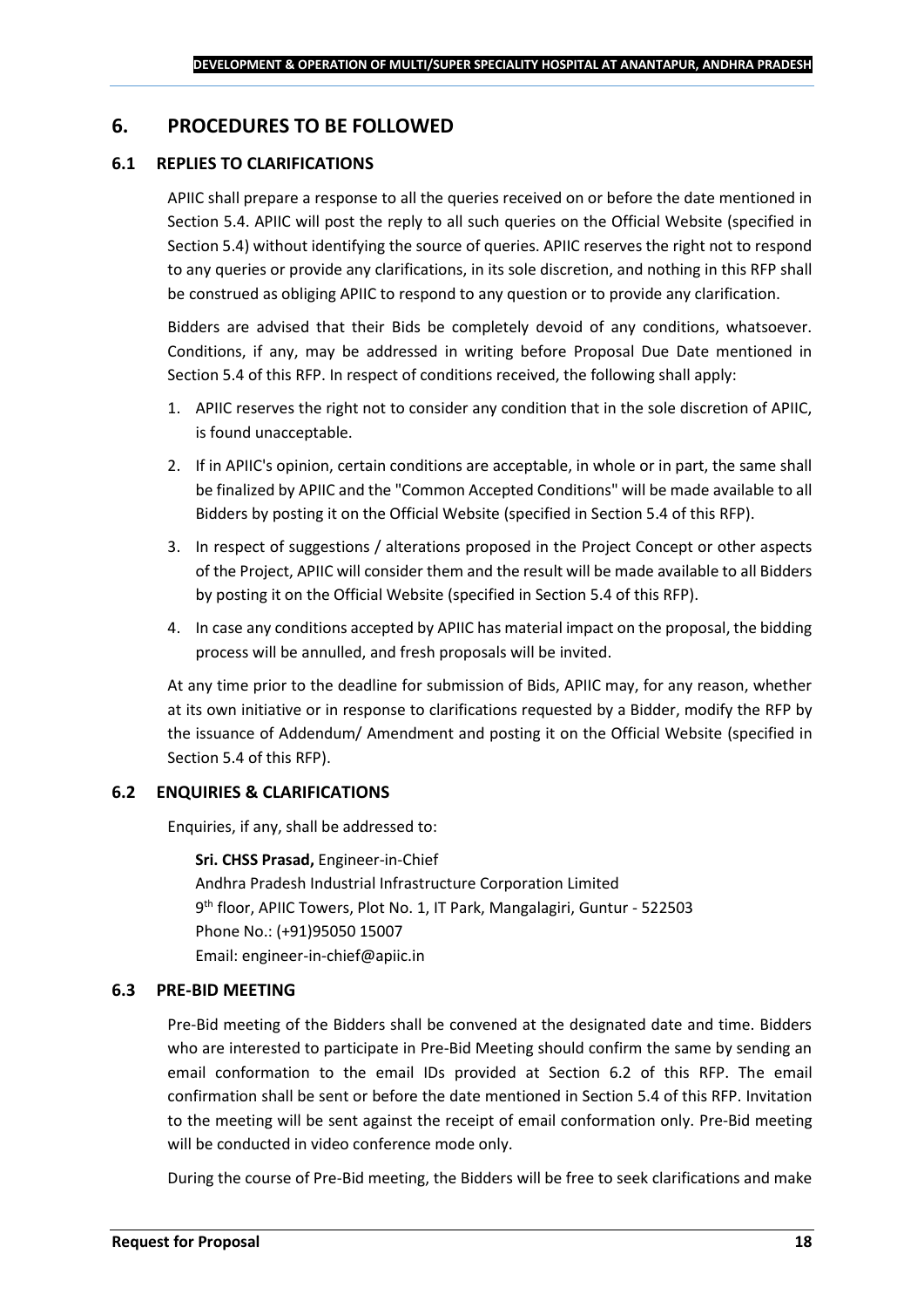# 6. PROCEDURES TO BE FOLLOWED

## 6.1 REPLIES TO CLARIFICATIONS

APIIC shall prepare a response to all the queries received on or before the date mentioned in Section 5.4. APIIC will post the reply to all such queries on the Official Website (specified in Section 5.4) without identifying the source of queries. APIIC reserves the right not to respond to any queries or provide any clarifications, in its sole discretion, and nothing in this RFP shall be construed as obliging APIIC to respond to any question or to provide any clarification.

Bidders are advised that their Bids be completely devoid of any conditions, whatsoever. Conditions, if any, may be addressed in writing before Proposal Due Date mentioned in Section 5.4 of this RFP. In respect of conditions received, the following shall apply:

1. APIIC reserves the right not to consider any condition that in the sole discretion of APIIC, is found unacceptable.
2. If in APIIC's opinion, certain conditions are acceptable, in whole or in part, the same shall be finalized by APIIC and the "Common Accepted Conditions" will be made available to all Bidders by posting it on the Official Website (specified in Section 5.4 of this RFP).
3. In respect of suggestions / alterations proposed in the Project Concept or other aspects of the Project, APIIC will consider them and the result will be made available to all Bidders by posting it on the Official Website (specified in Section 5.4 of this RFP).
4. In case any conditions accepted by APIIC has material impact on the proposal, the bidding process will be annulled, and fresh proposals will be invited.

At any time prior to the deadline for submission of Bids, APIIC may, for any reason, whether at its own initiative or in response to clarifications requested by a Bidder, modify the RFP by the issuance of Addendum/ Amendment and posting it on the Official Website (specified in Section 5.4 of this RFP).

## 6.2 ENQUIRIES & CLARIFICATIONS

Enquiries, if any, shall be addressed to:

**Sri. CHSS Prasad,** Engineer-in-Chief
Andhra Pradesh Industrial Infrastructure Corporation Limited
9th floor, APIIC Towers, Plot No. 1, IT Park, Mangalagiri, Guntur - 522503
Phone No.: (+91)95050 15007
Email: engineer-in-chief@apiic.in

## 6.3 PRE-BID MEETING

Pre-Bid meeting of the Bidders shall be convened at the designated date and time. Bidders who are interested to participate in Pre-Bid Meeting should confirm the same by sending an email conformation to the email IDs provided at Section 6.2 of this RFP. The email confirmation shall be sent or before the date mentioned in Section 5.4 of this RFP. Invitation to the meeting will be sent against the receipt of email conformation only. Pre-Bid meeting will be conducted in video conference mode only.

During the course of Pre-Bid meeting, the Bidders will be free to seek clarifications and make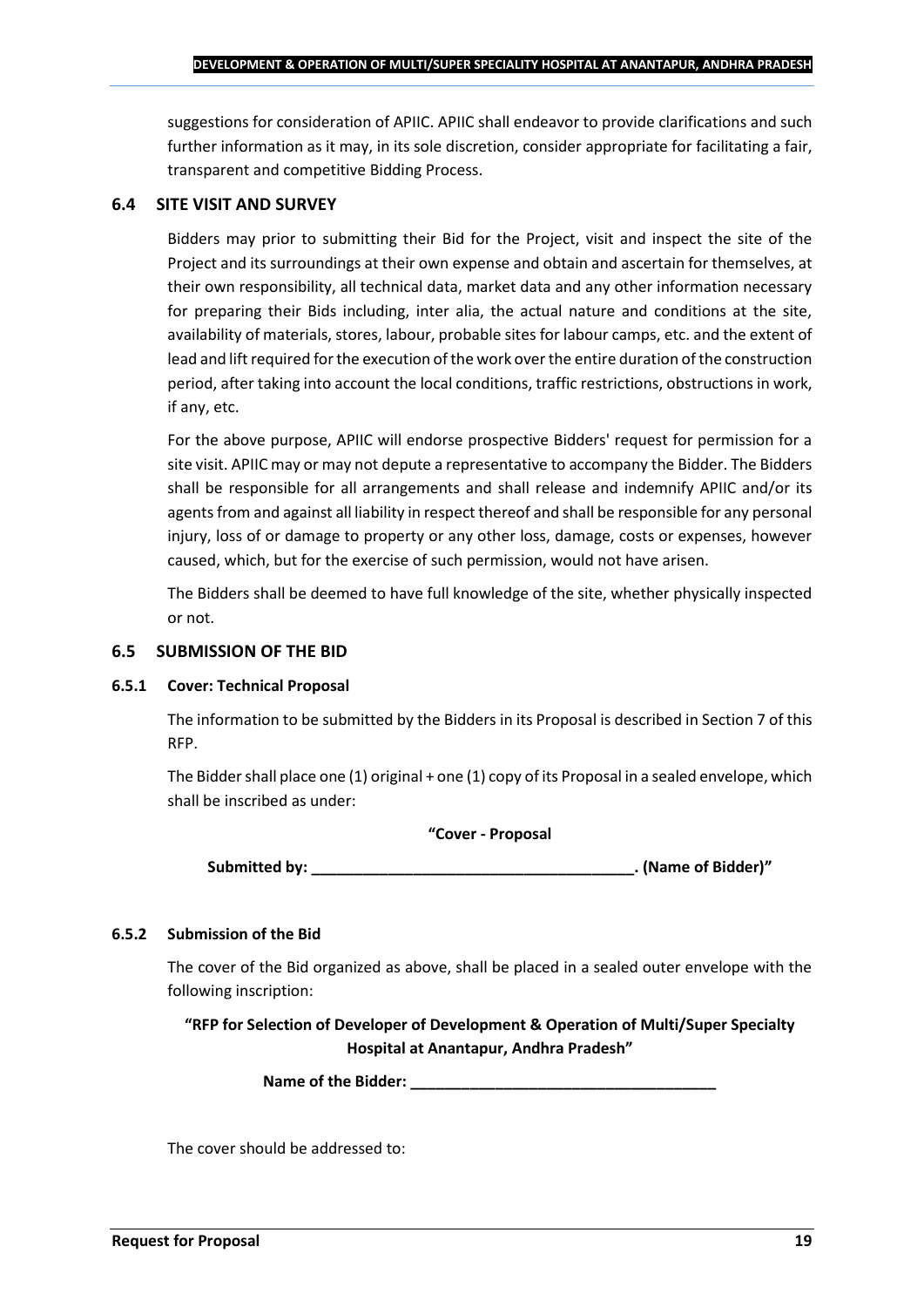suggestions for consideration of APIIC. APIIC shall endeavor to provide clarifications and such further information as it may, in its sole discretion, consider appropriate for facilitating a fair, transparent and competitive Bidding Process.

## 6.4 SITE VISIT AND SURVEY

Bidders may prior to submitting their Bid for the Project, visit and inspect the site of the Project and its surroundings at their own expense and obtain and ascertain for themselves, at their own responsibility, all technical data, market data and any other information necessary for preparing their Bids including, inter alia, the actual nature and conditions at the site, availability of materials, stores, labour, probable sites for labour camps, etc. and the extent of lead and lift required for the execution of the work over the entire duration of the construction period, after taking into account the local conditions, traffic restrictions, obstructions in work, if any, etc.

For the above purpose, APIIC will endorse prospective Bidders' request for permission for a site visit. APIIC may or may not depute a representative to accompany the Bidder. The Bidders shall be responsible for all arrangements and shall release and indemnify APIIC and/or its agents from and against all liability in respect thereof and shall be responsible for any personal injury, loss of or damage to property or any other loss, damage, costs or expenses, however caused, which, but for the exercise of such permission, would not have arisen.

The Bidders shall be deemed to have full knowledge of the site, whether physically inspected or not.

## 6.5 SUBMISSION OF THE BID

### 6.5.1 Cover: Technical Proposal

The information to be submitted by the Bidders in its Proposal is described in Section 7 of this RFP.

The Bidder shall place one (1) original + one (1) copy of its Proposal in a sealed envelope, which shall be inscribed as under:

**"Cover - Proposal**

**Submitted by: _______________________________________. (Name of Bidder)"**

### 6.5.2 Submission of the Bid

The cover of the Bid organized as above, shall be placed in a sealed outer envelope with the following inscription:

**"RFP for Selection of Developer of Development & Operation of Multi/Super Specialty Hospital at Anantapur, Andhra Pradesh"**

**Name of the Bidder: ____________________________________**

The cover should be addressed to: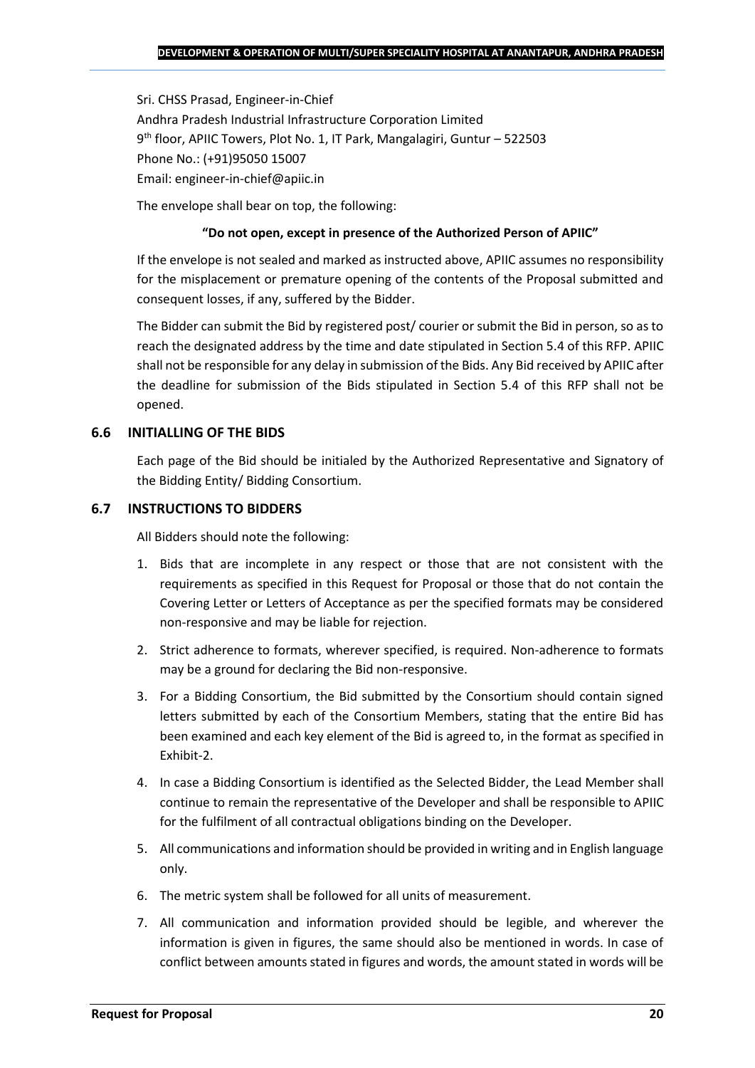Sri. CHSS Prasad, Engineer-in-Chief
Andhra Pradesh Industrial Infrastructure Corporation Limited
9th floor, APIIC Towers, Plot No. 1, IT Park, Mangalagiri, Guntur – 522503
Phone No.: (+91)95050 15007
Email: engineer-in-chief@apiic.in

The envelope shall bear on top, the following:

**"Do not open, except in presence of the Authorized Person of APIIC"**

If the envelope is not sealed and marked as instructed above, APIIC assumes no responsibility for the misplacement or premature opening of the contents of the Proposal submitted and consequent losses, if any, suffered by the Bidder.

The Bidder can submit the Bid by registered post/ courier or submit the Bid in person, so as to reach the designated address by the time and date stipulated in Section 5.4 of this RFP. APIIC shall not be responsible for any delay in submission of the Bids. Any Bid received by APIIC after the deadline for submission of the Bids stipulated in Section 5.4 of this RFP shall not be opened.

### 6.6 INITIALLING OF THE BIDS

Each page of the Bid should be initialed by the Authorized Representative and Signatory of the Bidding Entity/ Bidding Consortium.

### 6.7 INSTRUCTIONS TO BIDDERS

All Bidders should note the following:

1. Bids that are incomplete in any respect or those that are not consistent with the requirements as specified in this Request for Proposal or those that do not contain the Covering Letter or Letters of Acceptance as per the specified formats may be considered non-responsive and may be liable for rejection.
2. Strict adherence to formats, wherever specified, is required. Non-adherence to formats may be a ground for declaring the Bid non-responsive.
3. For a Bidding Consortium, the Bid submitted by the Consortium should contain signed letters submitted by each of the Consortium Members, stating that the entire Bid has been examined and each key element of the Bid is agreed to, in the format as specified in Exhibit-2.
4. In case a Bidding Consortium is identified as the Selected Bidder, the Lead Member shall continue to remain the representative of the Developer and shall be responsible to APIIC for the fulfilment of all contractual obligations binding on the Developer.
5. All communications and information should be provided in writing and in English language only.
6. The metric system shall be followed for all units of measurement.
7. All communication and information provided should be legible, and wherever the information is given in figures, the same should also be mentioned in words. In case of conflict between amounts stated in figures and words, the amount stated in words will be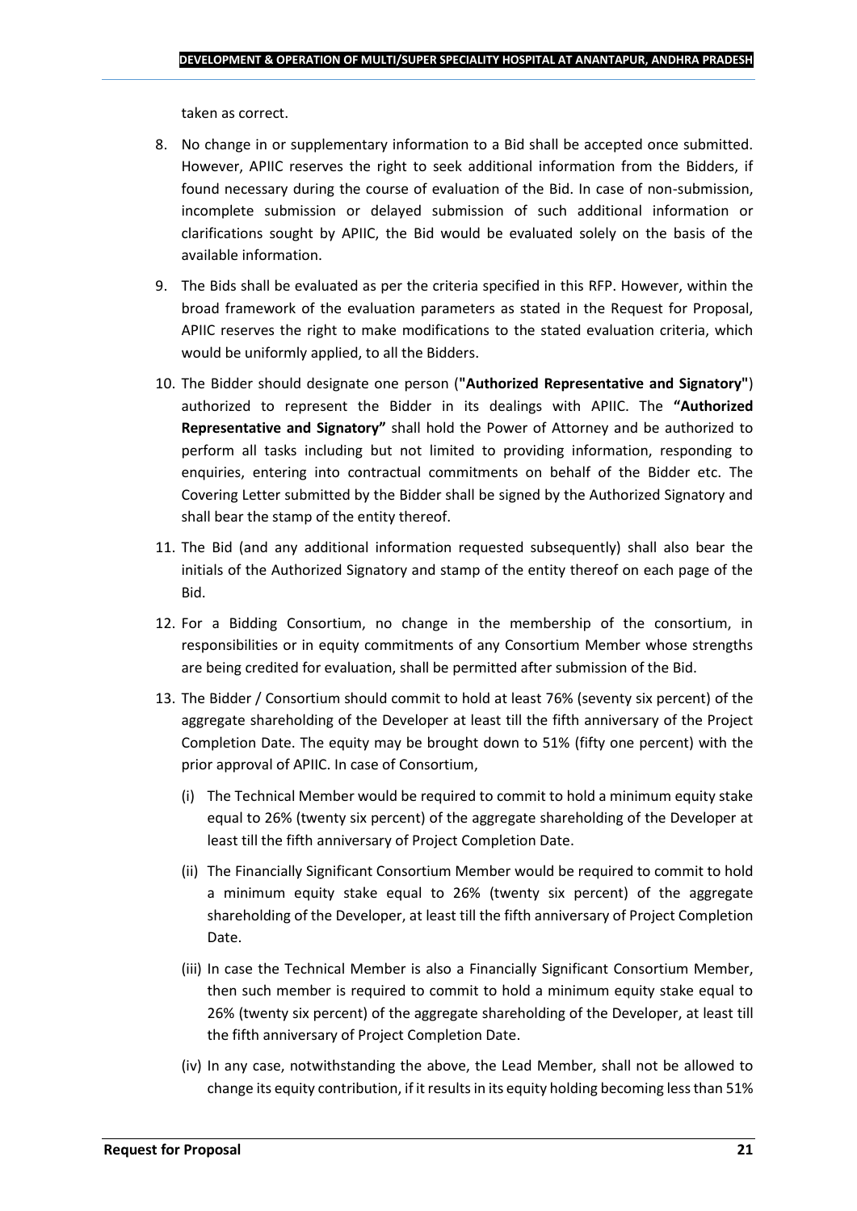taken as correct.

8. No change in or supplementary information to a Bid shall be accepted once submitted. However, APIIC reserves the right to seek additional information from the Bidders, if found necessary during the course of evaluation of the Bid. In case of non-submission, incomplete submission or delayed submission of such additional information or clarifications sought by APIIC, the Bid would be evaluated solely on the basis of the available information.
9. The Bids shall be evaluated as per the criteria specified in this RFP. However, within the broad framework of the evaluation parameters as stated in the Request for Proposal, APIIC reserves the right to make modifications to the stated evaluation criteria, which would be uniformly applied, to all the Bidders.
10. The Bidder should designate one person (**"Authorized Representative and Signatory"**) authorized to represent the Bidder in its dealings with APIIC. The **"Authorized Representative and Signatory"** shall hold the Power of Attorney and be authorized to perform all tasks including but not limited to providing information, responding to enquiries, entering into contractual commitments on behalf of the Bidder etc. The Covering Letter submitted by the Bidder shall be signed by the Authorized Signatory and shall bear the stamp of the entity thereof.
11. The Bid (and any additional information requested subsequently) shall also bear the initials of the Authorized Signatory and stamp of the entity thereof on each page of the Bid.
12. For a Bidding Consortium, no change in the membership of the consortium, in responsibilities or in equity commitments of any Consortium Member whose strengths are being credited for evaluation, shall be permitted after submission of the Bid.
13. The Bidder / Consortium should commit to hold at least 76% (seventy six percent) of the aggregate shareholding of the Developer at least till the fifth anniversary of the Project Completion Date. The equity may be brought down to 51% (fifty one percent) with the prior approval of APIIC. In case of Consortium,
    (i) The Technical Member would be required to commit to hold a minimum equity stake equal to 26% (twenty six percent) of the aggregate shareholding of the Developer at least till the fifth anniversary of Project Completion Date.
    (ii) The Financially Significant Consortium Member would be required to commit to hold a minimum equity stake equal to 26% (twenty six percent) of the aggregate shareholding of the Developer, at least till the fifth anniversary of Project Completion Date.
    (iii) In case the Technical Member is also a Financially Significant Consortium Member, then such member is required to commit to hold a minimum equity stake equal to 26% (twenty six percent) of the aggregate shareholding of the Developer, at least till the fifth anniversary of Project Completion Date.
    (iv) In any case, notwithstanding the above, the Lead Member, shall not be allowed to change its equity contribution, if it results in its equity holding becoming less than 51%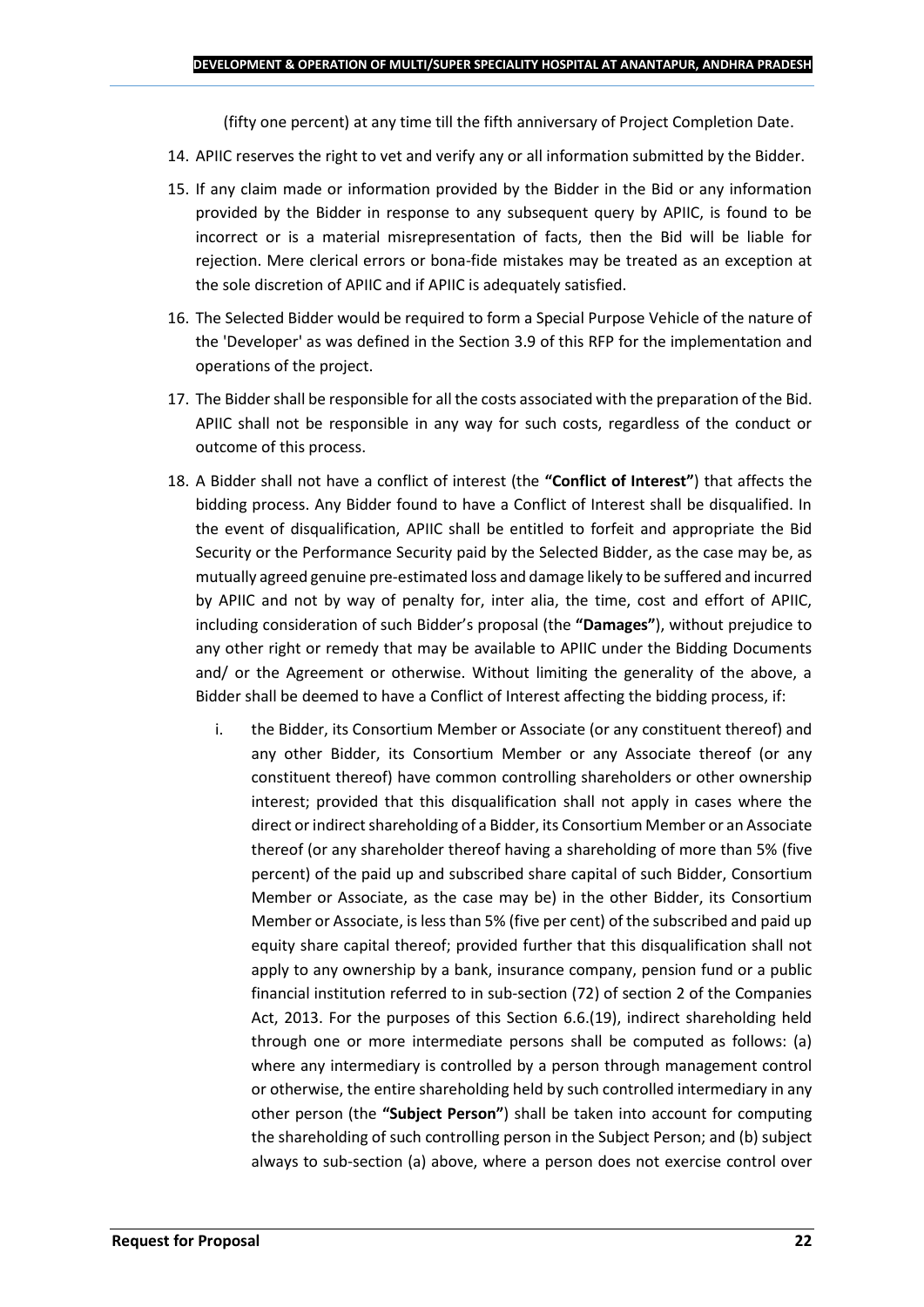(fifty one percent) at any time till the fifth anniversary of Project Completion Date.

14. APIIC reserves the right to vet and verify any or all information submitted by the Bidder.

15. If any claim made or information provided by the Bidder in the Bid or any information provided by the Bidder in response to any subsequent query by APIIC, is found to be incorrect or is a material misrepresentation of facts, then the Bid will be liable for rejection. Mere clerical errors or bona-fide mistakes may be treated as an exception at the sole discretion of APIIC and if APIIC is adequately satisfied.

16. The Selected Bidder would be required to form a Special Purpose Vehicle of the nature of the 'Developer' as was defined in the Section 3.9 of this RFP for the implementation and operations of the project.

17. The Bidder shall be responsible for all the costs associated with the preparation of the Bid. APIIC shall not be responsible in any way for such costs, regardless of the conduct or outcome of this process.

18. A Bidder shall not have a conflict of interest (the **"Conflict of Interest"**) that affects the bidding process. Any Bidder found to have a Conflict of Interest shall be disqualified. In the event of disqualification, APIIC shall be entitled to forfeit and appropriate the Bid Security or the Performance Security paid by the Selected Bidder, as the case may be, as mutually agreed genuine pre-estimated loss and damage likely to be suffered and incurred by APIIC and not by way of penalty for, inter alia, the time, cost and effort of APIIC, including consideration of such Bidder's proposal (the **"Damages"**), without prejudice to any other right or remedy that may be available to APIIC under the Bidding Documents and/ or the Agreement or otherwise. Without limiting the generality of the above, a Bidder shall be deemed to have a Conflict of Interest affecting the bidding process, if:

    i. the Bidder, its Consortium Member or Associate (or any constituent thereof) and any other Bidder, its Consortium Member or any Associate thereof (or any constituent thereof) have common controlling shareholders or other ownership interest; provided that this disqualification shall not apply in cases where the direct or indirect shareholding of a Bidder, its Consortium Member or an Associate thereof (or any shareholder thereof having a shareholding of more than 5% (five percent) of the paid up and subscribed share capital of such Bidder, Consortium Member or Associate, as the case may be) in the other Bidder, its Consortium Member or Associate, is less than 5% (five per cent) of the subscribed and paid up equity share capital thereof; provided further that this disqualification shall not apply to any ownership by a bank, insurance company, pension fund or a public financial institution referred to in sub-section (72) of section 2 of the Companies Act, 2013. For the purposes of this Section 6.6.(19), indirect shareholding held through one or more intermediate persons shall be computed as follows: (a) where any intermediary is controlled by a person through management control or otherwise, the entire shareholding held by such controlled intermediary in any other person (the **"Subject Person"**) shall be taken into account for computing the shareholding of such controlling person in the Subject Person; and (b) subject always to sub-section (a) above, where a person does not exercise control over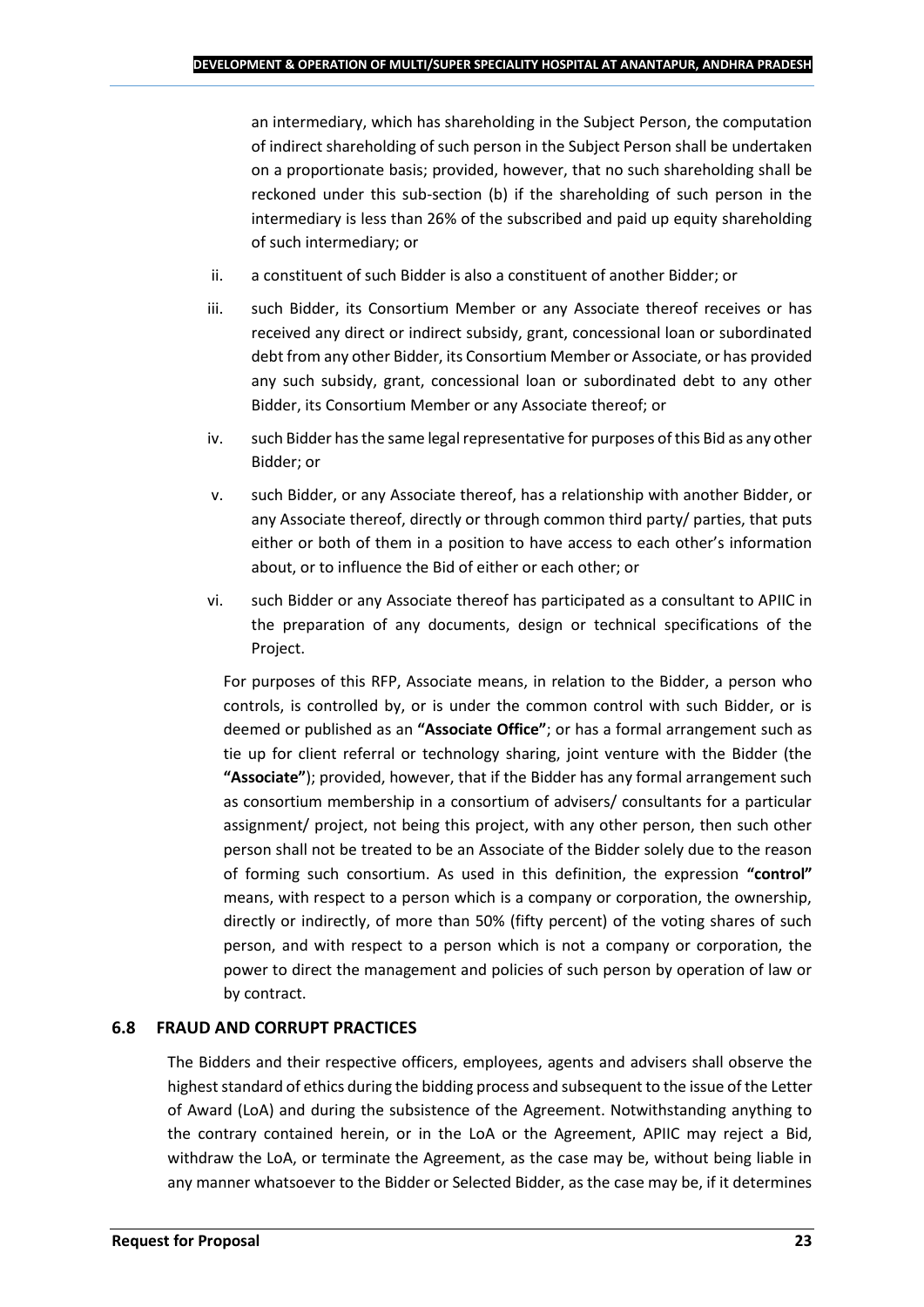an intermediary, which has shareholding in the Subject Person, the computation of indirect shareholding of such person in the Subject Person shall be undertaken on a proportionate basis; provided, however, that no such shareholding shall be reckoned under this sub-section (b) if the shareholding of such person in the intermediary is less than 26% of the subscribed and paid up equity shareholding of such intermediary; or

ii. a constituent of such Bidder is also a constituent of another Bidder; or

iii. such Bidder, its Consortium Member or any Associate thereof receives or has received any direct or indirect subsidy, grant, concessional loan or subordinated debt from any other Bidder, its Consortium Member or Associate, or has provided any such subsidy, grant, concessional loan or subordinated debt to any other Bidder, its Consortium Member or any Associate thereof; or

iv. such Bidder has the same legal representative for purposes of this Bid as any other Bidder; or

v. such Bidder, or any Associate thereof, has a relationship with another Bidder, or any Associate thereof, directly or through common third party/ parties, that puts either or both of them in a position to have access to each other's information about, or to influence the Bid of either or each other; or

vi. such Bidder or any Associate thereof has participated as a consultant to APIIC in the preparation of any documents, design or technical specifications of the Project.

For purposes of this RFP, Associate means, in relation to the Bidder, a person who controls, is controlled by, or is under the common control with such Bidder, or is deemed or published as an **"Associate Office"**; or has a formal arrangement such as tie up for client referral or technology sharing, joint venture with the Bidder (the **"Associate"**); provided, however, that if the Bidder has any formal arrangement such as consortium membership in a consortium of advisers/ consultants for a particular assignment/ project, not being this project, with any other person, then such other person shall not be treated to be an Associate of the Bidder solely due to the reason of forming such consortium. As used in this definition, the expression **"control"** means, with respect to a person which is a company or corporation, the ownership, directly or indirectly, of more than 50% (fifty percent) of the voting shares of such person, and with respect to a person which is not a company or corporation, the power to direct the management and policies of such person by operation of law or by contract.

## 6.8 FRAUD AND CORRUPT PRACTICES

The Bidders and their respective officers, employees, agents and advisers shall observe the highest standard of ethics during the bidding process and subsequent to the issue of the Letter of Award (LoA) and during the subsistence of the Agreement. Notwithstanding anything to the contrary contained herein, or in the LoA or the Agreement, APIIC may reject a Bid, withdraw the LoA, or terminate the Agreement, as the case may be, without being liable in any manner whatsoever to the Bidder or Selected Bidder, as the case may be, if it determines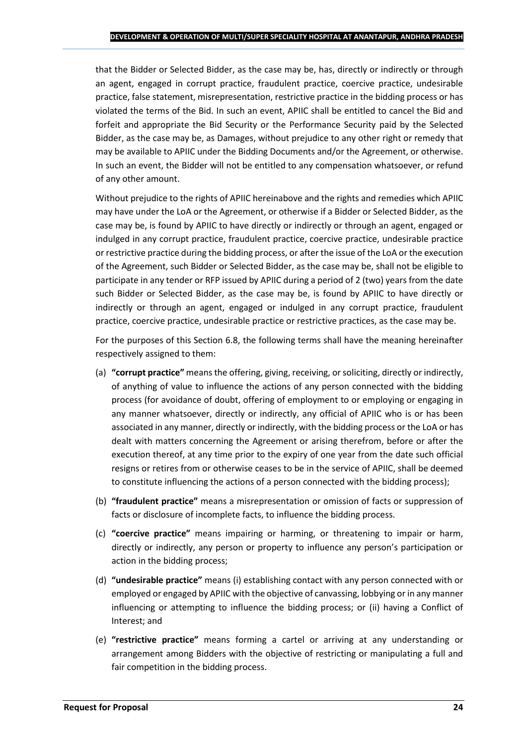that the Bidder or Selected Bidder, as the case may be, has, directly or indirectly or through an agent, engaged in corrupt practice, fraudulent practice, coercive practice, undesirable practice, false statement, misrepresentation, restrictive practice in the bidding process or has violated the terms of the Bid. In such an event, APIIC shall be entitled to cancel the Bid and forfeit and appropriate the Bid Security or the Performance Security paid by the Selected Bidder, as the case may be, as Damages, without prejudice to any other right or remedy that may be available to APIIC under the Bidding Documents and/or the Agreement, or otherwise. In such an event, the Bidder will not be entitled to any compensation whatsoever, or refund of any other amount.

Without prejudice to the rights of APIIC hereinabove and the rights and remedies which APIIC may have under the LoA or the Agreement, or otherwise if a Bidder or Selected Bidder, as the case may be, is found by APIIC to have directly or indirectly or through an agent, engaged or indulged in any corrupt practice, fraudulent practice, coercive practice, undesirable practice or restrictive practice during the bidding process, or after the issue of the LoA or the execution of the Agreement, such Bidder or Selected Bidder, as the case may be, shall not be eligible to participate in any tender or RFP issued by APIIC during a period of 2 (two) years from the date such Bidder or Selected Bidder, as the case may be, is found by APIIC to have directly or indirectly or through an agent, engaged or indulged in any corrupt practice, fraudulent practice, coercive practice, undesirable practice or restrictive practices, as the case may be.

For the purposes of this Section 6.8, the following terms shall have the meaning hereinafter respectively assigned to them:

(a) **"corrupt practice"** means the offering, giving, receiving, or soliciting, directly or indirectly, of anything of value to influence the actions of any person connected with the bidding process (for avoidance of doubt, offering of employment to or employing or engaging in any manner whatsoever, directly or indirectly, any official of APIIC who is or has been associated in any manner, directly or indirectly, with the bidding process or the LoA or has dealt with matters concerning the Agreement or arising therefrom, before or after the execution thereof, at any time prior to the expiry of one year from the date such official resigns or retires from or otherwise ceases to be in the service of APIIC, shall be deemed to constitute influencing the actions of a person connected with the bidding process);

(b) **"fraudulent practice"** means a misrepresentation or omission of facts or suppression of facts or disclosure of incomplete facts, to influence the bidding process.

(c) **"coercive practice"** means impairing or harming, or threatening to impair or harm, directly or indirectly, any person or property to influence any person's participation or action in the bidding process;

(d) **"undesirable practice"** means (i) establishing contact with any person connected with or employed or engaged by APIIC with the objective of canvassing, lobbying or in any manner influencing or attempting to influence the bidding process; or (ii) having a Conflict of Interest; and

(e) **"restrictive practice"** means forming a cartel or arriving at any understanding or arrangement among Bidders with the objective of restricting or manipulating a full and fair competition in the bidding process.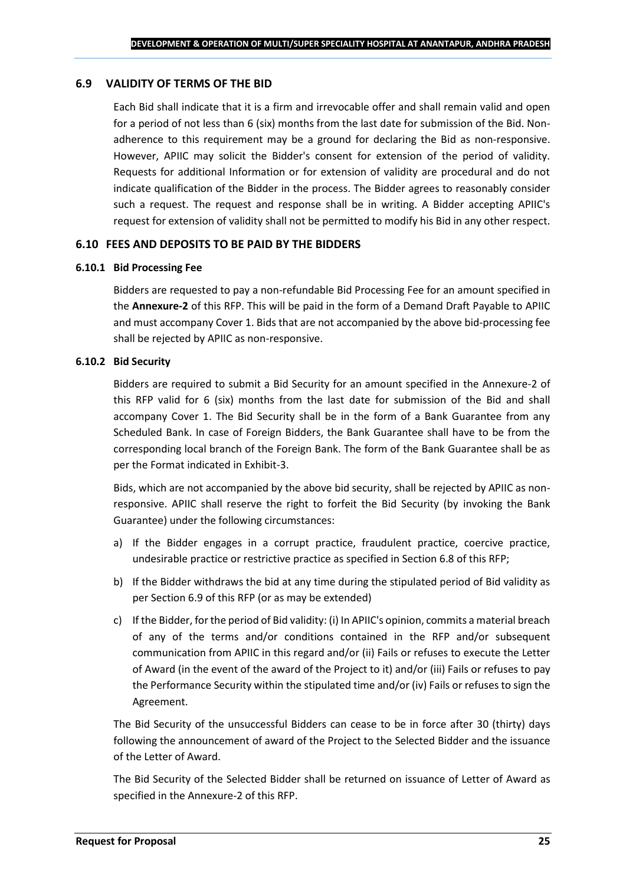## 6.9 VALIDITY OF TERMS OF THE BID

Each Bid shall indicate that it is a firm and irrevocable offer and shall remain valid and open for a period of not less than 6 (six) months from the last date for submission of the Bid. Non-adherence to this requirement may be a ground for declaring the Bid as non-responsive. However, APIIC may solicit the Bidder's consent for extension of the period of validity. Requests for additional Information or for extension of validity are procedural and do not indicate qualification of the Bidder in the process. The Bidder agrees to reasonably consider such a request. The request and response shall be in writing. A Bidder accepting APIIC's request for extension of validity shall not be permitted to modify his Bid in any other respect.

## 6.10 FEES AND DEPOSITS TO BE PAID BY THE BIDDERS

### 6.10.1 Bid Processing Fee

Bidders are requested to pay a non-refundable Bid Processing Fee for an amount specified in the **Annexure-2** of this RFP. This will be paid in the form of a Demand Draft Payable to APIIC and must accompany Cover 1. Bids that are not accompanied by the above bid-processing fee shall be rejected by APIIC as non-responsive.

### 6.10.2 Bid Security

Bidders are required to submit a Bid Security for an amount specified in the Annexure-2 of this RFP valid for 6 (six) months from the last date for submission of the Bid and shall accompany Cover 1. The Bid Security shall be in the form of a Bank Guarantee from any Scheduled Bank. In case of Foreign Bidders, the Bank Guarantee shall have to be from the corresponding local branch of the Foreign Bank. The form of the Bank Guarantee shall be as per the Format indicated in Exhibit-3.

Bids, which are not accompanied by the above bid security, shall be rejected by APIIC as non-responsive. APIIC shall reserve the right to forfeit the Bid Security (by invoking the Bank Guarantee) under the following circumstances:

a) If the Bidder engages in a corrupt practice, fraudulent practice, coercive practice, undesirable practice or restrictive practice as specified in Section 6.8 of this RFP;

b) If the Bidder withdraws the bid at any time during the stipulated period of Bid validity as per Section 6.9 of this RFP (or as may be extended)

c) If the Bidder, for the period of Bid validity: (i) In APIIC's opinion, commits a material breach of any of the terms and/or conditions contained in the RFP and/or subsequent communication from APIIC in this regard and/or (ii) Fails or refuses to execute the Letter of Award (in the event of the award of the Project to it) and/or (iii) Fails or refuses to pay the Performance Security within the stipulated time and/or (iv) Fails or refuses to sign the Agreement.

The Bid Security of the unsuccessful Bidders can cease to be in force after 30 (thirty) days following the announcement of award of the Project to the Selected Bidder and the issuance of the Letter of Award.

The Bid Security of the Selected Bidder shall be returned on issuance of Letter of Award as specified in the Annexure-2 of this RFP.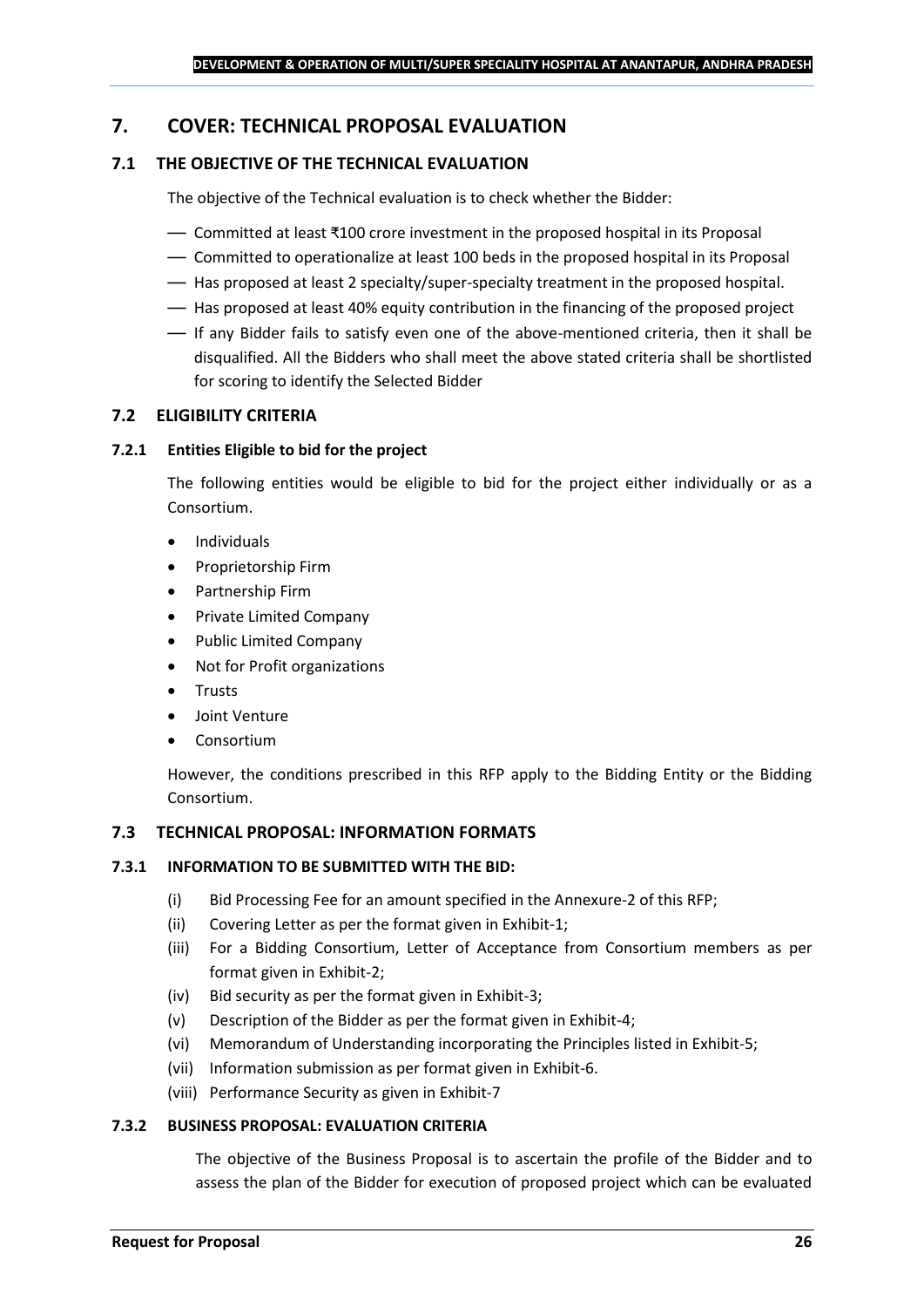## 7. COVER: TECHNICAL PROPOSAL EVALUATION

### 7.1 THE OBJECTIVE OF THE TECHNICAL EVALUATION

The objective of the Technical evaluation is to check whether the Bidder:

- Committed at least ₹100 crore investment in the proposed hospital in its Proposal
- Committed to operationalize at least 100 beds in the proposed hospital in its Proposal
- Has proposed at least 2 specialty/super-specialty treatment in the proposed hospital.
- Has proposed at least 40% equity contribution in the financing of the proposed project
- If any Bidder fails to satisfy even one of the above-mentioned criteria, then it shall be disqualified. All the Bidders who shall meet the above stated criteria shall be shortlisted for scoring to identify the Selected Bidder

### 7.2 ELIGIBILITY CRITERIA

#### 7.2.1 Entities Eligible to bid for the project

The following entities would be eligible to bid for the project either individually or as a Consortium.

- Individuals
- Proprietorship Firm
- Partnership Firm
- Private Limited Company
- Public Limited Company
- Not for Profit organizations
- Trusts
- Joint Venture
- Consortium

However, the conditions prescribed in this RFP apply to the Bidding Entity or the Bidding Consortium.

### 7.3 TECHNICAL PROPOSAL: INFORMATION FORMATS

#### 7.3.1 INFORMATION TO BE SUBMITTED WITH THE BID:

(i) Bid Processing Fee for an amount specified in the Annexure-2 of this RFP;

(ii) Covering Letter as per the format given in Exhibit-1;

(iii) For a Bidding Consortium, Letter of Acceptance from Consortium members as per format given in Exhibit-2;

(iv) Bid security as per the format given in Exhibit-3;

(v) Description of the Bidder as per the format given in Exhibit-4;

(vi) Memorandum of Understanding incorporating the Principles listed in Exhibit-5;

(vii) Information submission as per format given in Exhibit-6.

(viii) Performance Security as given in Exhibit-7

#### 7.3.2 BUSINESS PROPOSAL: EVALUATION CRITERIA

The objective of the Business Proposal is to ascertain the profile of the Bidder and to assess the plan of the Bidder for execution of proposed project which can be evaluated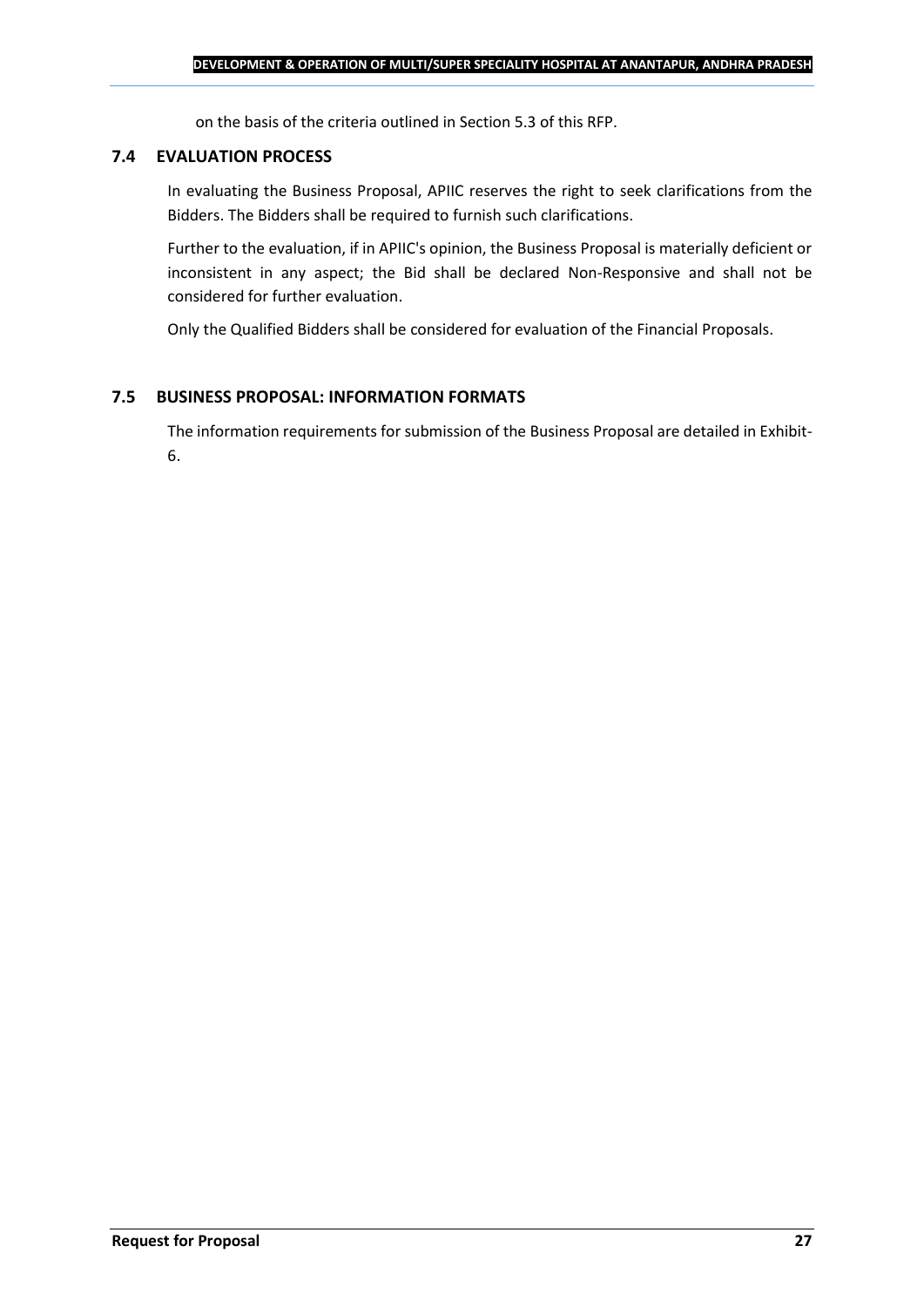on the basis of the criteria outlined in Section 5.3 of this RFP.

### 7.4 EVALUATION PROCESS

In evaluating the Business Proposal, APIIC reserves the right to seek clarifications from the Bidders. The Bidders shall be required to furnish such clarifications.

Further to the evaluation, if in APIIC's opinion, the Business Proposal is materially deficient or inconsistent in any aspect; the Bid shall be declared Non-Responsive and shall not be considered for further evaluation.

Only the Qualified Bidders shall be considered for evaluation of the Financial Proposals.

### 7.5 BUSINESS PROPOSAL: INFORMATION FORMATS

The information requirements for submission of the Business Proposal are detailed in Exhibit-6.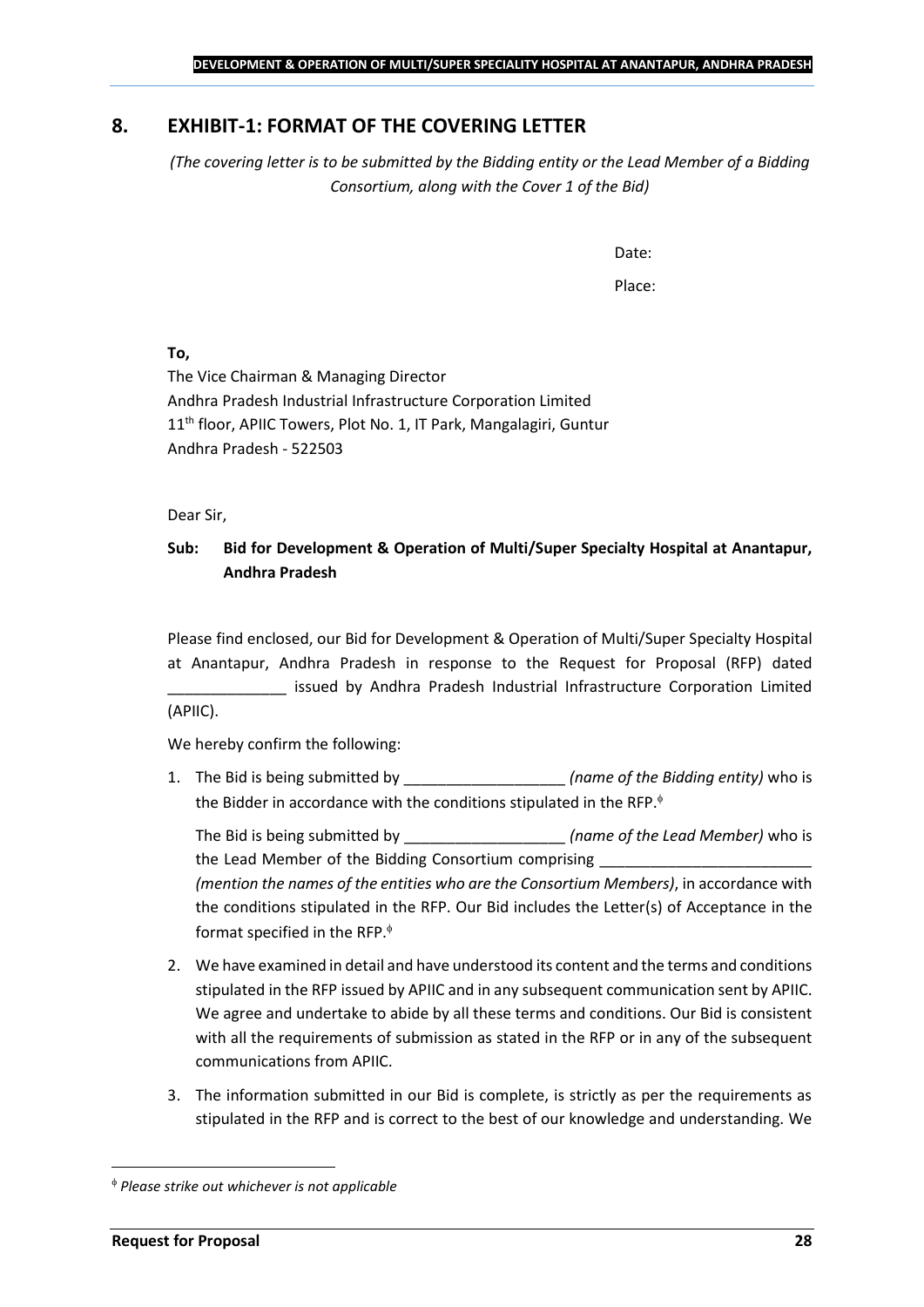## 8. EXHIBIT-1: FORMAT OF THE COVERING LETTER

*(The covering letter is to be submitted by the Bidding entity or the Lead Member of a Bidding Consortium, along with the Cover 1 of the Bid)*

Date:

Place:

**To,**

The Vice Chairman & Managing Director
Andhra Pradesh Industrial Infrastructure Corporation Limited
11th floor, APIIC Towers, Plot No. 1, IT Park, Mangalagiri, Guntur
Andhra Pradesh - 522503

Dear Sir,

**Sub: Bid for Development & Operation of Multi/Super Specialty Hospital at Anantapur, Andhra Pradesh**

Please find enclosed, our Bid for Development & Operation of Multi/Super Specialty Hospital at Anantapur, Andhra Pradesh in response to the Request for Proposal (RFP) dated ______________ issued by Andhra Pradesh Industrial Infrastructure Corporation Limited (APIIC).

We hereby confirm the following:

1. The Bid is being submitted by ___________________ *(name of the Bidding entity)* who is the Bidder in accordance with the conditions stipulated in the RFP.[ɸ]

   The Bid is being submitted by ___________________ *(name of the Lead Member)* who is the Lead Member of the Bidding Consortium comprising _________________________ *(mention the names of the entities who are the Consortium Members)*, in accordance with the conditions stipulated in the RFP. Our Bid includes the Letter(s) of Acceptance in the format specified in the RFP.[ɸ]

2. We have examined in detail and have understood its content and the terms and conditions stipulated in the RFP issued by APIIC and in any subsequent communication sent by APIIC. We agree and undertake to abide by all these terms and conditions. Our Bid is consistent with all the requirements of submission as stated in the RFP or in any of the subsequent communications from APIIC.

3. The information submitted in our Bid is complete, is strictly as per the requirements as stipulated in the RFP and is correct to the best of our knowledge and understanding. We

---

[ɸ] *Please strike out whichever is not applicable*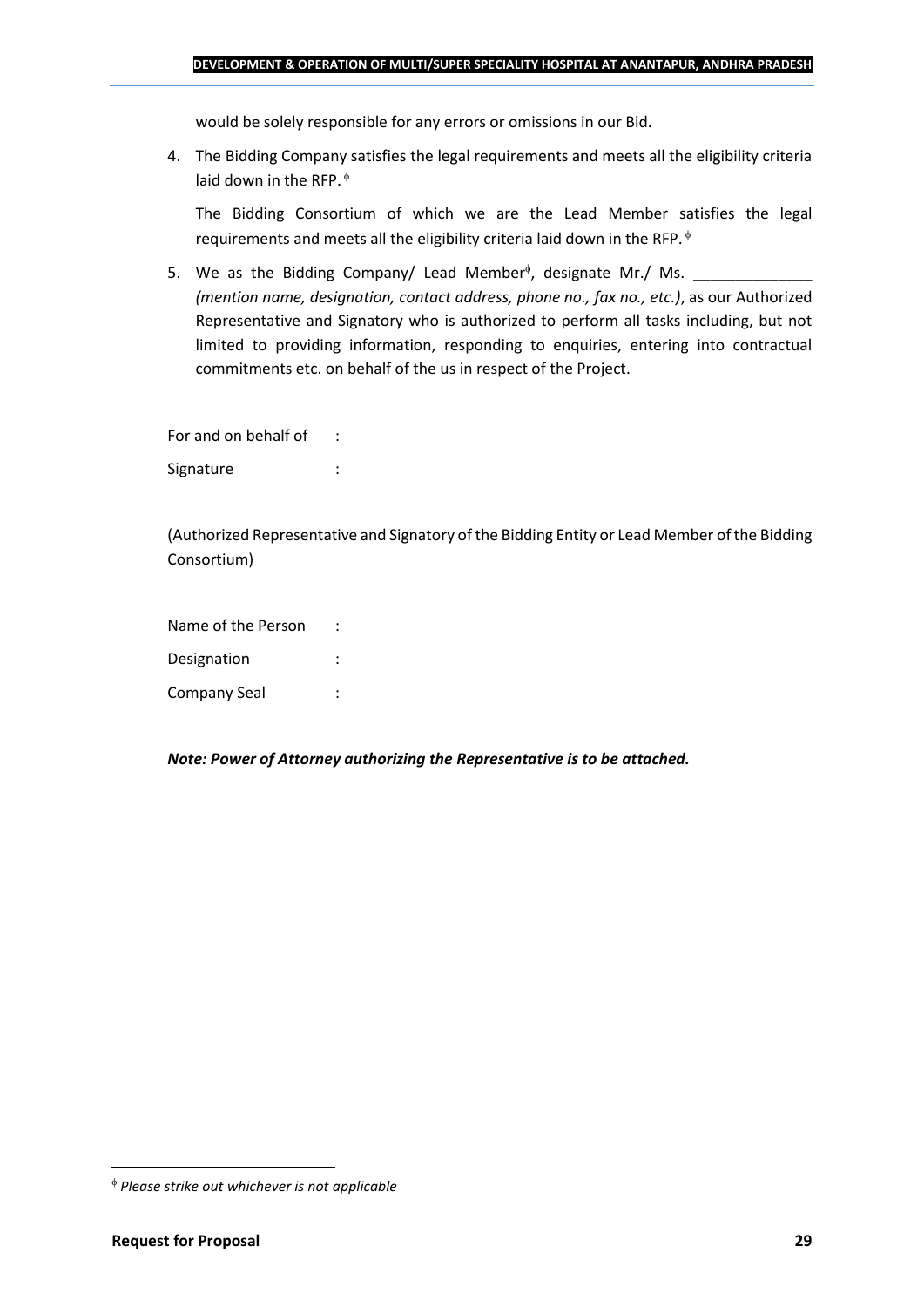would be solely responsible for any errors or omissions in our Bid.

4. The Bidding Company satisfies the legal requirements and meets all the eligibility criteria laid down in the RFP. ϕ

   The Bidding Consortium of which we are the Lead Member satisfies the legal requirements and meets all the eligibility criteria laid down in the RFP. ϕ

5. We as the Bidding Company/ Lead Memberϕ, designate Mr./ Ms. ______________ *(mention name, designation, contact address, phone no., fax no., etc.)*, as our Authorized Representative and Signatory who is authorized to perform all tasks including, but not limited to providing information, responding to enquiries, entering into contractual commitments etc. on behalf of the us in respect of the Project.

For and on behalf of :

Signature :

(Authorized Representative and Signatory of the Bidding Entity or Lead Member of the Bidding Consortium)

Name of the Person :

Designation :

Company Seal :

***Note: Power of Attorney authorizing the Representative is to be attached.***

---

ϕ *Please strike out whichever is not applicable*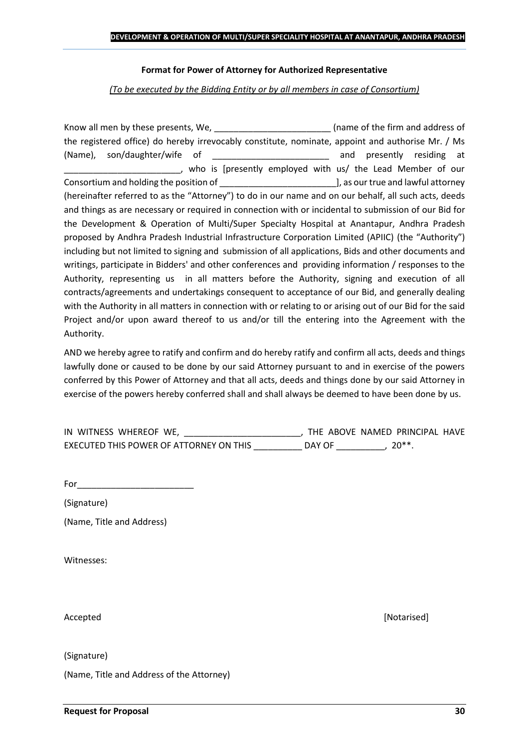**Format for Power of Attorney for Authorized Representative**

*(To be executed by the Bidding Entity or by all members in case of Consortium)*

Know all men by these presents, We, ________________________ (name of the firm and address of the registered office) do hereby irrevocably constitute, nominate, appoint and authorise Mr. / Ms (Name), son/daughter/wife of ________________________ and presently residing at ________________________, who is [presently employed with us/ the Lead Member of our Consortium and holding the position of ________________________], as our true and lawful attorney (hereinafter referred to as the “Attorney”) to do in our name and on our behalf, all such acts, deeds and things as are necessary or required in connection with or incidental to submission of our Bid for the Development & Operation of Multi/Super Specialty Hospital at Anantapur, Andhra Pradesh proposed by Andhra Pradesh Industrial Infrastructure Corporation Limited (APIIC) (the “Authority”) including but not limited to signing and submission of all applications, Bids and other documents and writings, participate in Bidders' and other conferences and providing information / responses to the Authority, representing us in all matters before the Authority, signing and execution of all contracts/agreements and undertakings consequent to acceptance of our Bid, and generally dealing with the Authority in all matters in connection with or relating to or arising out of our Bid for the said Project and/or upon award thereof to us and/or till the entering into the Agreement with the Authority.

AND we hereby agree to ratify and confirm and do hereby ratify and confirm all acts, deeds and things lawfully done or caused to be done by our said Attorney pursuant to and in exercise of the powers conferred by this Power of Attorney and that all acts, deeds and things done by our said Attorney in exercise of the powers hereby conferred shall and shall always be deemed to have been done by us.

IN WITNESS WHEREOF WE, ________________________, THE ABOVE NAMED PRINCIPAL HAVE EXECUTED THIS POWER OF ATTORNEY ON THIS __________ DAY OF __________, 20**.

For________________________

(Signature)

(Name, Title and Address)

Witnesses:

Accepted [Notarised]

(Signature)

(Name, Title and Address of the Attorney)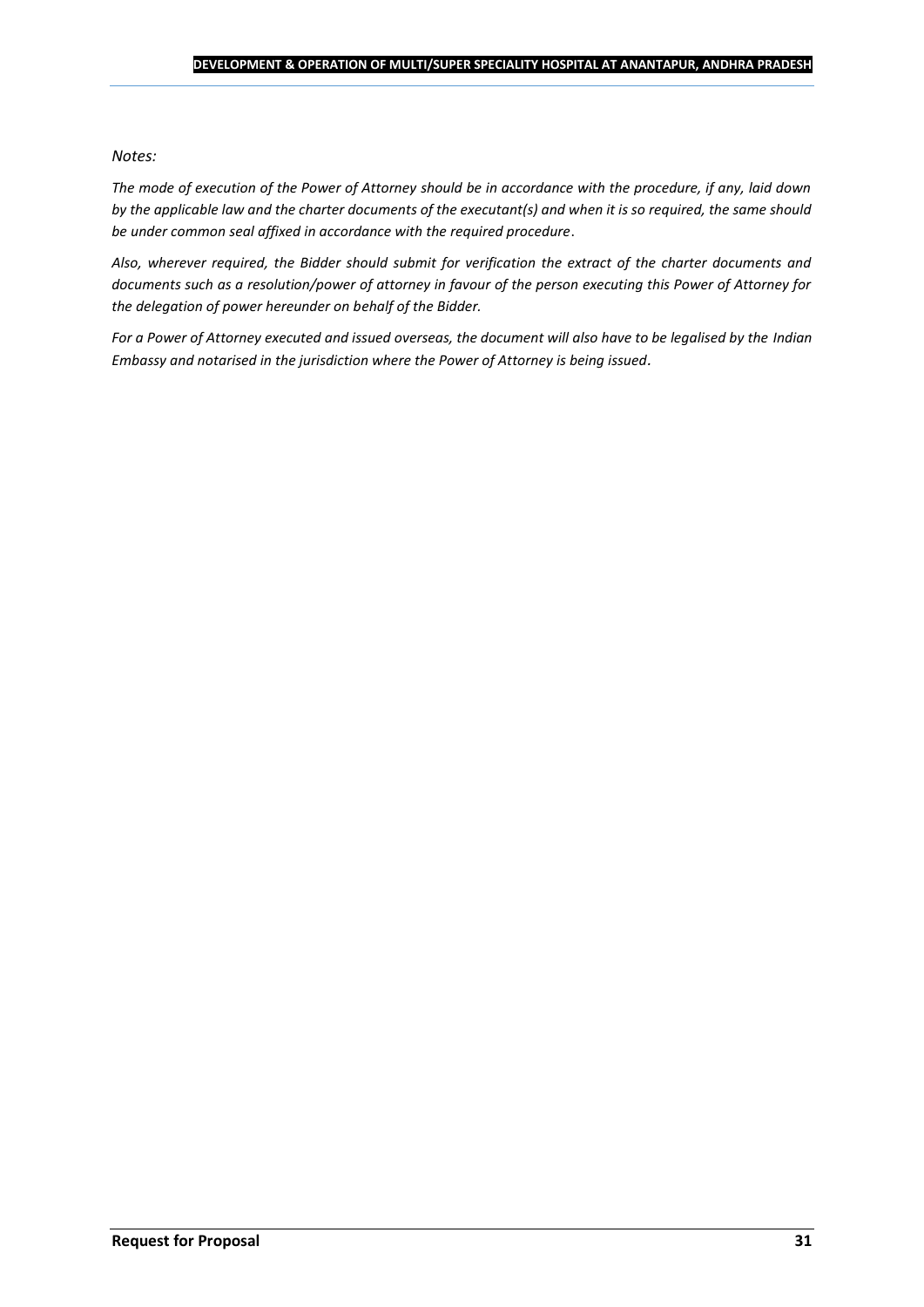*Notes:*

*The mode of execution of the Power of Attorney should be in accordance with the procedure, if any, laid down by the applicable law and the charter documents of the executant(s) and when it is so required, the same should be under common seal affixed in accordance with the required procedure*.

*Also, wherever required, the Bidder should submit for verification the extract of the charter documents and documents such as a resolution/power of attorney in favour of the person executing this Power of Attorney for the delegation of power hereunder on behalf of the Bidder.*

*For a Power of Attorney executed and issued overseas, the document will also have to be legalised by the Indian Embassy and notarised in the jurisdiction where the Power of Attorney is being issued*.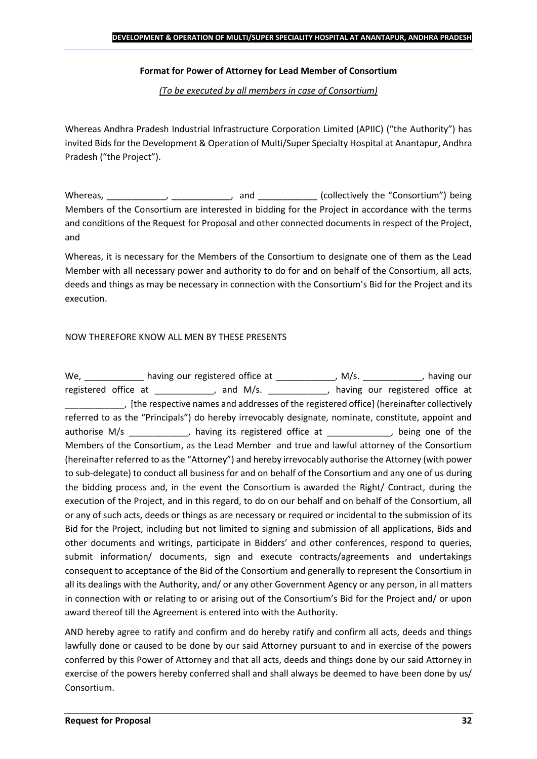**Format for Power of Attorney for Lead Member of Consortium**

*(To be executed by all members in case of Consortium)*

Whereas Andhra Pradesh Industrial Infrastructure Corporation Limited (APIIC) ("the Authority") has invited Bids for the Development & Operation of Multi/Super Specialty Hospital at Anantapur, Andhra Pradesh ("the Project").

Whereas, ____________, ____________, and ____________ (collectively the "Consortium") being Members of the Consortium are interested in bidding for the Project in accordance with the terms and conditions of the Request for Proposal and other connected documents in respect of the Project, and

Whereas, it is necessary for the Members of the Consortium to designate one of them as the Lead Member with all necessary power and authority to do for and on behalf of the Consortium, all acts, deeds and things as may be necessary in connection with the Consortium's Bid for the Project and its execution.

NOW THEREFORE KNOW ALL MEN BY THESE PRESENTS

We, ____________ having our registered office at ____________, M/s. ____________, having our registered office at ____________, and M/s. ____________, having our registered office at ____________, [the respective names and addresses of the registered office] (hereinafter collectively referred to as the "Principals") do hereby irrevocably designate, nominate, constitute, appoint and authorise M/s ____________, having its registered office at _____________, being one of the Members of the Consortium, as the Lead Member and true and lawful attorney of the Consortium (hereinafter referred to as the "Attorney") and hereby irrevocably authorise the Attorney (with power to sub-delegate) to conduct all business for and on behalf of the Consortium and any one of us during the bidding process and, in the event the Consortium is awarded the Right/ Contract, during the execution of the Project, and in this regard, to do on our behalf and on behalf of the Consortium, all or any of such acts, deeds or things as are necessary or required or incidental to the submission of its Bid for the Project, including but not limited to signing and submission of all applications, Bids and other documents and writings, participate in Bidders' and other conferences, respond to queries, submit information/ documents, sign and execute contracts/agreements and undertakings consequent to acceptance of the Bid of the Consortium and generally to represent the Consortium in all its dealings with the Authority, and/ or any other Government Agency or any person, in all matters in connection with or relating to or arising out of the Consortium's Bid for the Project and/ or upon award thereof till the Agreement is entered into with the Authority.

AND hereby agree to ratify and confirm and do hereby ratify and confirm all acts, deeds and things lawfully done or caused to be done by our said Attorney pursuant to and in exercise of the powers conferred by this Power of Attorney and that all acts, deeds and things done by our said Attorney in exercise of the powers hereby conferred shall and shall always be deemed to have been done by us/ Consortium.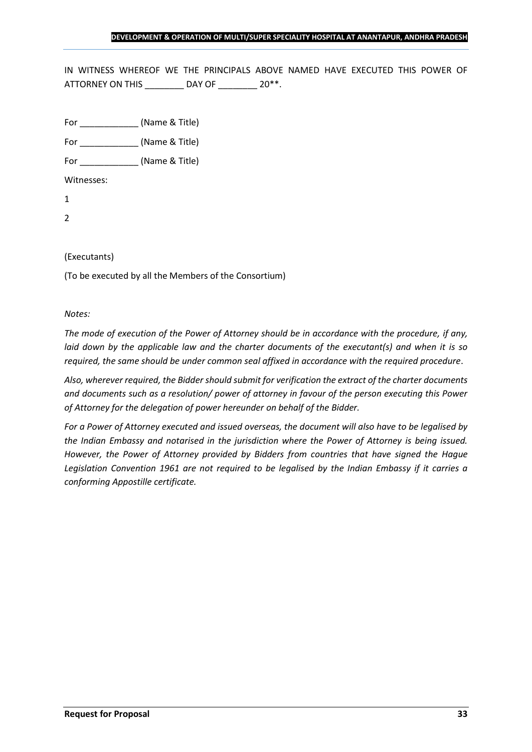IN WITNESS WHEREOF WE THE PRINCIPALS ABOVE NAMED HAVE EXECUTED THIS POWER OF ATTORNEY ON THIS ________ DAY OF ________ 20**.

For ____________ (Name & Title)

For ____________ (Name & Title)

For ____________ (Name & Title)

Witnesses:

1

2

(Executants)

(To be executed by all the Members of the Consortium)

*Notes:*

*The mode of execution of the Power of Attorney should be in accordance with the procedure, if any, laid down by the applicable law and the charter documents of the executant(s) and when it is so required, the same should be under common seal affixed in accordance with the required procedure.*

*Also, wherever required, the Bidder should submit for verification the extract of the charter documents and documents such as a resolution/ power of attorney in favour of the person executing this Power of Attorney for the delegation of power hereunder on behalf of the Bidder.*

*For a Power of Attorney executed and issued overseas, the document will also have to be legalised by the Indian Embassy and notarised in the jurisdiction where the Power of Attorney is being issued. However, the Power of Attorney provided by Bidders from countries that have signed the Hague Legislation Convention 1961 are not required to be legalised by the Indian Embassy if it carries a conforming Appostille certificate.*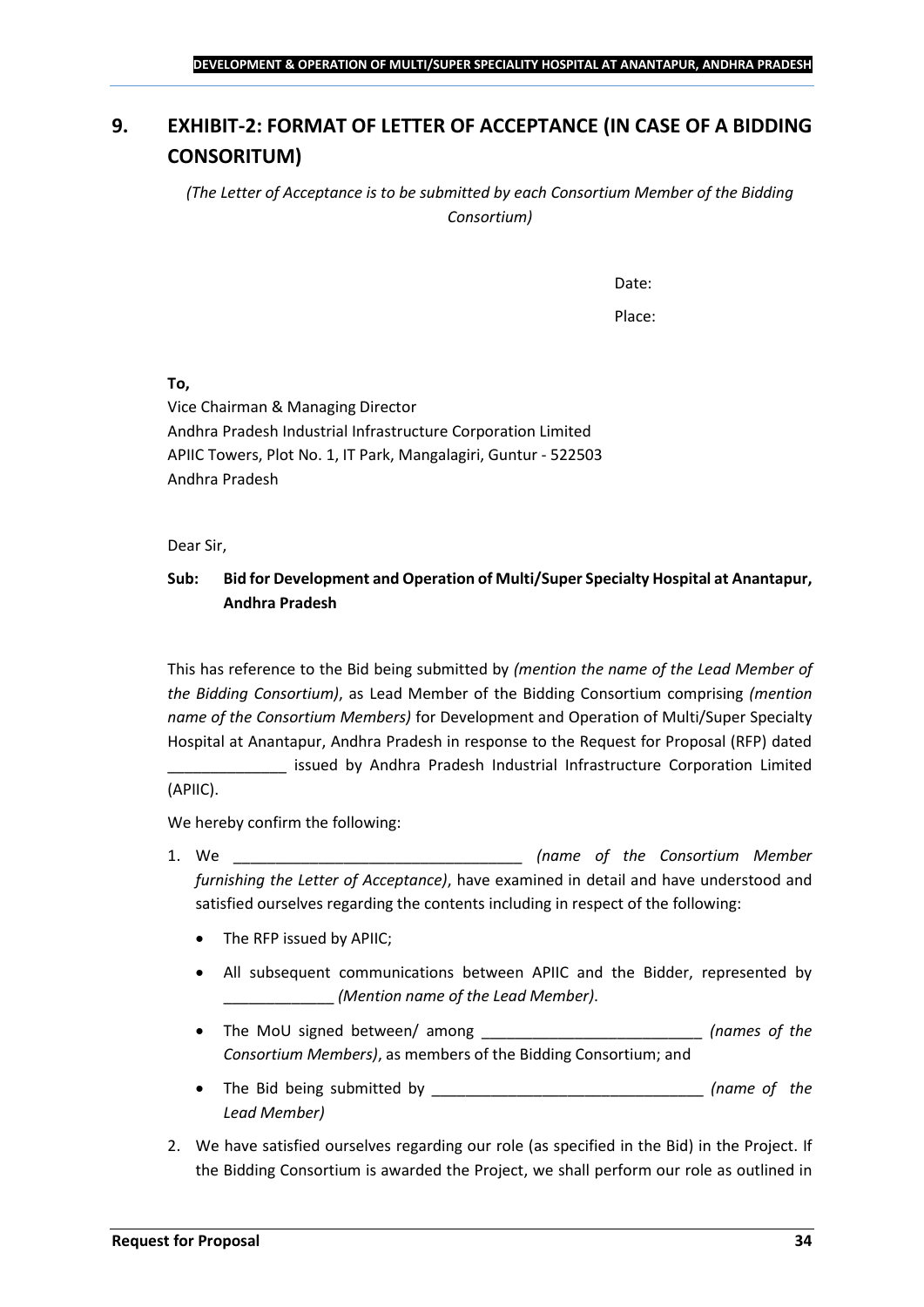## 9. EXHIBIT-2: FORMAT OF LETTER OF ACCEPTANCE (IN CASE OF A BIDDING CONSORITUM)

*(The Letter of Acceptance is to be submitted by each Consortium Member of the Bidding Consortium)*

Date:

Place:

**To,**
Vice Chairman & Managing Director
Andhra Pradesh Industrial Infrastructure Corporation Limited
APIIC Towers, Plot No. 1, IT Park, Mangalagiri, Guntur - 522503
Andhra Pradesh

Dear Sir,

**Sub: Bid for Development and Operation of Multi/Super Specialty Hospital at Anantapur, Andhra Pradesh**

This has reference to the Bid being submitted by *(mention the name of the Lead Member of the Bidding Consortium)*, as Lead Member of the Bidding Consortium comprising *(mention name of the Consortium Members)* for Development and Operation of Multi/Super Specialty Hospital at Anantapur, Andhra Pradesh in response to the Request for Proposal (RFP) dated ______________ issued by Andhra Pradesh Industrial Infrastructure Corporation Limited (APIIC).

We hereby confirm the following:

1. We __________________________________ *(name of the Consortium Member furnishing the Letter of Acceptance)*, have examined in detail and have understood and satisfied ourselves regarding the contents including in respect of the following:
   - The RFP issued by APIIC;
   - All subsequent communications between APIIC and the Bidder, represented by _____________ *(Mention name of the Lead Member)*.
   - The MoU signed between/ among __________________________ *(names of the Consortium Members)*, as members of the Bidding Consortium; and
   - The Bid being submitted by ________________________________ *(name of the Lead Member)*
2. We have satisfied ourselves regarding our role (as specified in the Bid) in the Project. If the Bidding Consortium is awarded the Project, we shall perform our role as outlined in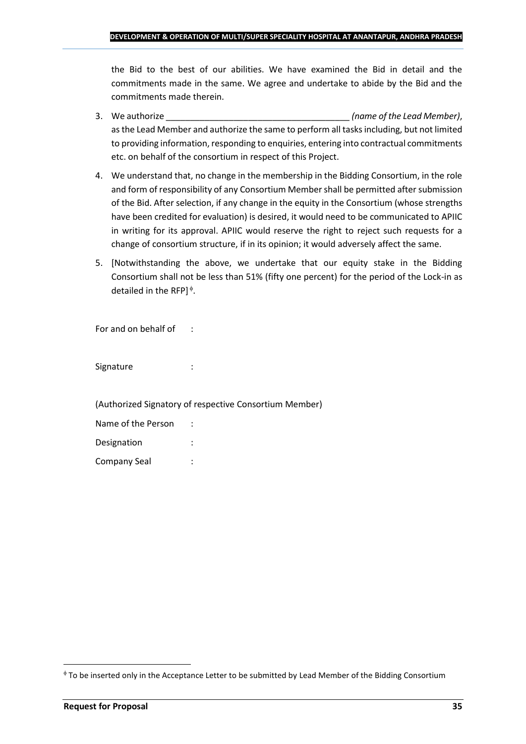the Bid to the best of our abilities. We have examined the Bid in detail and the commitments made in the same. We agree and undertake to abide by the Bid and the commitments made therein.

3. We authorize _______________________________________ *(name of the Lead Member)*, as the Lead Member and authorize the same to perform all tasks including, but not limited to providing information, responding to enquiries, entering into contractual commitments etc. on behalf of the consortium in respect of this Project.

4. We understand that, no change in the membership in the Bidding Consortium, in the role and form of responsibility of any Consortium Member shall be permitted after submission of the Bid. After selection, if any change in the equity in the Consortium (whose strengths have been credited for evaluation) is desired, it would need to be communicated to APIIC in writing for its approval. APIIC would reserve the right to reject such requests for a change of consortium structure, if in its opinion; it would adversely affect the same.

5. [Notwithstanding the above, we undertake that our equity stake in the Bidding Consortium shall not be less than 51% (fifty one percent) for the period of the Lock-in as detailed in the RFP][ϕ].

For and on behalf of :

Signature :

(Authorized Signatory of respective Consortium Member)

Name of the Person :

Designation :

Company Seal :

---

[ϕ] To be inserted only in the Acceptance Letter to be submitted by Lead Member of the Bidding Consortium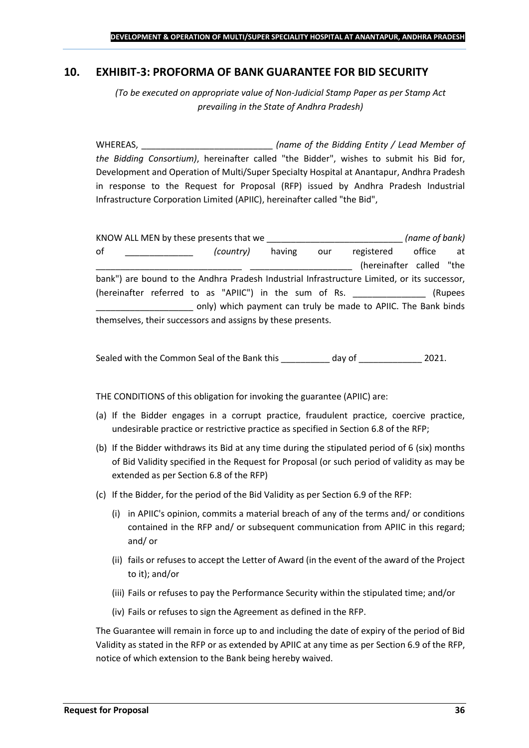## 10. EXHIBIT-3: PROFORMA OF BANK GUARANTEE FOR BID SECURITY

*(To be executed on appropriate value of Non-Judicial Stamp Paper as per Stamp Act prevailing in the State of Andhra Pradesh)*

WHEREAS, ___________________________ *(name of the Bidding Entity / Lead Member of the Bidding Consortium)*, hereinafter called "the Bidder", wishes to submit his Bid for, Development and Operation of Multi/Super Specialty Hospital at Anantapur, Andhra Pradesh in response to the Request for Proposal (RFP) issued by Andhra Pradesh Industrial Infrastructure Corporation Limited (APIIC), hereinafter called "the Bid",

KNOW ALL MEN by these presents that we ____________________________ *(name of bank)* of ______________ *(country)* having our registered office at ______________________________ _____________________ (hereinafter called "the bank") are bound to the Andhra Pradesh Industrial Infrastructure Limited, or its successor, (hereinafter referred to as "APIIC") in the sum of Rs. _______________ (Rupees ____________________ only) which payment can truly be made to APIIC. The Bank binds themselves, their successors and assigns by these presents.

Sealed with the Common Seal of the Bank this __________ day of _____________ 2021.

THE CONDITIONS of this obligation for invoking the guarantee (APIIC) are:

(a) If the Bidder engages in a corrupt practice, fraudulent practice, coercive practice, undesirable practice or restrictive practice as specified in Section 6.8 of the RFP;

(b) If the Bidder withdraws its Bid at any time during the stipulated period of 6 (six) months of Bid Validity specified in the Request for Proposal (or such period of validity as may be extended as per Section 6.8 of the RFP)

(c) If the Bidder, for the period of the Bid Validity as per Section 6.9 of the RFP:

  (i) in APIIC's opinion, commits a material breach of any of the terms and/ or conditions contained in the RFP and/ or subsequent communication from APIIC in this regard; and/ or

  (ii) fails or refuses to accept the Letter of Award (in the event of the award of the Project to it); and/or

  (iii) Fails or refuses to pay the Performance Security within the stipulated time; and/or

  (iv) Fails or refuses to sign the Agreement as defined in the RFP.

The Guarantee will remain in force up to and including the date of expiry of the period of Bid Validity as stated in the RFP or as extended by APIIC at any time as per Section 6.9 of the RFP, notice of which extension to the Bank being hereby waived.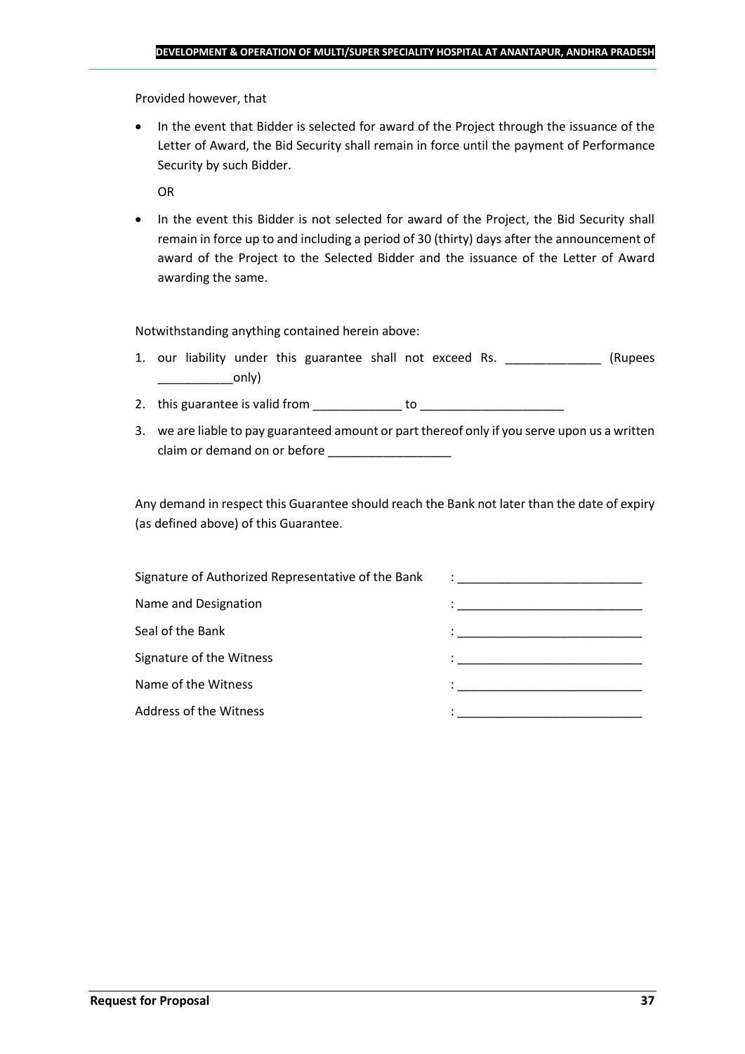Provided however, that

- In the event that Bidder is selected for award of the Project through the issuance of the Letter of Award, the Bid Security shall remain in force until the payment of Performance Security by such Bidder.

  OR

- In the event this Bidder is not selected for award of the Project, the Bid Security shall remain in force up to and including a period of 30 (thirty) days after the announcement of award of the Project to the Selected Bidder and the issuance of the Letter of Award awarding the same.

Notwithstanding anything contained herein above:

1. our liability under this guarantee shall not exceed Rs. ______________ (Rupees ___________only)
2. this guarantee is valid from _____________ to _____________________
3. we are liable to pay guaranteed amount or part thereof only if you serve upon us a written claim or demand on or before _________________

Any demand in respect this Guarantee should reach the Bank not later than the date of expiry (as defined above) of this Guarantee.

Signature of Authorized Representative of the Bank : ___________________________

Name and Designation : ___________________________

Seal of the Bank : ___________________________

Signature of the Witness : ___________________________

Name of the Witness : ___________________________

Address of the Witness : ___________________________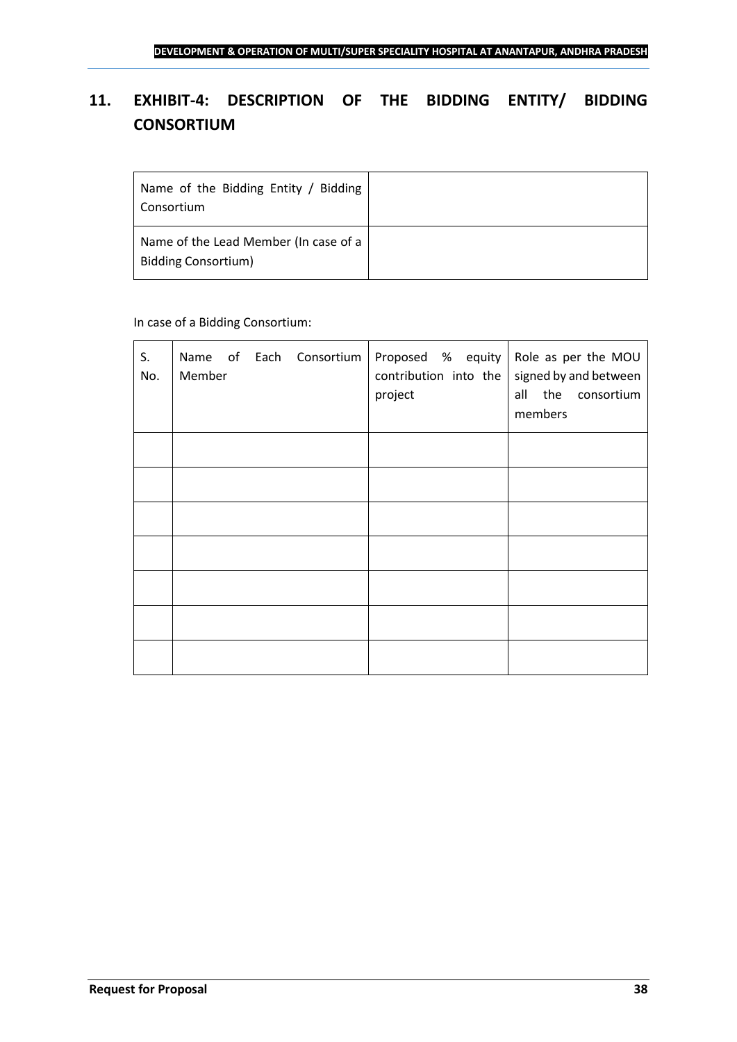## 11. EXHIBIT-4: DESCRIPTION OF THE BIDDING ENTITY/ BIDDING CONSORTIUM

| Name of the Bidding Entity / Bidding Consortium | |
|---|---|
| Name of the Lead Member (In case of a Bidding Consortium) | |

In case of a Bidding Consortium:

| S. No. | Name of Each Consortium Member | Proposed % equity contribution into the project | Role as per the MOU signed by and between all the consortium members |
|---|---|---|---|
| | | | |
| | | | |
| | | | |
| | | | |
| | | | |
| | | | |
| | | | |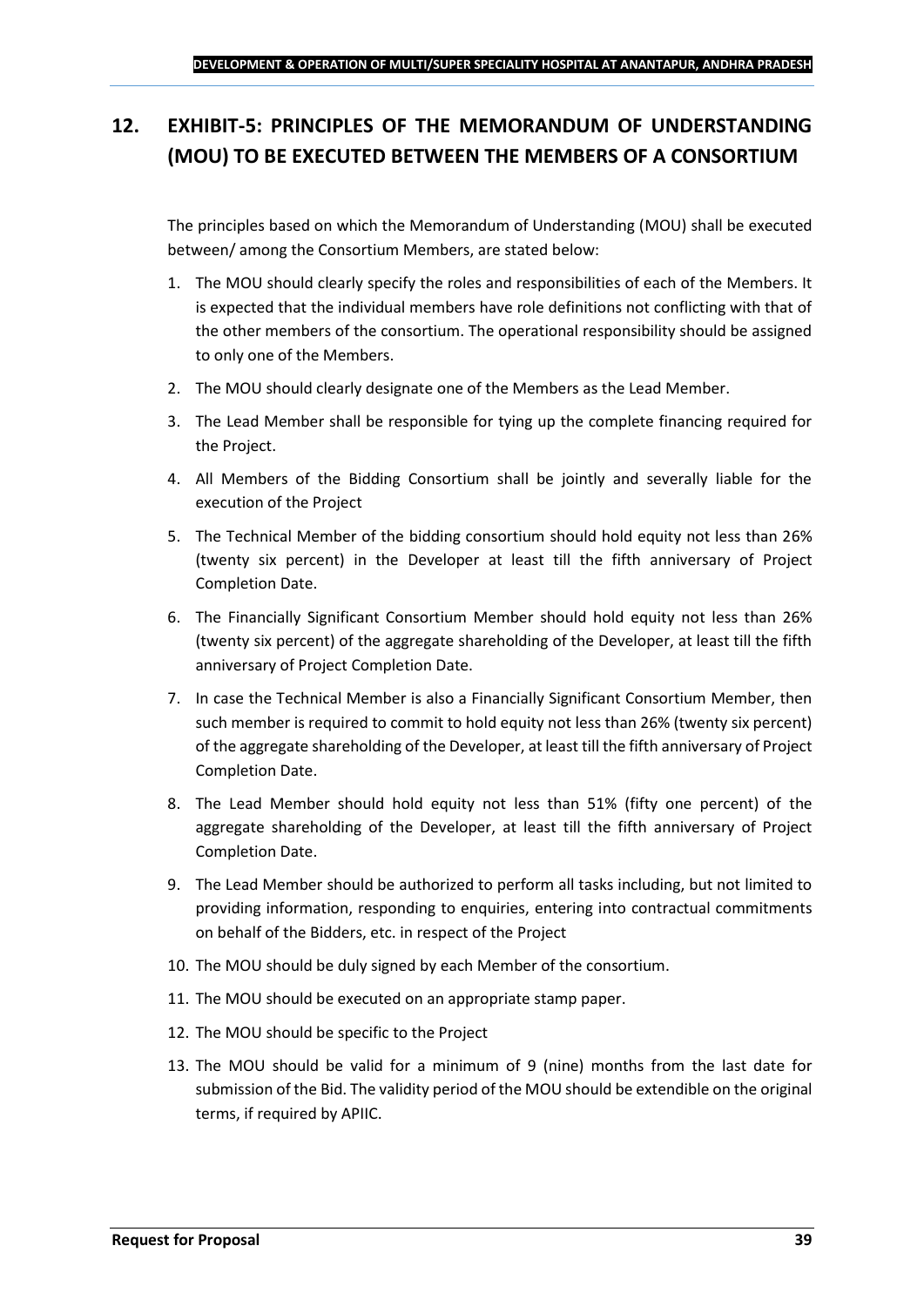## 12. EXHIBIT-5: PRINCIPLES OF THE MEMORANDUM OF UNDERSTANDING (MOU) TO BE EXECUTED BETWEEN THE MEMBERS OF A CONSORTIUM

The principles based on which the Memorandum of Understanding (MOU) shall be executed between/ among the Consortium Members, are stated below:

1. The MOU should clearly specify the roles and responsibilities of each of the Members. It is expected that the individual members have role definitions not conflicting with that of the other members of the consortium. The operational responsibility should be assigned to only one of the Members.
2. The MOU should clearly designate one of the Members as the Lead Member.
3. The Lead Member shall be responsible for tying up the complete financing required for the Project.
4. All Members of the Bidding Consortium shall be jointly and severally liable for the execution of the Project
5. The Technical Member of the bidding consortium should hold equity not less than 26% (twenty six percent) in the Developer at least till the fifth anniversary of Project Completion Date.
6. The Financially Significant Consortium Member should hold equity not less than 26% (twenty six percent) of the aggregate shareholding of the Developer, at least till the fifth anniversary of Project Completion Date.
7. In case the Technical Member is also a Financially Significant Consortium Member, then such member is required to commit to hold equity not less than 26% (twenty six percent) of the aggregate shareholding of the Developer, at least till the fifth anniversary of Project Completion Date.
8. The Lead Member should hold equity not less than 51% (fifty one percent) of the aggregate shareholding of the Developer, at least till the fifth anniversary of Project Completion Date.
9. The Lead Member should be authorized to perform all tasks including, but not limited to providing information, responding to enquiries, entering into contractual commitments on behalf of the Bidders, etc. in respect of the Project
10. The MOU should be duly signed by each Member of the consortium.
11. The MOU should be executed on an appropriate stamp paper.
12. The MOU should be specific to the Project
13. The MOU should be valid for a minimum of 9 (nine) months from the last date for submission of the Bid. The validity period of the MOU should be extendible on the original terms, if required by APIIC.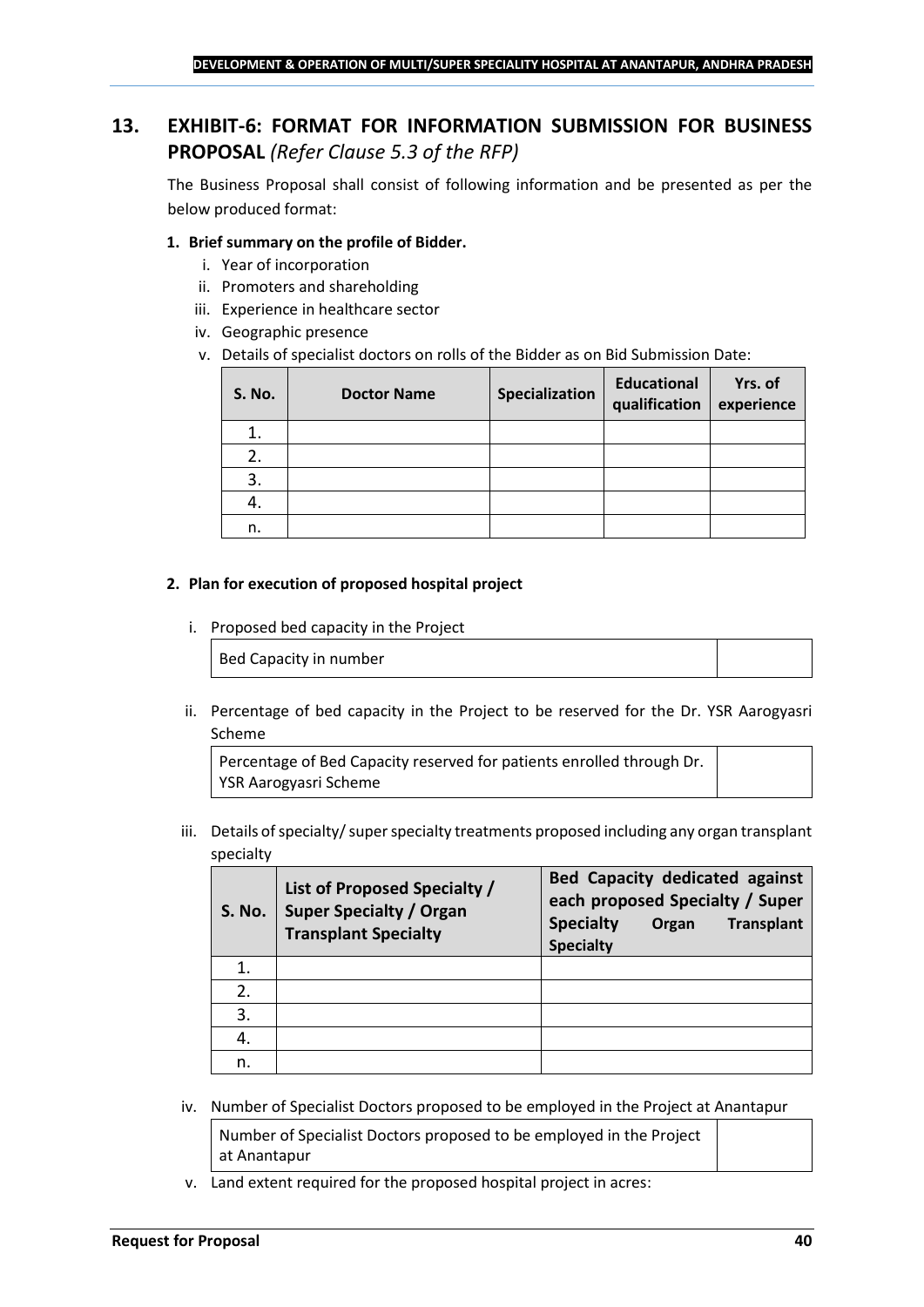## 13. EXHIBIT-6: FORMAT FOR INFORMATION SUBMISSION FOR BUSINESS PROPOSAL *(Refer Clause 5.3 of the RFP)*

The Business Proposal shall consist of following information and be presented as per the below produced format:

**1. Brief summary on the profile of Bidder.**

i. Year of incorporation
ii. Promoters and shareholding
iii. Experience in healthcare sector
iv. Geographic presence
v. Details of specialist doctors on rolls of the Bidder as on Bid Submission Date:

| S. No. | Doctor Name | Specialization | Educational qualification | Yrs. of experience |
|---|---|---|---|---|
| 1. | | | | |
| 2. | | | | |
| 3. | | | | |
| 4. | | | | |
| n. | | | | |

**2. Plan for execution of proposed hospital project**

i. Proposed bed capacity in the Project

| Bed Capacity in number | |
|---|---|

ii. Percentage of bed capacity in the Project to be reserved for the Dr. YSR Aarogyasri Scheme

| Percentage of Bed Capacity reserved for patients enrolled through Dr. YSR Aarogyasri Scheme | |
|---|---|

iii. Details of specialty/ super specialty treatments proposed including any organ transplant specialty

| S. No. | List of Proposed Specialty / Super Specialty / Organ Transplant Specialty | Bed Capacity dedicated against each proposed Specialty / Super Specialty Organ Transplant Specialty |
|---|---|---|
| 1. | | |
| 2. | | |
| 3. | | |
| 4. | | |
| n. | | |

iv. Number of Specialist Doctors proposed to be employed in the Project at Anantapur

| Number of Specialist Doctors proposed to be employed in the Project at Anantapur | |
|---|---|

v. Land extent required for the proposed hospital project in acres: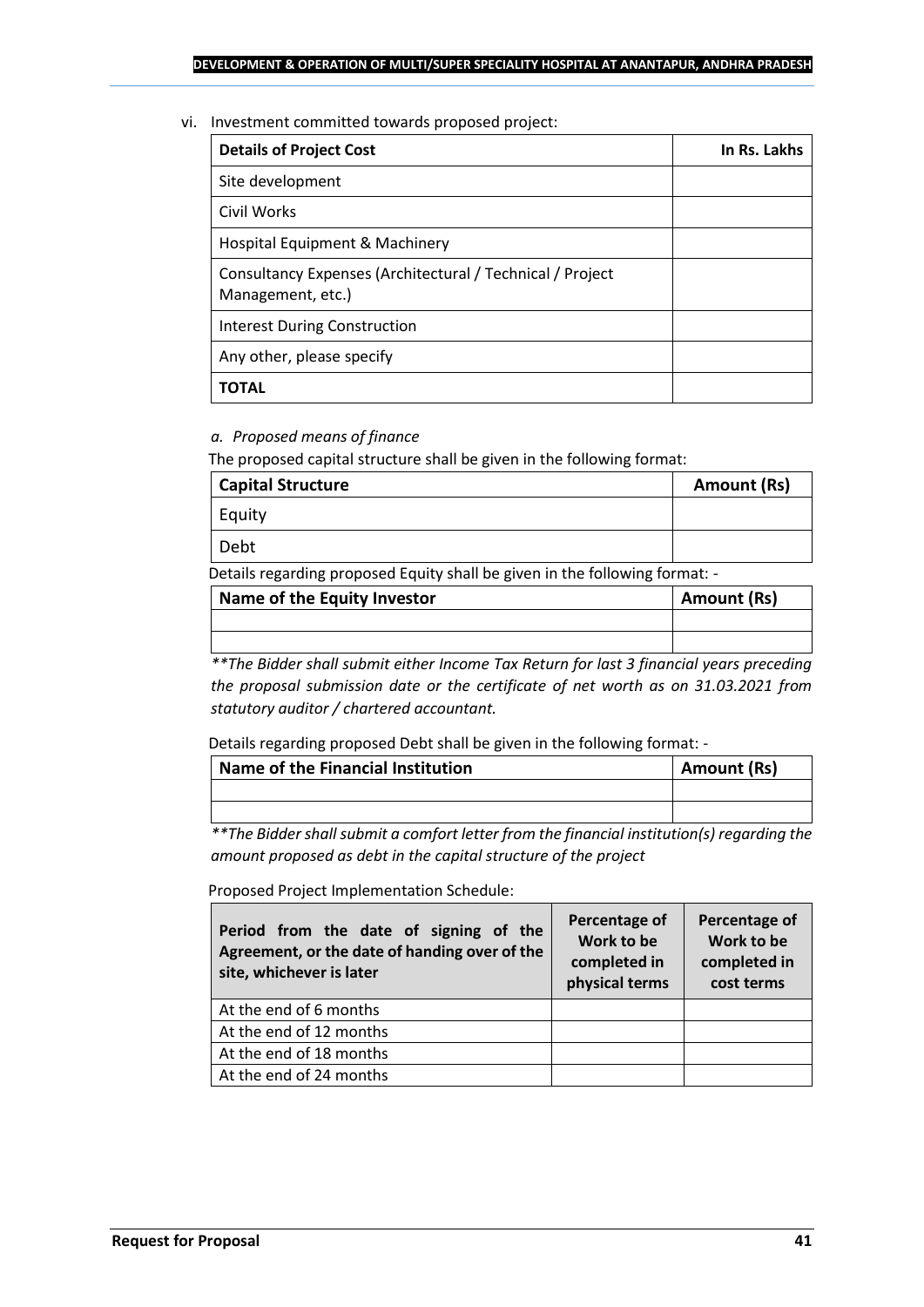vi. Investment committed towards proposed project:

| Details of Project Cost | In Rs. Lakhs |
|---|---|
| Site development | |
| Civil Works | |
| Hospital Equipment & Machinery | |
| Consultancy Expenses (Architectural / Technical / Project Management, etc.) | |
| Interest During Construction | |
| Any other, please specify | |
| **TOTAL** | |

*a. Proposed means of finance*

The proposed capital structure shall be given in the following format:

| Capital Structure | Amount (Rs) |
|---|---|
| Equity | |
| Debt | |

Details regarding proposed Equity shall be given in the following format: -

| Name of the Equity Investor | Amount (Rs) |
|---|---|
| | |
| | |

*\*\*The Bidder shall submit either Income Tax Return for last 3 financial years preceding the proposal submission date or the certificate of net worth as on 31.03.2021 from statutory auditor / chartered accountant.*

Details regarding proposed Debt shall be given in the following format: -

| Name of the Financial Institution | Amount (Rs) |
|---|---|
| | |
| | |

*\*\*The Bidder shall submit a comfort letter from the financial institution(s) regarding the amount proposed as debt in the capital structure of the project*

Proposed Project Implementation Schedule:

| Period from the date of signing of the Agreement, or the date of handing over of the site, whichever is later | Percentage of Work to be completed in physical terms | Percentage of Work to be completed in cost terms |
|---|---|---|
| At the end of 6 months | | |
| At the end of 12 months | | |
| At the end of 18 months | | |
| At the end of 24 months | | |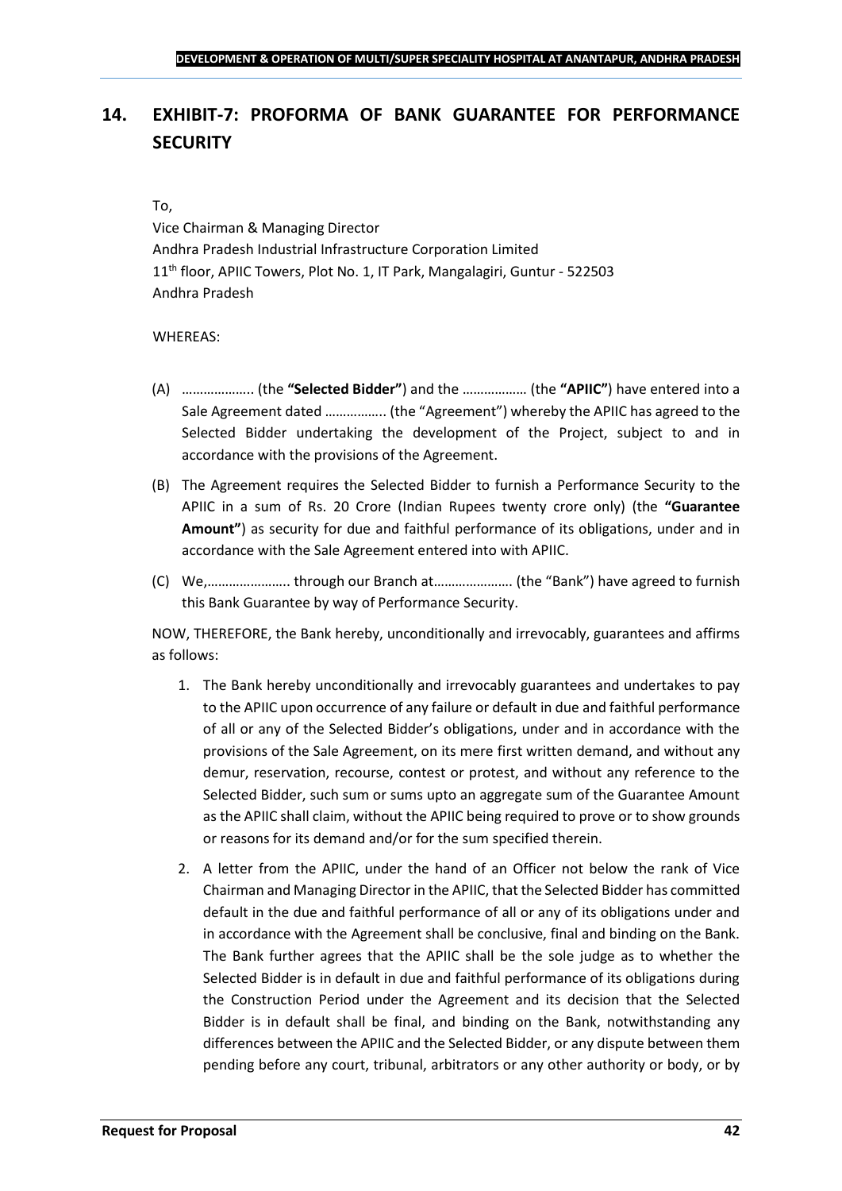## 14. EXHIBIT-7: PROFORMA OF BANK GUARANTEE FOR PERFORMANCE SECURITY

To,
Vice Chairman & Managing Director
Andhra Pradesh Industrial Infrastructure Corporation Limited
11th floor, APIIC Towers, Plot No. 1, IT Park, Mangalagiri, Guntur - 522503
Andhra Pradesh

WHEREAS:

(A) ……………….. (the **"Selected Bidder"**) and the …………….. (the **"APIIC"**) have entered into a Sale Agreement dated …………….. (the "Agreement") whereby the APIIC has agreed to the Selected Bidder undertaking the development of the Project, subject to and in accordance with the provisions of the Agreement.

(B) The Agreement requires the Selected Bidder to furnish a Performance Security to the APIIC in a sum of Rs. 20 Crore (Indian Rupees twenty crore only) (the **"Guarantee Amount"**) as security for due and faithful performance of its obligations, under and in accordance with the Sale Agreement entered into with APIIC.

(C) We,………………….. through our Branch at…………………. (the "Bank") have agreed to furnish this Bank Guarantee by way of Performance Security.

NOW, THEREFORE, the Bank hereby, unconditionally and irrevocably, guarantees and affirms as follows:

1. The Bank hereby unconditionally and irrevocably guarantees and undertakes to pay to the APIIC upon occurrence of any failure or default in due and faithful performance of all or any of the Selected Bidder's obligations, under and in accordance with the provisions of the Sale Agreement, on its mere first written demand, and without any demur, reservation, recourse, contest or protest, and without any reference to the Selected Bidder, such sum or sums upto an aggregate sum of the Guarantee Amount as the APIIC shall claim, without the APIIC being required to prove or to show grounds or reasons for its demand and/or for the sum specified therein.

2. A letter from the APIIC, under the hand of an Officer not below the rank of Vice Chairman and Managing Director in the APIIC, that the Selected Bidder has committed default in the due and faithful performance of all or any of its obligations under and in accordance with the Agreement shall be conclusive, final and binding on the Bank. The Bank further agrees that the APIIC shall be the sole judge as to whether the Selected Bidder is in default in due and faithful performance of its obligations during the Construction Period under the Agreement and its decision that the Selected Bidder is in default shall be final, and binding on the Bank, notwithstanding any differences between the APIIC and the Selected Bidder, or any dispute between them pending before any court, tribunal, arbitrators or any other authority or body, or by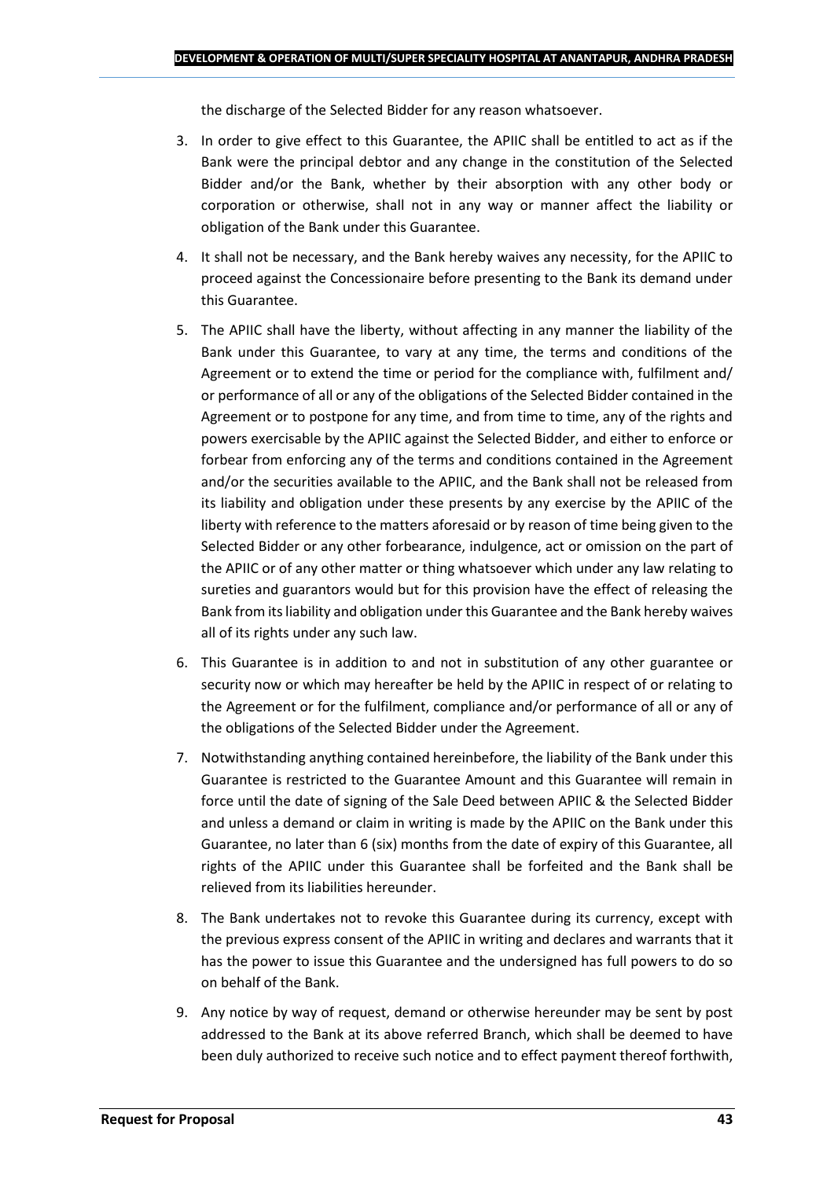the discharge of the Selected Bidder for any reason whatsoever.

3. In order to give effect to this Guarantee, the APIIC shall be entitled to act as if the Bank were the principal debtor and any change in the constitution of the Selected Bidder and/or the Bank, whether by their absorption with any other body or corporation or otherwise, shall not in any way or manner affect the liability or obligation of the Bank under this Guarantee.
4. It shall not be necessary, and the Bank hereby waives any necessity, for the APIIC to proceed against the Concessionaire before presenting to the Bank its demand under this Guarantee.
5. The APIIC shall have the liberty, without affecting in any manner the liability of the Bank under this Guarantee, to vary at any time, the terms and conditions of the Agreement or to extend the time or period for the compliance with, fulfilment and/ or performance of all or any of the obligations of the Selected Bidder contained in the Agreement or to postpone for any time, and from time to time, any of the rights and powers exercisable by the APIIC against the Selected Bidder, and either to enforce or forbear from enforcing any of the terms and conditions contained in the Agreement and/or the securities available to the APIIC, and the Bank shall not be released from its liability and obligation under these presents by any exercise by the APIIC of the liberty with reference to the matters aforesaid or by reason of time being given to the Selected Bidder or any other forbearance, indulgence, act or omission on the part of the APIIC or of any other matter or thing whatsoever which under any law relating to sureties and guarantors would but for this provision have the effect of releasing the Bank from its liability and obligation under this Guarantee and the Bank hereby waives all of its rights under any such law.
6. This Guarantee is in addition to and not in substitution of any other guarantee or security now or which may hereafter be held by the APIIC in respect of or relating to the Agreement or for the fulfilment, compliance and/or performance of all or any of the obligations of the Selected Bidder under the Agreement.
7. Notwithstanding anything contained hereinbefore, the liability of the Bank under this Guarantee is restricted to the Guarantee Amount and this Guarantee will remain in force until the date of signing of the Sale Deed between APIIC & the Selected Bidder and unless a demand or claim in writing is made by the APIIC on the Bank under this Guarantee, no later than 6 (six) months from the date of expiry of this Guarantee, all rights of the APIIC under this Guarantee shall be forfeited and the Bank shall be relieved from its liabilities hereunder.
8. The Bank undertakes not to revoke this Guarantee during its currency, except with the previous express consent of the APIIC in writing and declares and warrants that it has the power to issue this Guarantee and the undersigned has full powers to do so on behalf of the Bank.
9. Any notice by way of request, demand or otherwise hereunder may be sent by post addressed to the Bank at its above referred Branch, which shall be deemed to have been duly authorized to receive such notice and to effect payment thereof forthwith,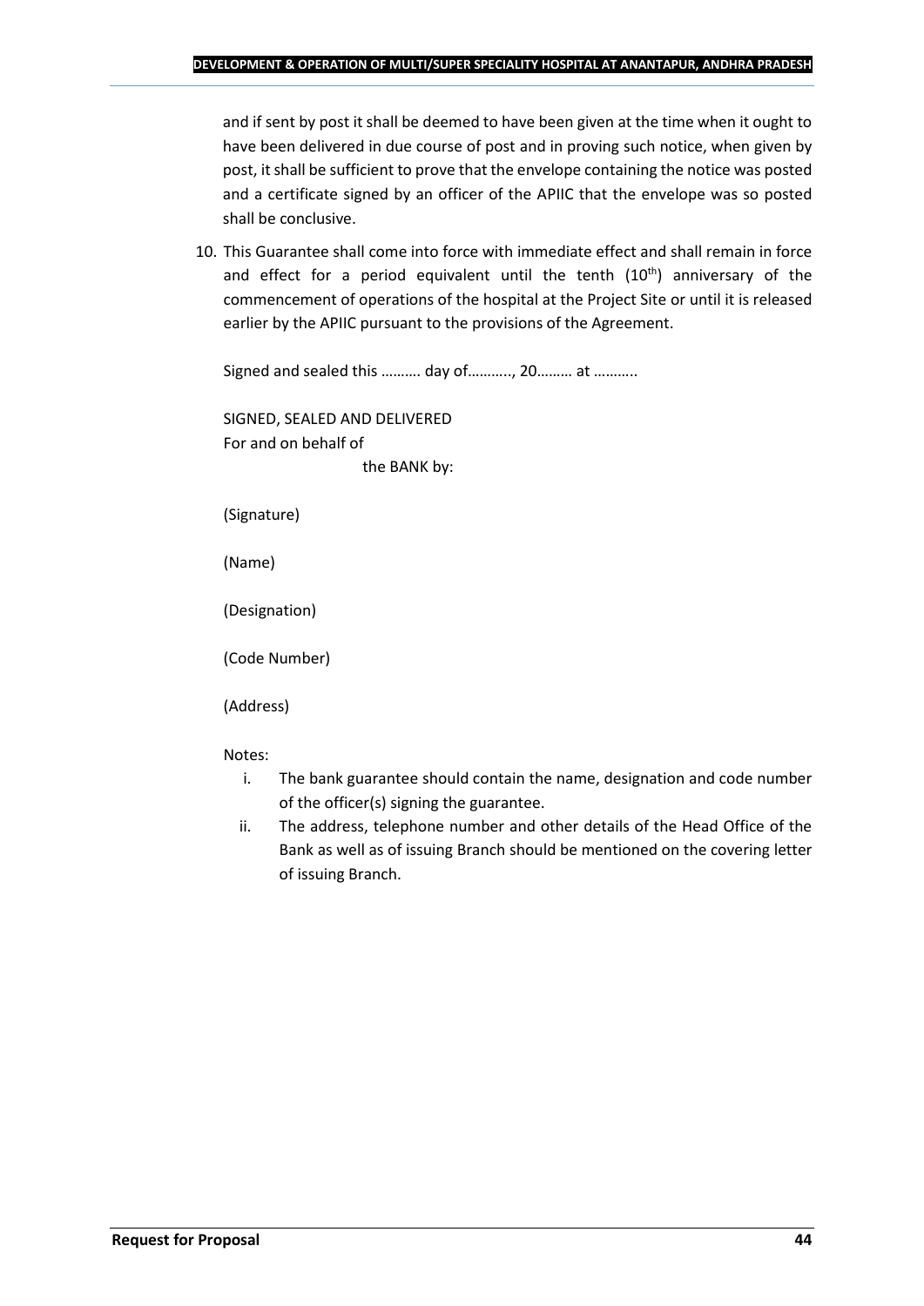and if sent by post it shall be deemed to have been given at the time when it ought to have been delivered in due course of post and in proving such notice, when given by post, it shall be sufficient to prove that the envelope containing the notice was posted and a certificate signed by an officer of the APIIC that the envelope was so posted shall be conclusive.

10. This Guarantee shall come into force with immediate effect and shall remain in force and effect for a period equivalent until the tenth ($10^{th}$) anniversary of the commencement of operations of the hospital at the Project Site or until it is released earlier by the APIIC pursuant to the provisions of the Agreement.

Signed and sealed this ………. day of……….., 20……… at ………..

SIGNED, SEALED AND DELIVERED
For and on behalf of
the BANK by:

(Signature)

(Name)

(Designation)

(Code Number)

(Address)

Notes:

i. The bank guarantee should contain the name, designation and code number of the officer(s) signing the guarantee.
ii. The address, telephone number and other details of the Head Office of the Bank as well as of issuing Branch should be mentioned on the covering letter of issuing Branch.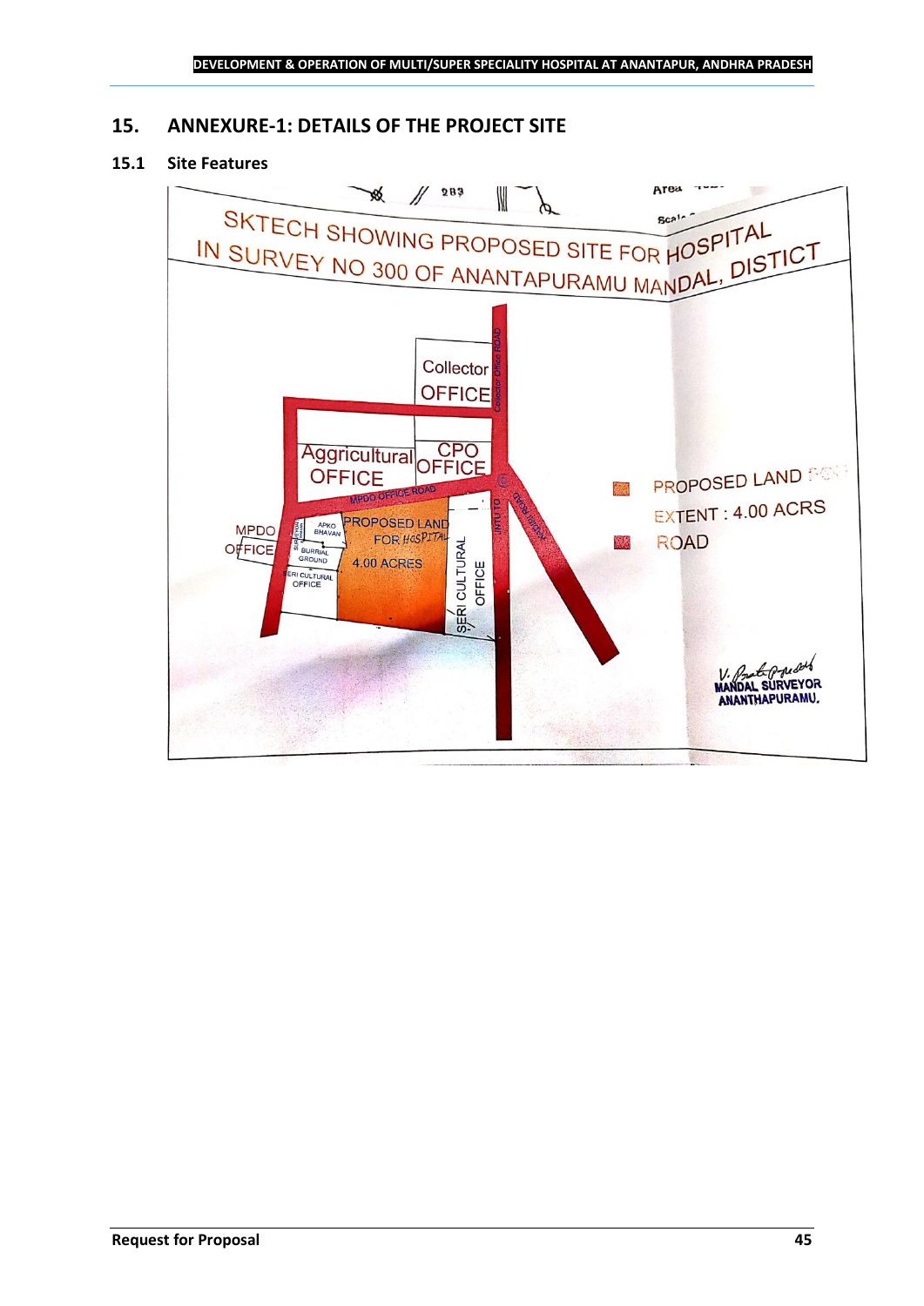## 15. ANNEXURE-1: DETAILS OF THE PROJECT SITE

### 15.1 Site Features

SKTECH SHOWING PROPOSED SITE FOR HOSPITAL IN SURVEY NO 300 OF ANANTAPURAMU MANDAL, DISTICT

Collector OFFICE

Collector Office ROAD

Aggricultural OFFICE

CPO OFFICE

MPDO OFFICE ROAD

MPDO OFFICE

APKO BHAVAN

BURRIAL GROUND

SERI CULTURAL OFFICE

PROPOSED LAND FOR HOSPITAL

4.00 ACRES

SERI CULTURAL OFFICE

PROPOSED LAND

EXTENT : 4.00 ACRS

ROAD

V. Prasad
MANDAL SURVEYOR
ANANTHAPURAMU.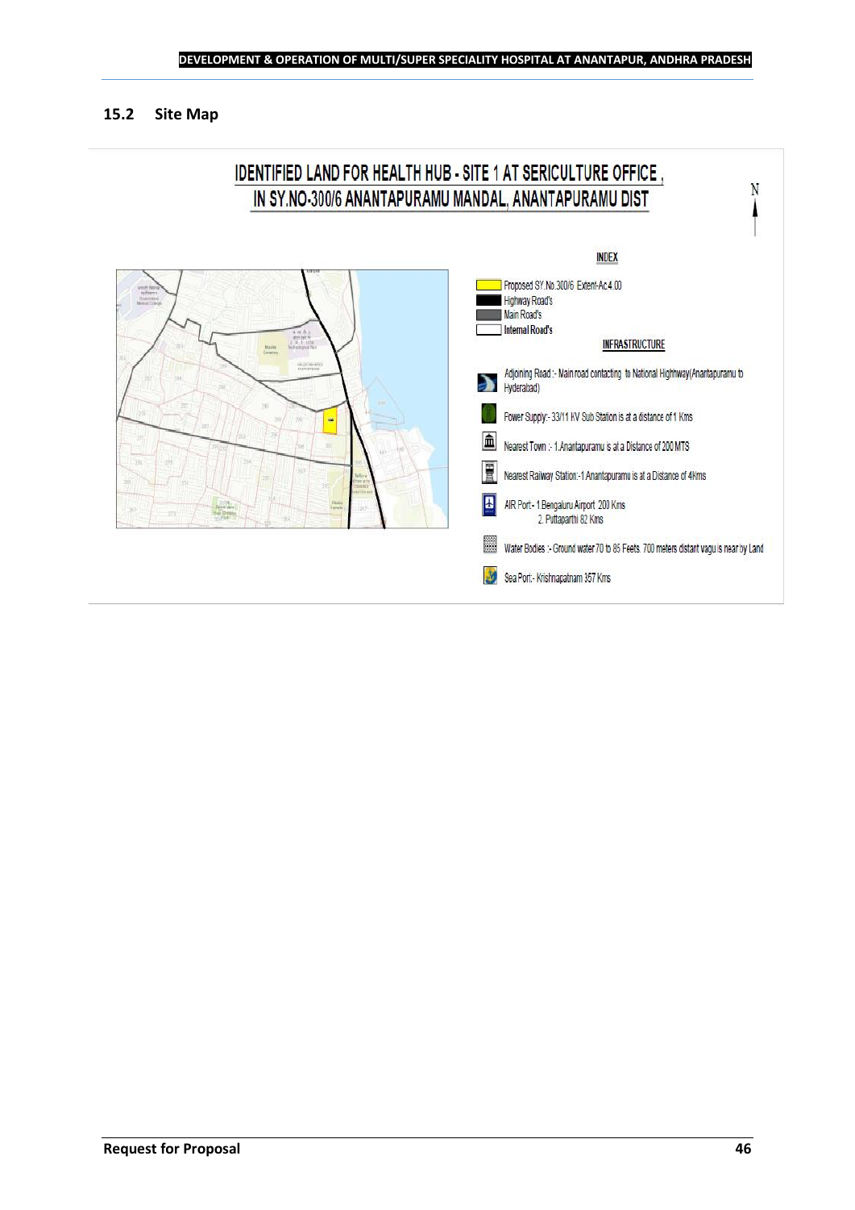## 15.2 Site Map

IDENTIFIED LAND FOR HEALTH HUB - SITE 1 AT SERICULTURE OFFICE , IN SY.NO-300/6 ANANTAPURAMU MANDAL, ANANTAPURAMU DIST

N

**INDEX**

- Proposed SY.No.300/6 Extent-Ac.4.00
- Highway Road's
- Main Road's
- Internal Road's

**INFRASTRUCTURE**

- Adjoining Road :- Main road contacting to National Highhway(Anantapuramu to Hyderabad)
- Power Supply:- 33/11 KV Sub Station is at a distance of 1 Kms
- Nearest Town :- 1.Anantapuramu is at a Distance of 200 MTS
- Nearest Railway Station:-1.Anantapuramu is at a Distance of 4Kms
- AIR Port:- 1.Bengaluru Airport 200 Kms
  2. Puttaparthi 82 Kms
- Water Bodies :- Ground water 70 to 85 Feets. 700 meters distant vagu is near by Land
- Sea Port:- Krishnapatnam 357 Kms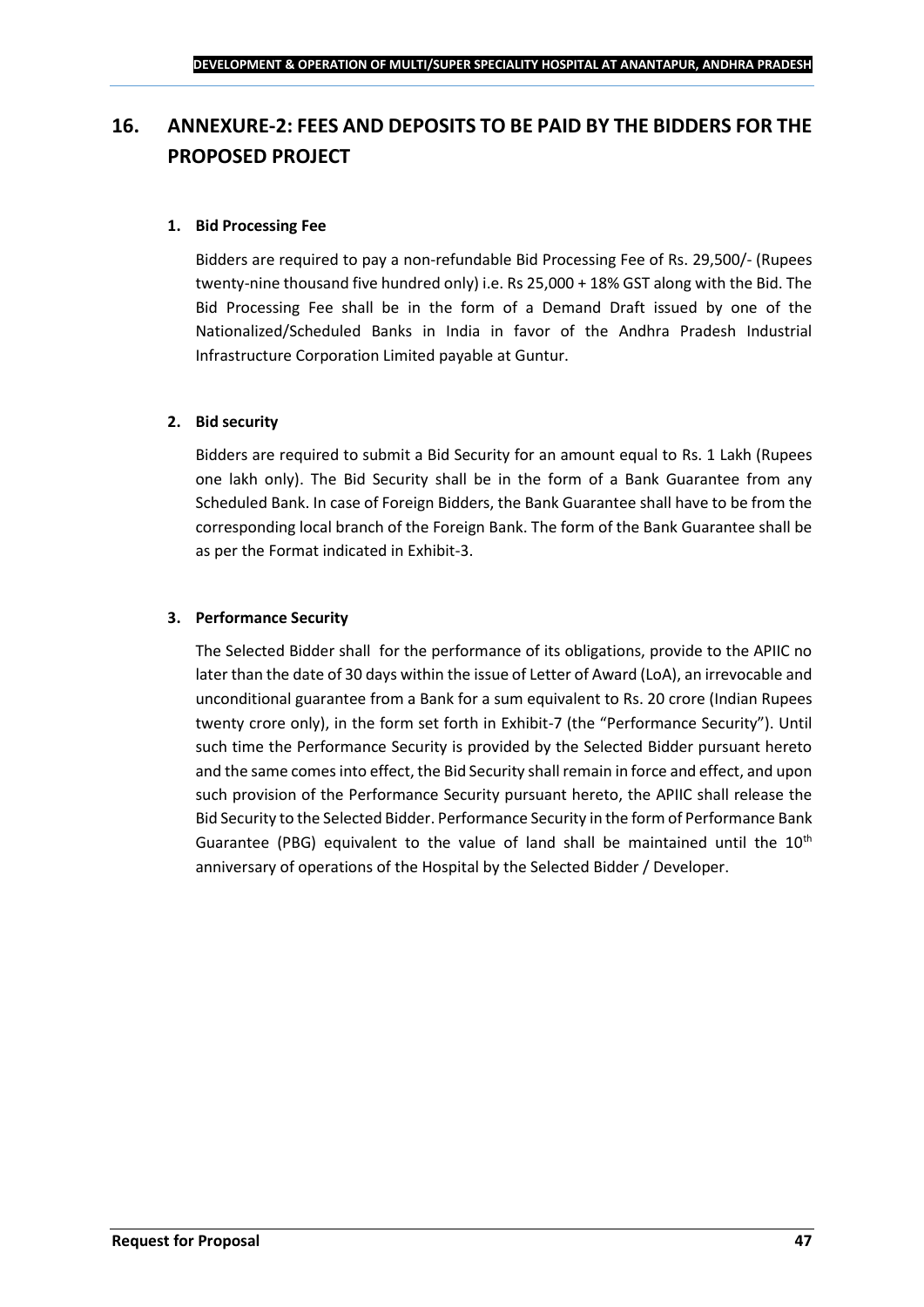# 16. ANNEXURE-2: FEES AND DEPOSITS TO BE PAID BY THE BIDDERS FOR THE PROPOSED PROJECT

**1. Bid Processing Fee**

Bidders are required to pay a non-refundable Bid Processing Fee of Rs. 29,500/- (Rupees twenty-nine thousand five hundred only) i.e. Rs 25,000 + 18% GST along with the Bid. The Bid Processing Fee shall be in the form of a Demand Draft issued by one of the Nationalized/Scheduled Banks in India in favor of the Andhra Pradesh Industrial Infrastructure Corporation Limited payable at Guntur.

**2. Bid security**

Bidders are required to submit a Bid Security for an amount equal to Rs. 1 Lakh (Rupees one lakh only). The Bid Security shall be in the form of a Bank Guarantee from any Scheduled Bank. In case of Foreign Bidders, the Bank Guarantee shall have to be from the corresponding local branch of the Foreign Bank. The form of the Bank Guarantee shall be as per the Format indicated in Exhibit-3.

**3. Performance Security**

The Selected Bidder shall for the performance of its obligations, provide to the APIIC no later than the date of 30 days within the issue of Letter of Award (LoA), an irrevocable and unconditional guarantee from a Bank for a sum equivalent to Rs. 20 crore (Indian Rupees twenty crore only), in the form set forth in Exhibit-7 (the "Performance Security"). Until such time the Performance Security is provided by the Selected Bidder pursuant hereto and the same comes into effect, the Bid Security shall remain in force and effect, and upon such provision of the Performance Security pursuant hereto, the APIIC shall release the Bid Security to the Selected Bidder. Performance Security in the form of Performance Bank Guarantee (PBG) equivalent to the value of land shall be maintained until the 10th anniversary of operations of the Hospital by the Selected Bidder / Developer.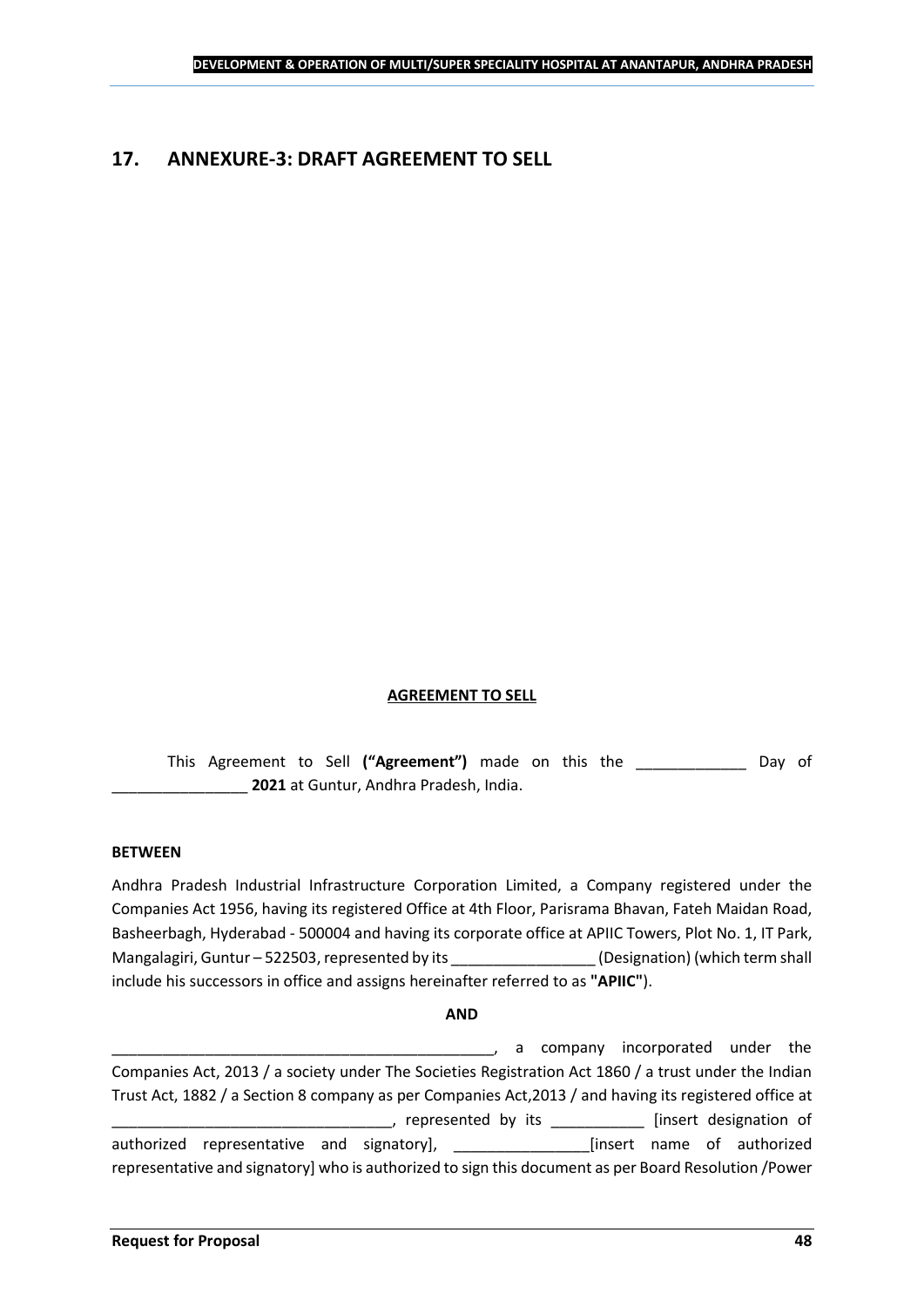## 17. ANNEXURE-3: DRAFT AGREEMENT TO SELL

**AGREEMENT TO SELL**

This Agreement to Sell **("Agreement")** made on this the _____________ Day of ________________ **2021** at Guntur, Andhra Pradesh, India.

**BETWEEN**

Andhra Pradesh Industrial Infrastructure Corporation Limited, a Company registered under the Companies Act 1956, having its registered Office at 4th Floor, Parisrama Bhavan, Fateh Maidan Road, Basheerbagh, Hyderabad - 500004 and having its corporate office at APIIC Towers, Plot No. 1, IT Park, Mangalagiri, Guntur – 522503, represented by its _________________ (Designation) (which term shall include his successors in office and assigns hereinafter referred to as **"APIIC"**).

**AND**

_______________________________________________, a company incorporated under the Companies Act, 2013 / a society under The Societies Registration Act 1860 / a trust under the Indian Trust Act, 1882 / a Section 8 company as per Companies Act,2013 / and having its registered office at __________________________________, represented by its ___________ [insert designation of authorized representative and signatory], ________________[insert name of authorized representative and signatory] who is authorized to sign this document as per Board Resolution /Power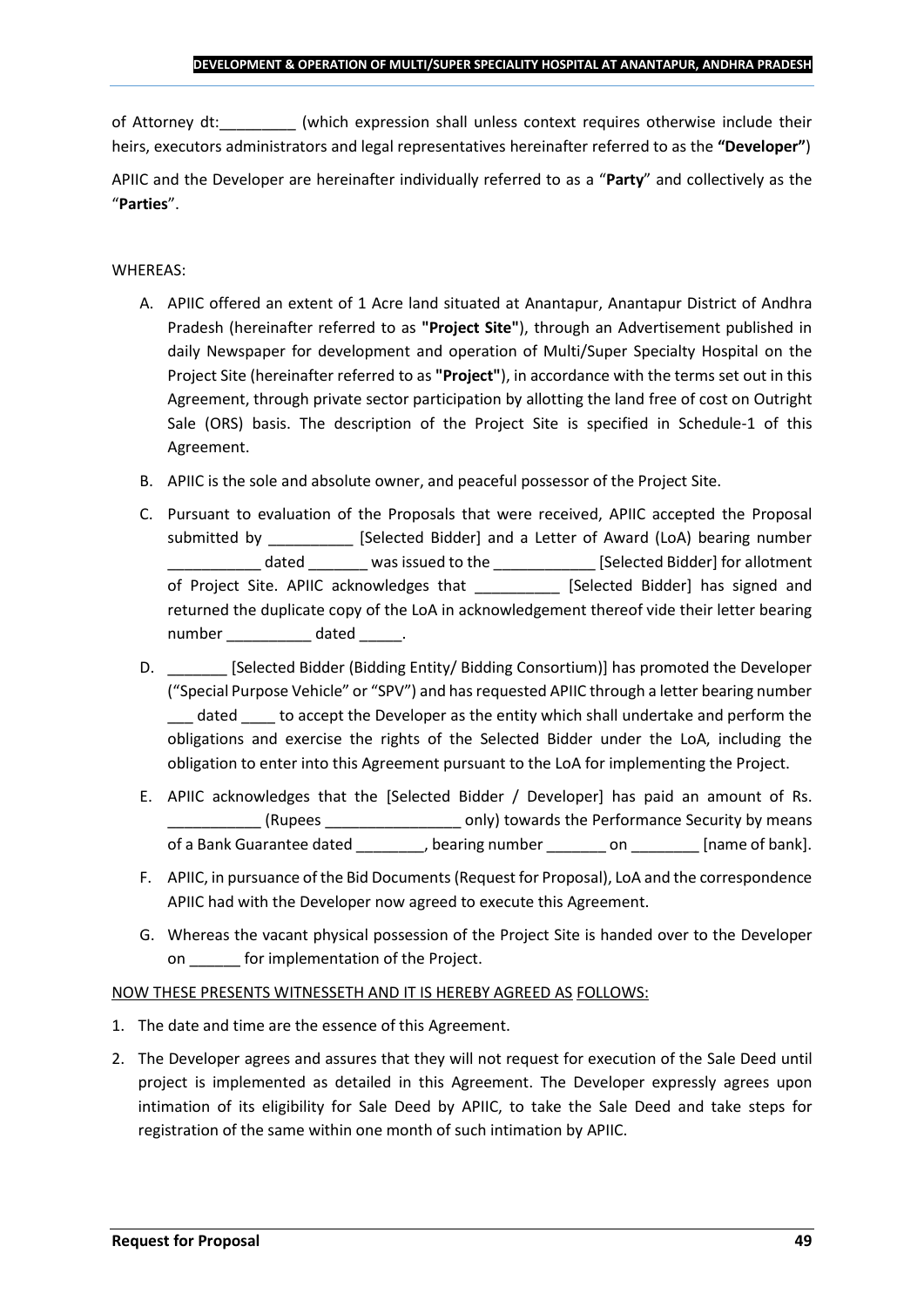of Attorney dt:_________ (which expression shall unless context requires otherwise include their heirs, executors administrators and legal representatives hereinafter referred to as the **"Developer"**)

APIIC and the Developer are hereinafter individually referred to as a "**Party**" and collectively as the "**Parties**".

WHEREAS:

A. APIIC offered an extent of 1 Acre land situated at Anantapur, Anantapur District of Andhra Pradesh (hereinafter referred to as **"Project Site"**), through an Advertisement published in daily Newspaper for development and operation of Multi/Super Specialty Hospital on the Project Site (hereinafter referred to as **"Project"**), in accordance with the terms set out in this Agreement, through private sector participation by allotting the land free of cost on Outright Sale (ORS) basis. The description of the Project Site is specified in Schedule-1 of this Agreement.

B. APIIC is the sole and absolute owner, and peaceful possessor of the Project Site.

C. Pursuant to evaluation of the Proposals that were received, APIIC accepted the Proposal submitted by __________ [Selected Bidder] and a Letter of Award (LoA) bearing number ___________ dated _______ was issued to the ____________ [Selected Bidder] for allotment of Project Site. APIIC acknowledges that __________ [Selected Bidder] has signed and returned the duplicate copy of the LoA in acknowledgement thereof vide their letter bearing number __________ dated _____.

D. _______ [Selected Bidder (Bidding Entity/ Bidding Consortium)] has promoted the Developer ("Special Purpose Vehicle" or "SPV") and has requested APIIC through a letter bearing number ___ dated ____ to accept the Developer as the entity which shall undertake and perform the obligations and exercise the rights of the Selected Bidder under the LoA, including the obligation to enter into this Agreement pursuant to the LoA for implementing the Project.

E. APIIC acknowledges that the [Selected Bidder / Developer] has paid an amount of Rs. ___________ (Rupees ________________ only) towards the Performance Security by means of a Bank Guarantee dated ________, bearing number _______ on ________ [name of bank].

F. APIIC, in pursuance of the Bid Documents (Request for Proposal), LoA and the correspondence APIIC had with the Developer now agreed to execute this Agreement.

G. Whereas the vacant physical possession of the Project Site is handed over to the Developer on ______ for implementation of the Project.

NOW THESE PRESENTS WITNESSETH AND IT IS HEREBY AGREED AS FOLLOWS:

1. The date and time are the essence of this Agreement.

2. The Developer agrees and assures that they will not request for execution of the Sale Deed until project is implemented as detailed in this Agreement. The Developer expressly agrees upon intimation of its eligibility for Sale Deed by APIIC, to take the Sale Deed and take steps for registration of the same within one month of such intimation by APIIC.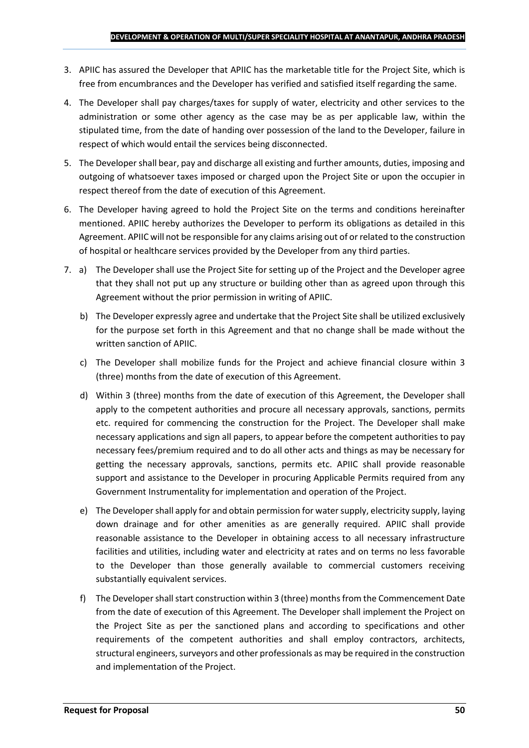3. APIIC has assured the Developer that APIIC has the marketable title for the Project Site, which is free from encumbrances and the Developer has verified and satisfied itself regarding the same.

4. The Developer shall pay charges/taxes for supply of water, electricity and other services to the administration or some other agency as the case may be as per applicable law, within the stipulated time, from the date of handing over possession of the land to the Developer, failure in respect of which would entail the services being disconnected.

5. The Developer shall bear, pay and discharge all existing and further amounts, duties, imposing and outgoing of whatsoever taxes imposed or charged upon the Project Site or upon the occupier in respect thereof from the date of execution of this Agreement.

6. The Developer having agreed to hold the Project Site on the terms and conditions hereinafter mentioned. APIIC hereby authorizes the Developer to perform its obligations as detailed in this Agreement. APIIC will not be responsible for any claims arising out of or related to the construction of hospital or healthcare services provided by the Developer from any third parties.

7. a) The Developer shall use the Project Site for setting up of the Project and the Developer agree that they shall not put up any structure or building other than as agreed upon through this Agreement without the prior permission in writing of APIIC.

   b) The Developer expressly agree and undertake that the Project Site shall be utilized exclusively for the purpose set forth in this Agreement and that no change shall be made without the written sanction of APIIC.

   c) The Developer shall mobilize funds for the Project and achieve financial closure within 3 (three) months from the date of execution of this Agreement.

   d) Within 3 (three) months from the date of execution of this Agreement, the Developer shall apply to the competent authorities and procure all necessary approvals, sanctions, permits etc. required for commencing the construction for the Project. The Developer shall make necessary applications and sign all papers, to appear before the competent authorities to pay necessary fees/premium required and to do all other acts and things as may be necessary for getting the necessary approvals, sanctions, permits etc. APIIC shall provide reasonable support and assistance to the Developer in procuring Applicable Permits required from any Government Instrumentality for implementation and operation of the Project.

   e) The Developer shall apply for and obtain permission for water supply, electricity supply, laying down drainage and for other amenities as are generally required. APIIC shall provide reasonable assistance to the Developer in obtaining access to all necessary infrastructure facilities and utilities, including water and electricity at rates and on terms no less favorable to the Developer than those generally available to commercial customers receiving substantially equivalent services.

   f) The Developer shall start construction within 3 (three) months from the Commencement Date from the date of execution of this Agreement. The Developer shall implement the Project on the Project Site as per the sanctioned plans and according to specifications and other requirements of the competent authorities and shall employ contractors, architects, structural engineers, surveyors and other professionals as may be required in the construction and implementation of the Project.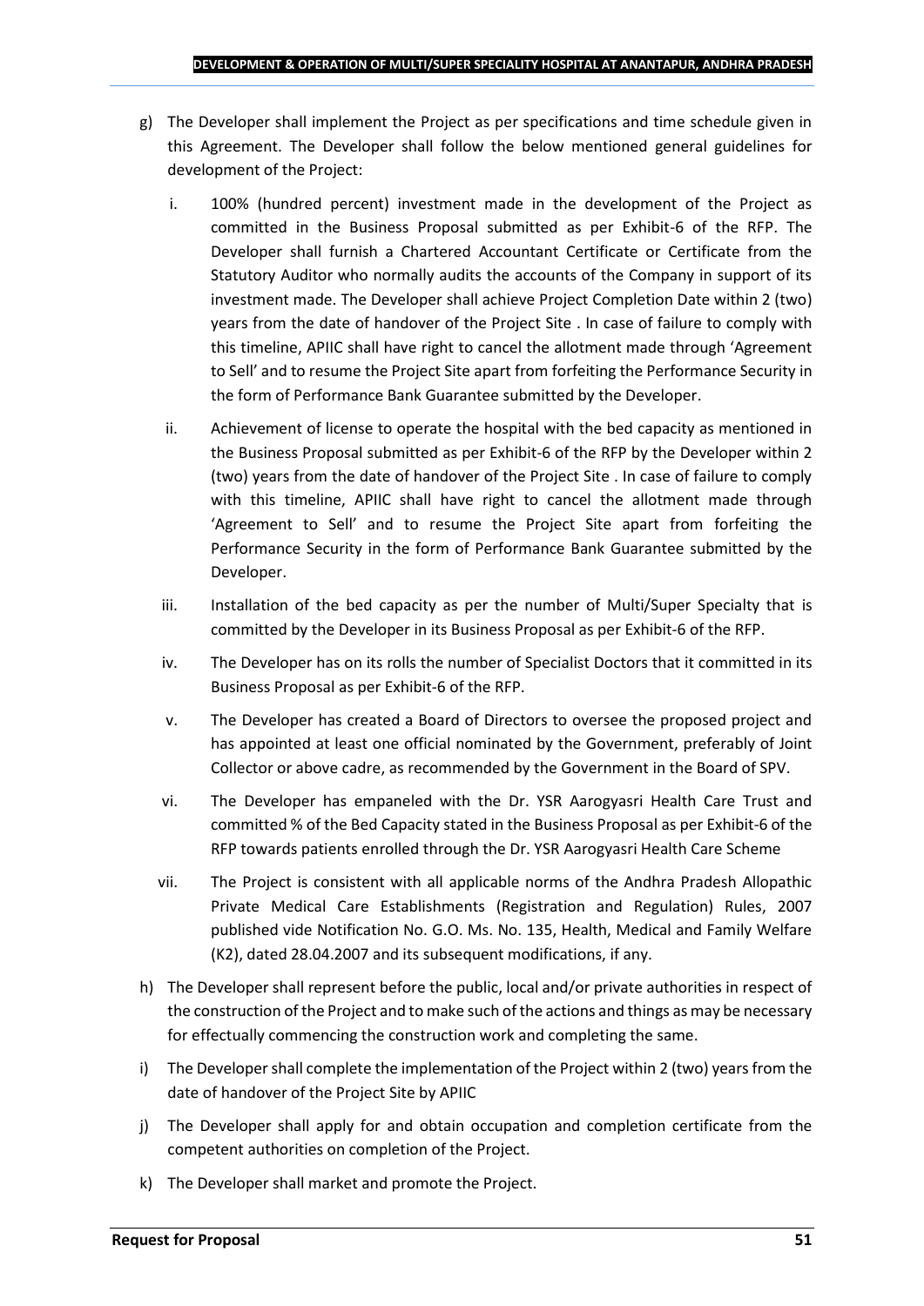g) The Developer shall implement the Project as per specifications and time schedule given in this Agreement. The Developer shall follow the below mentioned general guidelines for development of the Project:

   i. 100% (hundred percent) investment made in the development of the Project as committed in the Business Proposal submitted as per Exhibit-6 of the RFP. The Developer shall furnish a Chartered Accountant Certificate or Certificate from the Statutory Auditor who normally audits the accounts of the Company in support of its investment made. The Developer shall achieve Project Completion Date within 2 (two) years from the date of handover of the Project Site . In case of failure to comply with this timeline, APIIC shall have right to cancel the allotment made through 'Agreement to Sell' and to resume the Project Site apart from forfeiting the Performance Security in the form of Performance Bank Guarantee submitted by the Developer.

   ii. Achievement of license to operate the hospital with the bed capacity as mentioned in the Business Proposal submitted as per Exhibit-6 of the RFP by the Developer within 2 (two) years from the date of handover of the Project Site . In case of failure to comply with this timeline, APIIC shall have right to cancel the allotment made through 'Agreement to Sell' and to resume the Project Site apart from forfeiting the Performance Security in the form of Performance Bank Guarantee submitted by the Developer.

   iii. Installation of the bed capacity as per the number of Multi/Super Specialty that is committed by the Developer in its Business Proposal as per Exhibit-6 of the RFP.

   iv. The Developer has on its rolls the number of Specialist Doctors that it committed in its Business Proposal as per Exhibit-6 of the RFP.

   v. The Developer has created a Board of Directors to oversee the proposed project and has appointed at least one official nominated by the Government, preferably of Joint Collector or above cadre, as recommended by the Government in the Board of SPV.

   vi. The Developer has empaneled with the Dr. YSR Aarogyasri Health Care Trust and committed % of the Bed Capacity stated in the Business Proposal as per Exhibit-6 of the RFP towards patients enrolled through the Dr. YSR Aarogyasri Health Care Scheme

   vii. The Project is consistent with all applicable norms of the Andhra Pradesh Allopathic Private Medical Care Establishments (Registration and Regulation) Rules, 2007 published vide Notification No. G.O. Ms. No. 135, Health, Medical and Family Welfare (K2), dated 28.04.2007 and its subsequent modifications, if any.

h) The Developer shall represent before the public, local and/or private authorities in respect of the construction of the Project and to make such of the actions and things as may be necessary for effectually commencing the construction work and completing the same.

i) The Developer shall complete the implementation of the Project within 2 (two) years from the date of handover of the Project Site by APIIC

j) The Developer shall apply for and obtain occupation and completion certificate from the competent authorities on completion of the Project.

k) The Developer shall market and promote the Project.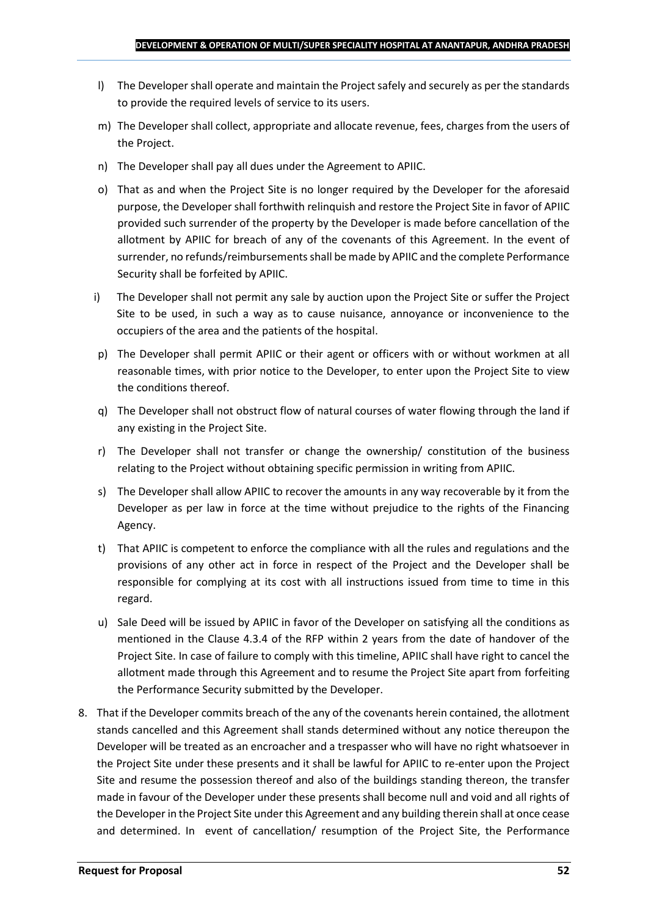l) The Developer shall operate and maintain the Project safely and securely as per the standards to provide the required levels of service to its users.

m) The Developer shall collect, appropriate and allocate revenue, fees, charges from the users of the Project.

n) The Developer shall pay all dues under the Agreement to APIIC.

o) That as and when the Project Site is no longer required by the Developer for the aforesaid purpose, the Developer shall forthwith relinquish and restore the Project Site in favor of APIIC provided such surrender of the property by the Developer is made before cancellation of the allotment by APIIC for breach of any of the covenants of this Agreement. In the event of surrender, no refunds/reimbursements shall be made by APIIC and the complete Performance Security shall be forfeited by APIIC.

i) The Developer shall not permit any sale by auction upon the Project Site or suffer the Project Site to be used, in such a way as to cause nuisance, annoyance or inconvenience to the occupiers of the area and the patients of the hospital.

p) The Developer shall permit APIIC or their agent or officers with or without workmen at all reasonable times, with prior notice to the Developer, to enter upon the Project Site to view the conditions thereof.

q) The Developer shall not obstruct flow of natural courses of water flowing through the land if any existing in the Project Site.

r) The Developer shall not transfer or change the ownership/ constitution of the business relating to the Project without obtaining specific permission in writing from APIIC.

s) The Developer shall allow APIIC to recover the amounts in any way recoverable by it from the Developer as per law in force at the time without prejudice to the rights of the Financing Agency.

t) That APIIC is competent to enforce the compliance with all the rules and regulations and the provisions of any other act in force in respect of the Project and the Developer shall be responsible for complying at its cost with all instructions issued from time to time in this regard.

u) Sale Deed will be issued by APIIC in favor of the Developer on satisfying all the conditions as mentioned in the Clause 4.3.4 of the RFP within 2 years from the date of handover of the Project Site. In case of failure to comply with this timeline, APIIC shall have right to cancel the allotment made through this Agreement and to resume the Project Site apart from forfeiting the Performance Security submitted by the Developer.

8. That if the Developer commits breach of the any of the covenants herein contained, the allotment stands cancelled and this Agreement shall stands determined without any notice thereupon the Developer will be treated as an encroacher and a trespasser who will have no right whatsoever in the Project Site under these presents and it shall be lawful for APIIC to re-enter upon the Project Site and resume the possession thereof and also of the buildings standing thereon, the transfer made in favour of the Developer under these presents shall become null and void and all rights of the Developer in the Project Site under this Agreement and any building therein shall at once cease and determined. In event of cancellation/ resumption of the Project Site, the Performance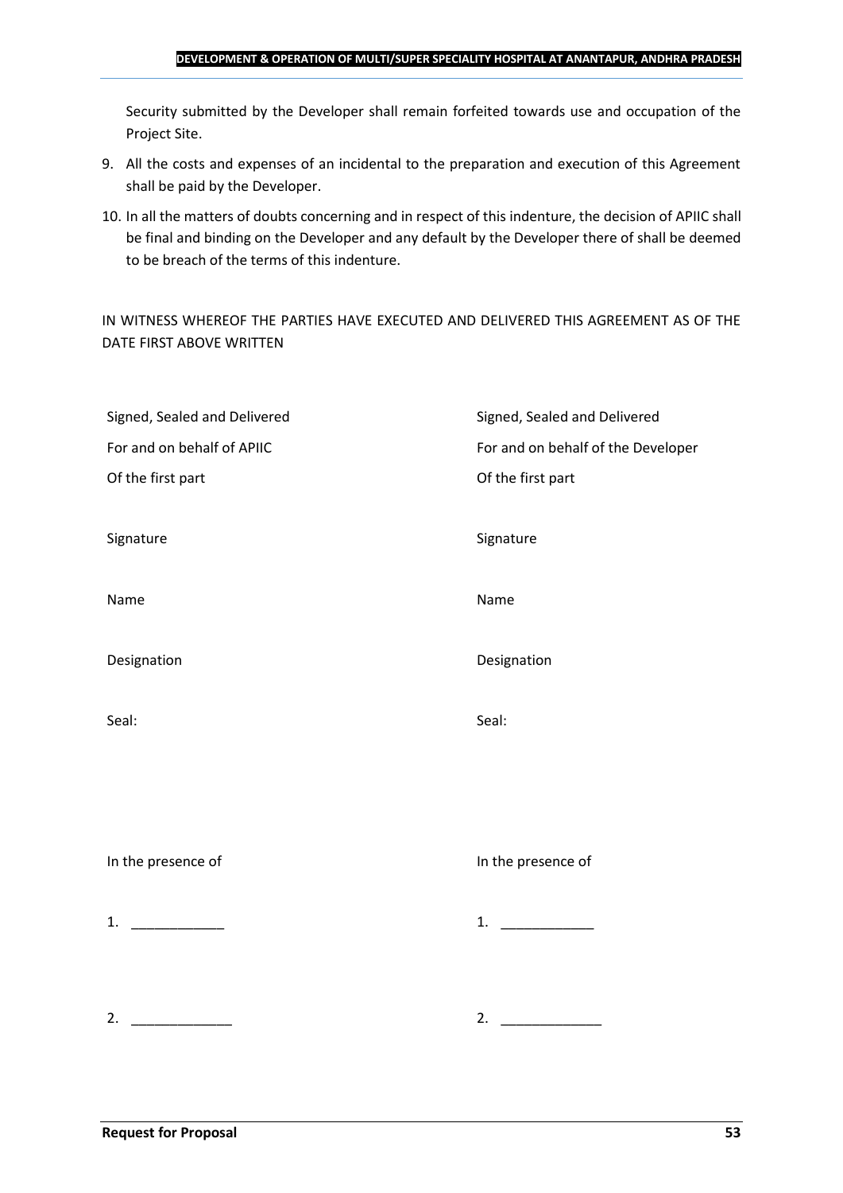Security submitted by the Developer shall remain forfeited towards use and occupation of the Project Site.

9. All the costs and expenses of an incidental to the preparation and execution of this Agreement shall be paid by the Developer.
10. In all the matters of doubts concerning and in respect of this indenture, the decision of APIIC shall be final and binding on the Developer and any default by the Developer there of shall be deemed to be breach of the terms of this indenture.

IN WITNESS WHEREOF THE PARTIES HAVE EXECUTED AND DELIVERED THIS AGREEMENT AS OF THE DATE FIRST ABOVE WRITTEN

| | |
|---|---|
| Signed, Sealed and Delivered | Signed, Sealed and Delivered |
| For and on behalf of APIIC | For and on behalf of the Developer |
| Of the first part | Of the first part |
| Signature | Signature |
| Name | Name |
| Designation | Designation |
| Seal: | Seal: |
| In the presence of | In the presence of |
| 1. ____________ | 1. ____________ |
| 2. _____________ | 2. _____________ |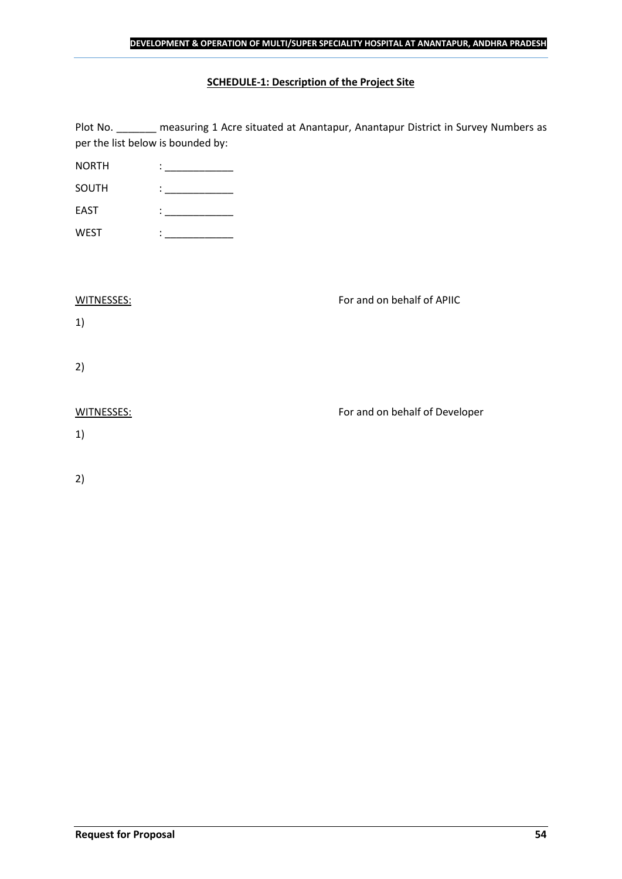**SCHEDULE-1: Description of the Project Site**

Plot No. _______ measuring 1 Acre situated at Anantapur, Anantapur District in Survey Numbers as per the list below is bounded by:

NORTH : ____________

SOUTH : ____________

EAST : ____________

WEST : ____________

WITNESSES: For and on behalf of APIIC

1)

2)

WITNESSES: For and on behalf of Developer

1)

2)